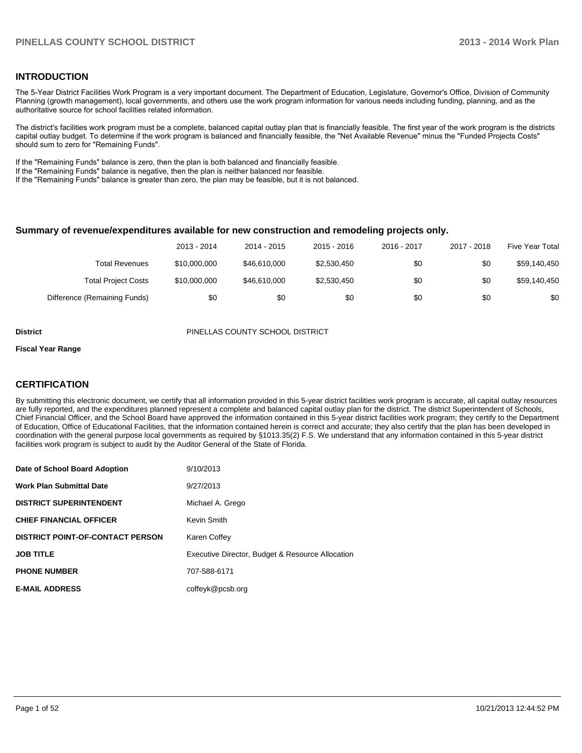## INTRODUCTION

The 5-Year District Facilities Work Program is a very important document. The Department of Education, Legislature, Governor's Office, Division of Community Planning (growth management), local governments, and others use the work program information for various needs including funding, planning, and as the authoritative source for school facilities related information.

The district's facilities work program must be a complete, balanced capital outlay plan that is financially feasible. The first year of the work program is the districts capital outlay budget. To determine if the work program is balanced and financially feasible, the "Net Available Revenue" minus the "Funded Projects Costs" should sum to zero for "Remaining Funds".

If the "Remaining Funds" balance is zero, then the plan is both balanced and financially feasible.
If the "Remaining Funds" balance is negative, then the plan is neither balanced nor feasible.
If the "Remaining Funds" balance is greater than zero, the plan may be feasible, but it is not balanced.

### Summary of revenue/expenditures available for new construction and remodeling projects only.

| | 2013 - 2014 | 2014 - 2015 | 2015 - 2016 | 2016 - 2017 | 2017 - 2018 | Five Year Total |
|---|---|---|---|---|---|---|
| Total Revenues | $10,000,000 | $46,610,000 | $2,530,450 | $0 | $0 | $59,140,450 |
| Total Project Costs | $10,000,000 | $46,610,000 | $2,530,450 | $0 | $0 | $59,140,450 |
| Difference (Remaining Funds) | $0 | $0 | $0 | $0 | $0 | $0 |

**District** PINELLAS COUNTY SCHOOL DISTRICT

**Fiscal Year Range**

## CERTIFICATION

By submitting this electronic document, we certify that all information provided in this 5-year district facilities work program is accurate, all capital outlay resources are fully reported, and the expenditures planned represent a complete and balanced capital outlay plan for the district. The district Superintendent of Schools, Chief Financial Officer, and the School Board have approved the information contained in this 5-year district facilities work program; they certify to the Department of Education, Office of Educational Facilities, that the information contained herein is correct and accurate; they also certify that the plan has been developed in coordination with the general purpose local governments as required by §1013.35(2) F.S. We understand that any information contained in this 5-year district facilities work program is subject to audit by the Auditor General of the State of Florida.

| | |
|---|---|
| **Date of School Board Adoption** | 9/10/2013 |
| **Work Plan Submittal Date** | 9/27/2013 |
| **DISTRICT SUPERINTENDENT** | Michael A. Grego |
| **CHIEF FINANCIAL OFFICER** | Kevin Smith |
| **DISTRICT POINT-OF-CONTACT PERSON** | Karen Coffey |
| **JOB TITLE** | Executive Director, Budget & Resource Allocation |
| **PHONE NUMBER** | 707-588-6171 |
| **E-MAIL ADDRESS** | coffeyk@pcsb.org |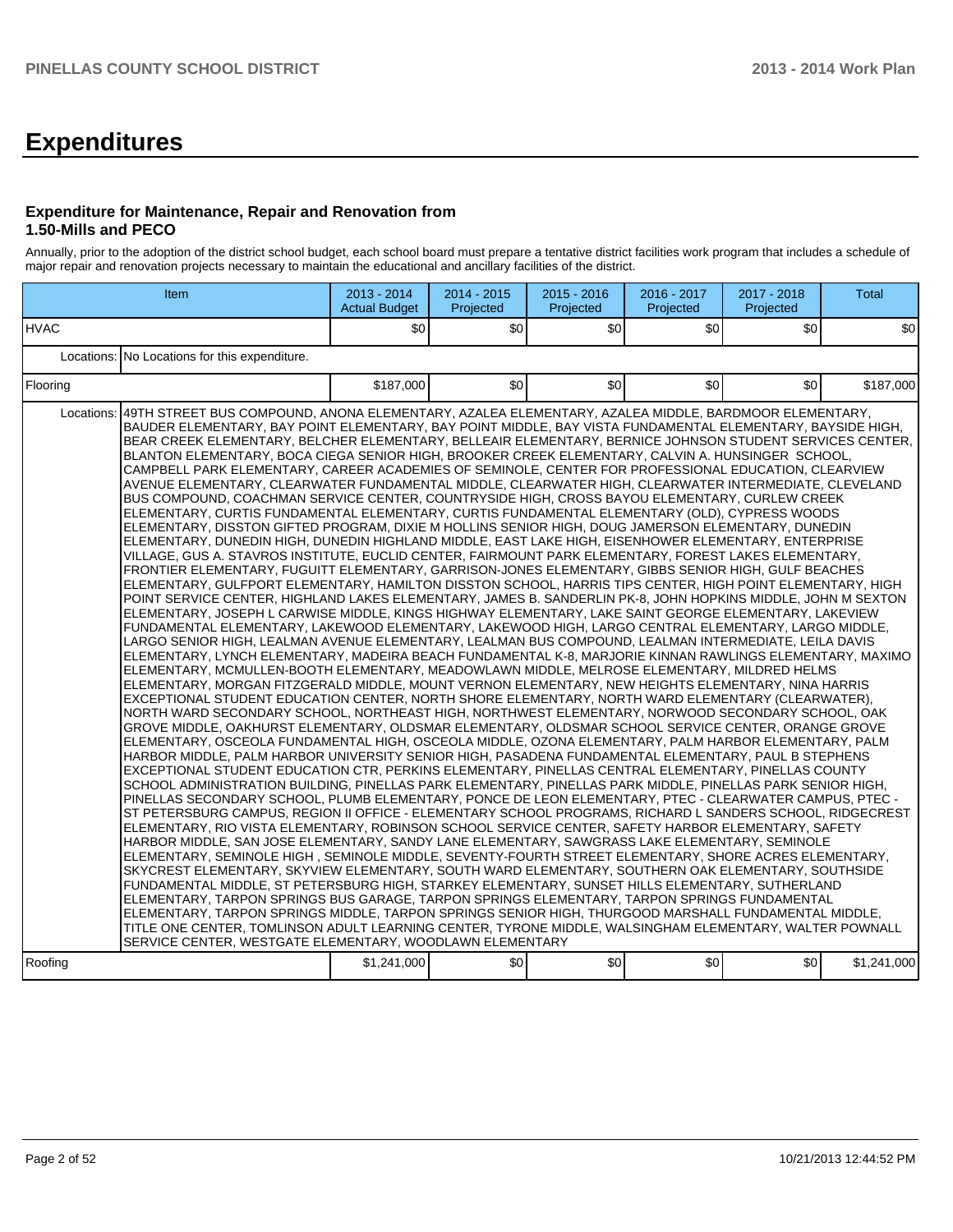# Expenditures

### Expenditure for Maintenance, Repair and Renovation from 1.50-Mills and PECO

Annually, prior to the adoption of the district school budget, each school board must prepare a tentative district facilities work program that includes a schedule of major repair and renovation projects necessary to maintain the educational and ancillary facilities of the district.

| Item | | 2013 - 2014 Actual Budget | 2014 - 2015 Projected | 2015 - 2016 Projected | 2016 - 2017 Projected | 2017 - 2018 Projected | Total |
|---|---|---|---|---|---|---|---|
| HVAC | | $0 | $0 | $0 | $0 | $0 | $0 |
| Locations: | No Locations for this expenditure. | | | | | | |
| Flooring | | $187,000 | $0 | $0 | $0 | $0 | $187,000 |
| Locations: | 49TH STREET BUS COMPOUND, ANONA ELEMENTARY, AZALEA ELEMENTARY, AZALEA MIDDLE, BARDMOOR ELEMENTARY, BAUDER ELEMENTARY, BAY POINT ELEMENTARY, BAY POINT MIDDLE, BAY VISTA FUNDAMENTAL ELEMENTARY, BAYSIDE HIGH, BEAR CREEK ELEMENTARY, BELCHER ELEMENTARY, BELLEAIR ELEMENTARY, BERNICE JOHNSON STUDENT SERVICES CENTER, BLANTON ELEMENTARY, BOCA CIEGA SENIOR HIGH, BROOKER CREEK ELEMENTARY, CALVIN A. HUNSINGER SCHOOL, CAMPBELL PARK ELEMENTARY, CAREER ACADEMIES OF SEMINOLE, CENTER FOR PROFESSIONAL EDUCATION, CLEARVIEW AVENUE ELEMENTARY, CLEARWATER FUNDAMENTAL MIDDLE, CLEARWATER HIGH, CLEARWATER INTERMEDIATE, CLEVELAND BUS COMPOUND, COACHMAN SERVICE CENTER, COUNTRYSIDE HIGH, CROSS BAYOU ELEMENTARY, CURLEW CREEK ELEMENTARY, CURTIS FUNDAMENTAL ELEMENTARY, CURTIS FUNDAMENTAL ELEMENTARY (OLD), CYPRESS WOODS ELEMENTARY, DISSTON GIFTED PROGRAM, DIXIE M HOLLINS SENIOR HIGH, DOUG JAMERSON ELEMENTARY, DUNEDIN ELEMENTARY, DUNEDIN HIGH, DUNEDIN HIGHLAND MIDDLE, EAST LAKE HIGH, EISENHOWER ELEMENTARY, ENTERPRISE VILLAGE, GUS A. STAVROS INSTITUTE, EUCLID CENTER, FAIRMOUNT PARK ELEMENTARY, FOREST LAKES ELEMENTARY, FRONTIER ELEMENTARY, FUGUITT ELEMENTARY, GARRISON-JONES ELEMENTARY, GIBBS SENIOR HIGH, GULF BEACHES ELEMENTARY, GULFPORT ELEMENTARY, HAMILTON DISSTON SCHOOL, HARRIS TIPS CENTER, HIGH POINT ELEMENTARY, HIGH POINT SERVICE CENTER, HIGHLAND LAKES ELEMENTARY, JAMES B. SANDERLIN PK-8, JOHN HOPKINS MIDDLE, JOHN M SEXTON ELEMENTARY, JOSEPH L CARWISE MIDDLE, KINGS HIGHWAY ELEMENTARY, LAKE SAINT GEORGE ELEMENTARY, LAKEVIEW FUNDAMENTAL ELEMENTARY, LAKEWOOD ELEMENTARY, LAKEWOOD HIGH, LARGO CENTRAL ELEMENTARY, LARGO MIDDLE, LARGO SENIOR HIGH, LEALMAN AVENUE ELEMENTARY, LEALMAN BUS COMPOUND, LEALMAN INTERMEDIATE, LEILA DAVIS ELEMENTARY, LYNCH ELEMENTARY, MADEIRA BEACH FUNDAMENTAL K-8, MARJORIE KINNAN RAWLINGS ELEMENTARY, MAXIMO ELEMENTARY, MCMULLEN-BOOTH ELEMENTARY, MEADOWLAWN MIDDLE, MELROSE ELEMENTARY, MILDRED HELMS ELEMENTARY, MORGAN FITZGERALD MIDDLE, MOUNT VERNON ELEMENTARY, NEW HEIGHTS ELEMENTARY, NINA HARRIS EXCEPTIONAL STUDENT EDUCATION CENTER, NORTH SHORE ELEMENTARY, NORTH WARD ELEMENTARY (CLEARWATER), NORTH WARD SECONDARY SCHOOL, NORTHEAST HIGH, NORTHWEST ELEMENTARY, NORWOOD SECONDARY SCHOOL, OAK GROVE MIDDLE, OAKHURST ELEMENTARY, OLDSMAR ELEMENTARY, OLDSMAR SCHOOL SERVICE CENTER, ORANGE GROVE ELEMENTARY, OSCEOLA FUNDAMENTAL HIGH, OSCEOLA MIDDLE, OZONA ELEMENTARY, PALM HARBOR ELEMENTARY, PALM HARBOR MIDDLE, PALM HARBOR UNIVERSITY SENIOR HIGH, PASADENA FUNDAMENTAL ELEMENTARY, PAUL B STEPHENS EXCEPTIONAL STUDENT EDUCATION CTR, PERKINS ELEMENTARY, PINELLAS CENTRAL ELEMENTARY, PINELLAS COUNTY SCHOOL ADMINISTRATION BUILDING, PINELLAS PARK ELEMENTARY, PINELLAS PARK MIDDLE, PINELLAS PARK SENIOR HIGH, PINELLAS SECONDARY SCHOOL, PLUMB ELEMENTARY, PONCE DE LEON ELEMENTARY, PTEC - CLEARWATER CAMPUS, PTEC - ST PETERSBURG CAMPUS, REGION II OFFICE - ELEMENTARY SCHOOL PROGRAMS, RICHARD L SANDERS SCHOOL, RIDGECREST ELEMENTARY, RIO VISTA ELEMENTARY, ROBINSON SCHOOL SERVICE CENTER, SAFETY HARBOR ELEMENTARY, SAFETY HARBOR MIDDLE, SAN JOSE ELEMENTARY, SANDY LANE ELEMENTARY, SAWGRASS LAKE ELEMENTARY, SEMINOLE ELEMENTARY, SEMINOLE HIGH , SEMINOLE MIDDLE, SEVENTY-FOURTH STREET ELEMENTARY, SHORE ACRES ELEMENTARY, SKYCREST ELEMENTARY, SKYVIEW ELEMENTARY, SOUTH WARD ELEMENTARY, SOUTHERN OAK ELEMENTARY, SOUTHSIDE FUNDAMENTAL MIDDLE, ST PETERSBURG HIGH, STARKEY ELEMENTARY, SUNSET HILLS ELEMENTARY, SUTHERLAND ELEMENTARY, TARPON SPRINGS BUS GARAGE, TARPON SPRINGS ELEMENTARY, TARPON SPRINGS FUNDAMENTAL ELEMENTARY, TARPON SPRINGS MIDDLE, TARPON SPRINGS SENIOR HIGH, THURGOOD MARSHALL FUNDAMENTAL MIDDLE, TITLE ONE CENTER, TOMLINSON ADULT LEARNING CENTER, TYRONE MIDDLE, WALSINGHAM ELEMENTARY, WALTER POWNALL SERVICE CENTER, WESTGATE ELEMENTARY, WOODLAWN ELEMENTARY | | | | | | |
| Roofing | | $1,241,000 | $0 | $0 | $0 | $0 | $1,241,000 |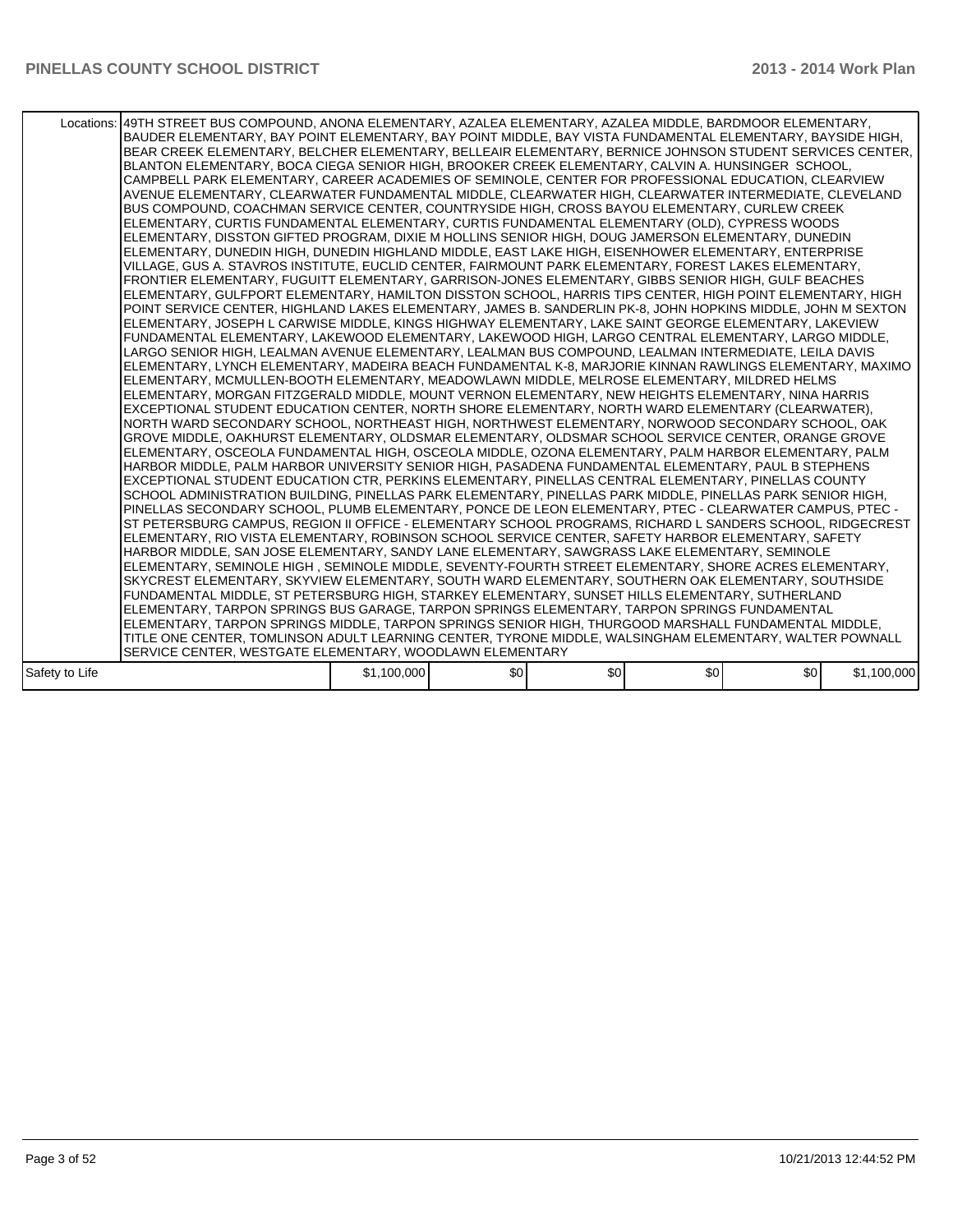| | | | | | | |
|---|---|---|---|---|---|---|
| Locations: | 49TH STREET BUS COMPOUND, ANONA ELEMENTARY, AZALEA ELEMENTARY, AZALEA MIDDLE, BARDMOOR ELEMENTARY, BAUDER ELEMENTARY, BAY POINT ELEMENTARY, BAY POINT MIDDLE, BAY VISTA FUNDAMENTAL ELEMENTARY, BAYSIDE HIGH, BEAR CREEK ELEMENTARY, BELCHER ELEMENTARY, BELLEAIR ELEMENTARY, BERNICE JOHNSON STUDENT SERVICES CENTER, BLANTON ELEMENTARY, BOCA CIEGA SENIOR HIGH, BROOKER CREEK ELEMENTARY, CALVIN A. HUNSINGER SCHOOL, CAMPBELL PARK ELEMENTARY, CAREER ACADEMIES OF SEMINOLE, CENTER FOR PROFESSIONAL EDUCATION, CLEARVIEW AVENUE ELEMENTARY, CLEARWATER FUNDAMENTAL MIDDLE, CLEARWATER HIGH, CLEARWATER INTERMEDIATE, CLEVELAND BUS COMPOUND, COACHMAN SERVICE CENTER, COUNTRYSIDE HIGH, CROSS BAYOU ELEMENTARY, CURLEW CREEK ELEMENTARY, CURTIS FUNDAMENTAL ELEMENTARY, CURTIS FUNDAMENTAL ELEMENTARY (OLD), CYPRESS WOODS ELEMENTARY, DISSTON GIFTED PROGRAM, DIXIE M HOLLINS SENIOR HIGH, DOUG JAMERSON ELEMENTARY, DUNEDIN ELEMENTARY, DUNEDIN HIGH, DUNEDIN HIGHLAND MIDDLE, EAST LAKE HIGH, EISENHOWER ELEMENTARY, ENTERPRISE VILLAGE, GUS A. STAVROS INSTITUTE, EUCLID CENTER, FAIRMOUNT PARK ELEMENTARY, FOREST LAKES ELEMENTARY, FRONTIER ELEMENTARY, FUGUITT ELEMENTARY, GARRISON-JONES ELEMENTARY, GIBBS SENIOR HIGH, GULF BEACHES ELEMENTARY, GULFPORT ELEMENTARY, HAMILTON DISSTON SCHOOL, HARRIS TIPS CENTER, HIGH POINT ELEMENTARY, HIGH POINT SERVICE CENTER, HIGHLAND LAKES ELEMENTARY, JAMES B. SANDERLIN PK-8, JOHN HOPKINS MIDDLE, JOHN M SEXTON ELEMENTARY, JOSEPH L CARWISE MIDDLE, KINGS HIGHWAY ELEMENTARY, LAKE SAINT GEORGE ELEMENTARY, LAKEVIEW FUNDAMENTAL ELEMENTARY, LAKEWOOD ELEMENTARY, LAKEWOOD HIGH, LARGO CENTRAL ELEMENTARY, LARGO MIDDLE, LARGO SENIOR HIGH, LEALMAN AVENUE ELEMENTARY, LEALMAN BUS COMPOUND, LEALMAN INTERMEDIATE, LEILA DAVIS ELEMENTARY, LYNCH ELEMENTARY, MADEIRA BEACH FUNDAMENTAL K-8, MARJORIE KINNAN RAWLINGS ELEMENTARY, MAXIMO ELEMENTARY, MCMULLEN-BOOTH ELEMENTARY, MEADOWLAWN MIDDLE, MELROSE ELEMENTARY, MILDRED HELMS ELEMENTARY, MORGAN FITZGERALD MIDDLE, MOUNT VERNON ELEMENTARY, NEW HEIGHTS ELEMENTARY, NINA HARRIS EXCEPTIONAL STUDENT EDUCATION CENTER, NORTH SHORE ELEMENTARY, NORTH WARD ELEMENTARY (CLEARWATER), NORTH WARD SECONDARY SCHOOL, NORTHEAST HIGH, NORTHWEST ELEMENTARY, NORWOOD SECONDARY SCHOOL, OAK GROVE MIDDLE, OAKHURST ELEMENTARY, OLDSMAR ELEMENTARY, OLDSMAR SCHOOL SERVICE CENTER, ORANGE GROVE ELEMENTARY, OSCEOLA FUNDAMENTAL HIGH, OSCEOLA MIDDLE, OZONA ELEMENTARY, PALM HARBOR ELEMENTARY, PALM HARBOR MIDDLE, PALM HARBOR UNIVERSITY SENIOR HIGH, PASADENA FUNDAMENTAL ELEMENTARY, PAUL B STEPHENS EXCEPTIONAL STUDENT EDUCATION CTR, PERKINS ELEMENTARY, PINELLAS CENTRAL ELEMENTARY, PINELLAS COUNTY SCHOOL ADMINISTRATION BUILDING, PINELLAS PARK ELEMENTARY, PINELLAS PARK MIDDLE, PINELLAS PARK SENIOR HIGH, PINELLAS SECONDARY SCHOOL, PLUMB ELEMENTARY, PONCE DE LEON ELEMENTARY, PTEC - CLEARWATER CAMPUS, PTEC - ST PETERSBURG CAMPUS, REGION II OFFICE - ELEMENTARY SCHOOL PROGRAMS, RICHARD L SANDERS SCHOOL, RIDGECREST ELEMENTARY, RIO VISTA ELEMENTARY, ROBINSON SCHOOL SERVICE CENTER, SAFETY HARBOR ELEMENTARY, SAFETY HARBOR MIDDLE, SAN JOSE ELEMENTARY, SANDY LANE ELEMENTARY, SAWGRASS LAKE ELEMENTARY, SEMINOLE ELEMENTARY, SEMINOLE HIGH , SEMINOLE MIDDLE, SEVENTY-FOURTH STREET ELEMENTARY, SHORE ACRES ELEMENTARY, SKYCREST ELEMENTARY, SKYVIEW ELEMENTARY, SOUTH WARD ELEMENTARY, SOUTHERN OAK ELEMENTARY, SOUTHSIDE FUNDAMENTAL MIDDLE, ST PETERSBURG HIGH, STARKEY ELEMENTARY, SUNSET HILLS ELEMENTARY, SUTHERLAND ELEMENTARY, TARPON SPRINGS BUS GARAGE, TARPON SPRINGS ELEMENTARY, TARPON SPRINGS FUNDAMENTAL ELEMENTARY, TARPON SPRINGS MIDDLE, TARPON SPRINGS SENIOR HIGH, THURGOOD MARSHALL FUNDAMENTAL MIDDLE, TITLE ONE CENTER, TOMLINSON ADULT LEARNING CENTER, TYRONE MIDDLE, WALSINGHAM ELEMENTARY, WALTER POWNALL SERVICE CENTER, WESTGATE ELEMENTARY, WOODLAWN ELEMENTARY | | | | | |
| Safety to Life | $1,100,000 | $0 | $0 | $0 | $0 | $1,100,000 |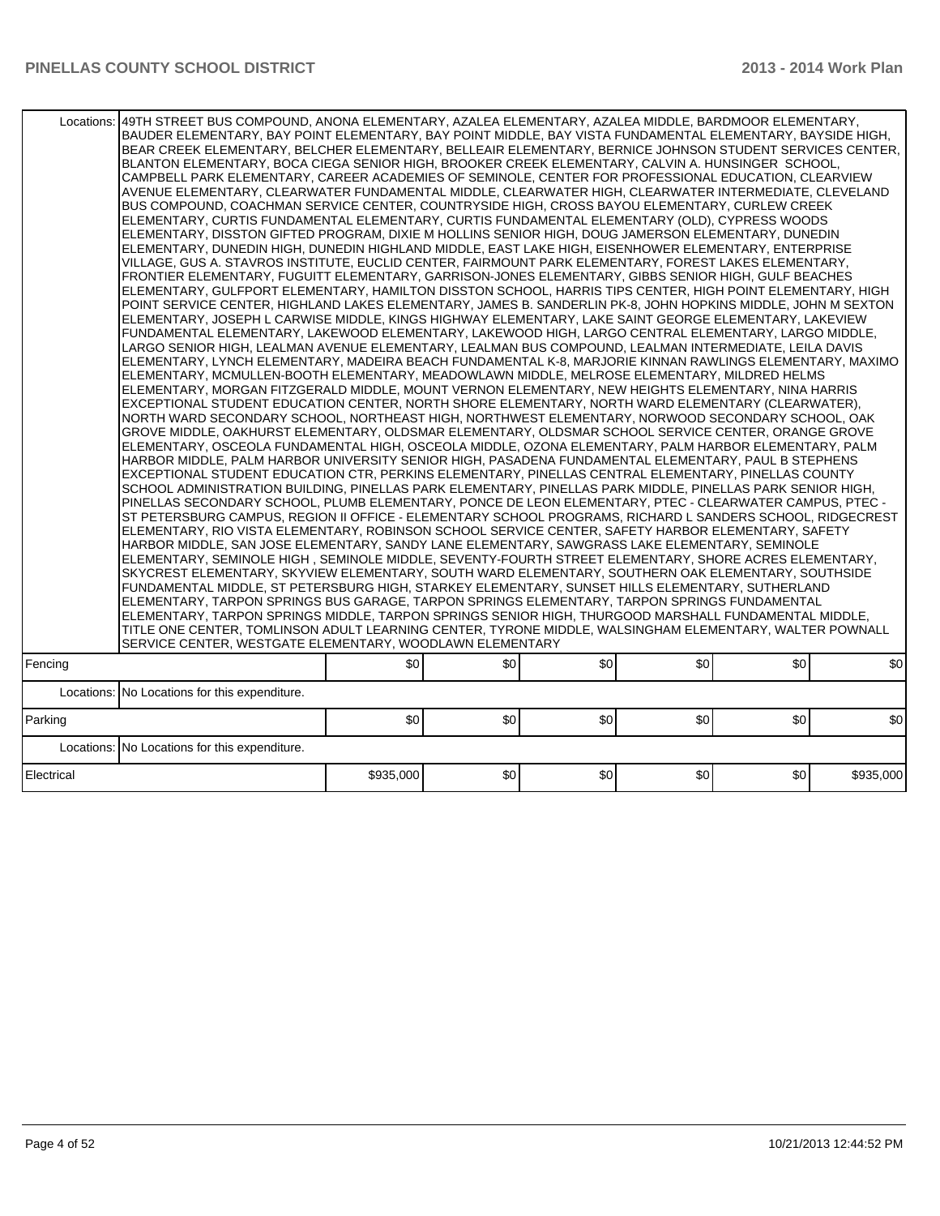| | | | | | | |
|---|---|---|---|---|---|---|
| Locations: | 49TH STREET BUS COMPOUND, ANONA ELEMENTARY, AZALEA ELEMENTARY, AZALEA MIDDLE, BARDMOOR ELEMENTARY, BAUDER ELEMENTARY, BAY POINT ELEMENTARY, BAY POINT MIDDLE, BAY VISTA FUNDAMENTAL ELEMENTARY, BAYSIDE HIGH, BEAR CREEK ELEMENTARY, BELCHER ELEMENTARY, BELLEAIR ELEMENTARY, BERNICE JOHNSON STUDENT SERVICES CENTER, BLANTON ELEMENTARY, BOCA CIEGA SENIOR HIGH, BROOKER CREEK ELEMENTARY, CALVIN A. HUNSINGER SCHOOL, CAMPBELL PARK ELEMENTARY, CAREER ACADEMIES OF SEMINOLE, CENTER FOR PROFESSIONAL EDUCATION, CLEARVIEW AVENUE ELEMENTARY, CLEARWATER FUNDAMENTAL MIDDLE, CLEARWATER HIGH, CLEARWATER INTERMEDIATE, CLEVELAND BUS COMPOUND, COACHMAN SERVICE CENTER, COUNTRYSIDE HIGH, CROSS BAYOU ELEMENTARY, CURLEW CREEK ELEMENTARY, CURTIS FUNDAMENTAL ELEMENTARY, CURTIS FUNDAMENTAL ELEMENTARY (OLD), CYPRESS WOODS ELEMENTARY, DISSTON GIFTED PROGRAM, DIXIE M HOLLINS SENIOR HIGH, DOUG JAMERSON ELEMENTARY, DUNEDIN ELEMENTARY, DUNEDIN HIGH, DUNEDIN HIGHLAND MIDDLE, EAST LAKE HIGH, EISENHOWER ELEMENTARY, ENTERPRISE VILLAGE, GUS A. STAVROS INSTITUTE, EUCLID CENTER, FAIRMOUNT PARK ELEMENTARY, FOREST LAKES ELEMENTARY, FRONTIER ELEMENTARY, FUGUITT ELEMENTARY, GARRISON-JONES ELEMENTARY, GIBBS SENIOR HIGH, GULF BEACHES ELEMENTARY, GULFPORT ELEMENTARY, HAMILTON DISSTON SCHOOL, HARRIS TIPS CENTER, HIGH POINT ELEMENTARY, HIGH POINT SERVICE CENTER, HIGHLAND LAKES ELEMENTARY, JAMES B. SANDERLIN PK-8, JOHN HOPKINS MIDDLE, JOHN M SEXTON ELEMENTARY, JOSEPH L CARWISE MIDDLE, KINGS HIGHWAY ELEMENTARY, LAKE SAINT GEORGE ELEMENTARY, LAKEVIEW FUNDAMENTAL ELEMENTARY, LAKEWOOD ELEMENTARY, LAKEWOOD HIGH, LARGO CENTRAL ELEMENTARY, LARGO MIDDLE, LARGO SENIOR HIGH, LEALMAN AVENUE ELEMENTARY, LEALMAN BUS COMPOUND, LEALMAN INTERMEDIATE, LEILA DAVIS ELEMENTARY, LYNCH ELEMENTARY, MADEIRA BEACH FUNDAMENTAL K-8, MARJORIE KINNAN RAWLINGS ELEMENTARY, MAXIMO ELEMENTARY, MCMULLEN-BOOTH ELEMENTARY, MEADOWLAWN MIDDLE, MELROSE ELEMENTARY, MILDRED HELMS ELEMENTARY, MORGAN FITZGERALD MIDDLE, MOUNT VERNON ELEMENTARY, NEW HEIGHTS ELEMENTARY, NINA HARRIS EXCEPTIONAL STUDENT EDUCATION CENTER, NORTH SHORE ELEMENTARY, NORTH WARD ELEMENTARY (CLEARWATER), NORTH WARD SECONDARY SCHOOL, NORTHEAST HIGH, NORTHWEST ELEMENTARY, NORWOOD SECONDARY SCHOOL, OAK GROVE MIDDLE, OAKHURST ELEMENTARY, OLDSMAR ELEMENTARY, OLDSMAR SCHOOL SERVICE CENTER, ORANGE GROVE ELEMENTARY, OSCEOLA FUNDAMENTAL HIGH, OSCEOLA MIDDLE, OZONA ELEMENTARY, PALM HARBOR ELEMENTARY, PALM HARBOR MIDDLE, PALM HARBOR UNIVERSITY SENIOR HIGH, PASADENA FUNDAMENTAL ELEMENTARY, PAUL B STEPHENS EXCEPTIONAL STUDENT EDUCATION CTR, PERKINS ELEMENTARY, PINELLAS CENTRAL ELEMENTARY, PINELLAS COUNTY SCHOOL ADMINISTRATION BUILDING, PINELLAS PARK ELEMENTARY, PINELLAS PARK MIDDLE, PINELLAS PARK SENIOR HIGH, PINELLAS SECONDARY SCHOOL, PLUMB ELEMENTARY, PONCE DE LEON ELEMENTARY, PTEC - CLEARWATER CAMPUS, PTEC - ST PETERSBURG CAMPUS, REGION II OFFICE - ELEMENTARY SCHOOL PROGRAMS, RICHARD L SANDERS SCHOOL, RIDGECREST ELEMENTARY, RIO VISTA ELEMENTARY, ROBINSON SCHOOL SERVICE CENTER, SAFETY HARBOR ELEMENTARY, SAFETY HARBOR MIDDLE, SAN JOSE ELEMENTARY, SANDY LANE ELEMENTARY, SAWGRASS LAKE ELEMENTARY, SEMINOLE ELEMENTARY, SEMINOLE HIGH , SEMINOLE MIDDLE, SEVENTY-FOURTH STREET ELEMENTARY, SHORE ACRES ELEMENTARY, SKYCREST ELEMENTARY, SKYVIEW ELEMENTARY, SOUTH WARD ELEMENTARY, SOUTHERN OAK ELEMENTARY, SOUTHSIDE FUNDAMENTAL MIDDLE, ST PETERSBURG HIGH, STARKEY ELEMENTARY, SUNSET HILLS ELEMENTARY, SUTHERLAND ELEMENTARY, TARPON SPRINGS BUS GARAGE, TARPON SPRINGS ELEMENTARY, TARPON SPRINGS FUNDAMENTAL ELEMENTARY, TARPON SPRINGS MIDDLE, TARPON SPRINGS SENIOR HIGH, THURGOOD MARSHALL FUNDAMENTAL MIDDLE, TITLE ONE CENTER, TOMLINSON ADULT LEARNING CENTER, TYRONE MIDDLE, WALSINGHAM ELEMENTARY, WALTER POWNALL SERVICE CENTER, WESTGATE ELEMENTARY, WOODLAWN ELEMENTARY | | | | | |
| Fencing | | $0 | $0 | $0 | $0 | $0 | $0 |
| Locations: | No Locations for this expenditure. | | | | | |
| Parking | | $0 | $0 | $0 | $0 | $0 | $0 |
| Locations: | No Locations for this expenditure. | | | | | |
| Electrical | | $935,000 | $0 | $0 | $0 | $0 | $935,000 |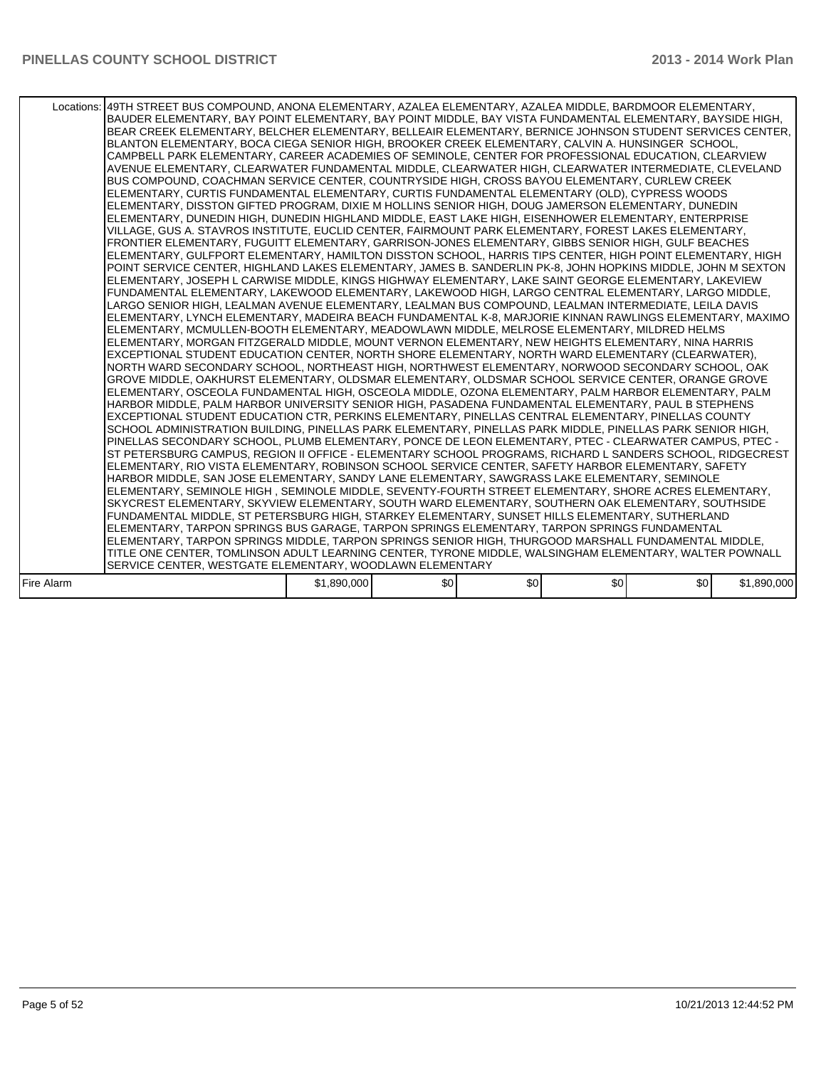| | | | | | | |
|---|---|---|---|---|---|---|
| Locations: | 49TH STREET BUS COMPOUND, ANONA ELEMENTARY, AZALEA ELEMENTARY, AZALEA MIDDLE, BARDMOOR ELEMENTARY, BAUDER ELEMENTARY, BAY POINT ELEMENTARY, BAY POINT MIDDLE, BAY VISTA FUNDAMENTAL ELEMENTARY, BAYSIDE HIGH, BEAR CREEK ELEMENTARY, BELCHER ELEMENTARY, BELLEAIR ELEMENTARY, BERNICE JOHNSON STUDENT SERVICES CENTER, BLANTON ELEMENTARY, BOCA CIEGA SENIOR HIGH, BROOKER CREEK ELEMENTARY, CALVIN A. HUNSINGER SCHOOL, CAMPBELL PARK ELEMENTARY, CAREER ACADEMIES OF SEMINOLE, CENTER FOR PROFESSIONAL EDUCATION, CLEARVIEW AVENUE ELEMENTARY, CLEARWATER FUNDAMENTAL MIDDLE, CLEARWATER HIGH, CLEARWATER INTERMEDIATE, CLEVELAND BUS COMPOUND, COACHMAN SERVICE CENTER, COUNTRYSIDE HIGH, CROSS BAYOU ELEMENTARY, CURLEW CREEK ELEMENTARY, CURTIS FUNDAMENTAL ELEMENTARY, CURTIS FUNDAMENTAL ELEMENTARY (OLD), CYPRESS WOODS ELEMENTARY, DISSTON GIFTED PROGRAM, DIXIE M HOLLINS SENIOR HIGH, DOUG JAMERSON ELEMENTARY, DUNEDIN ELEMENTARY, DUNEDIN HIGH, DUNEDIN HIGHLAND MIDDLE, EAST LAKE HIGH, EISENHOWER ELEMENTARY, ENTERPRISE VILLAGE, GUS A. STAVROS INSTITUTE, EUCLID CENTER, FAIRMOUNT PARK ELEMENTARY, FOREST LAKES ELEMENTARY, FRONTIER ELEMENTARY, FUGUITT ELEMENTARY, GARRISON-JONES ELEMENTARY, GIBBS SENIOR HIGH, GULF BEACHES ELEMENTARY, GULFPORT ELEMENTARY, HAMILTON DISSTON SCHOOL, HARRIS TIPS CENTER, HIGH POINT ELEMENTARY, HIGH POINT SERVICE CENTER, HIGHLAND LAKES ELEMENTARY, JAMES B. SANDERLIN PK-8, JOHN HOPKINS MIDDLE, JOHN M SEXTON ELEMENTARY, JOSEPH L CARWISE MIDDLE, KINGS HIGHWAY ELEMENTARY, LAKE SAINT GEORGE ELEMENTARY, LAKEVIEW FUNDAMENTAL ELEMENTARY, LAKEWOOD ELEMENTARY, LAKEWOOD HIGH, LARGO CENTRAL ELEMENTARY, LARGO MIDDLE, LARGO SENIOR HIGH, LEALMAN AVENUE ELEMENTARY, LEALMAN BUS COMPOUND, LEALMAN INTERMEDIATE, LEILA DAVIS ELEMENTARY, LYNCH ELEMENTARY, MADEIRA BEACH FUNDAMENTAL K-8, MARJORIE KINNAN RAWLINGS ELEMENTARY, MAXIMO ELEMENTARY, MCMULLEN-BOOTH ELEMENTARY, MEADOWLAWN MIDDLE, MELROSE ELEMENTARY, MILDRED HELMS ELEMENTARY, MORGAN FITZGERALD MIDDLE, MOUNT VERNON ELEMENTARY, NEW HEIGHTS ELEMENTARY, NINA HARRIS EXCEPTIONAL STUDENT EDUCATION CENTER, NORTH SHORE ELEMENTARY, NORTH WARD ELEMENTARY (CLEARWATER), NORTH WARD SECONDARY SCHOOL, NORTHEAST HIGH, NORTHWEST ELEMENTARY, NORWOOD SECONDARY SCHOOL, OAK GROVE MIDDLE, OAKHURST ELEMENTARY, OLDSMAR ELEMENTARY, OLDSMAR SCHOOL SERVICE CENTER, ORANGE GROVE ELEMENTARY, OSCEOLA FUNDAMENTAL HIGH, OSCEOLA MIDDLE, OZONA ELEMENTARY, PALM HARBOR ELEMENTARY, PALM HARBOR MIDDLE, PALM HARBOR UNIVERSITY SENIOR HIGH, PASADENA FUNDAMENTAL ELEMENTARY, PAUL B STEPHENS EXCEPTIONAL STUDENT EDUCATION CTR, PERKINS ELEMENTARY, PINELLAS CENTRAL ELEMENTARY, PINELLAS COUNTY SCHOOL ADMINISTRATION BUILDING, PINELLAS PARK ELEMENTARY, PINELLAS PARK MIDDLE, PINELLAS PARK SENIOR HIGH, PINELLAS SECONDARY SCHOOL, PLUMB ELEMENTARY, PONCE DE LEON ELEMENTARY, PTEC - CLEARWATER CAMPUS, PTEC - ST PETERSBURG CAMPUS, REGION II OFFICE - ELEMENTARY SCHOOL PROGRAMS, RICHARD L SANDERS SCHOOL, RIDGECREST ELEMENTARY, RIO VISTA ELEMENTARY, ROBINSON SCHOOL SERVICE CENTER, SAFETY HARBOR ELEMENTARY, SAFETY HARBOR MIDDLE, SAN JOSE ELEMENTARY, SANDY LANE ELEMENTARY, SAWGRASS LAKE ELEMENTARY, SEMINOLE ELEMENTARY, SEMINOLE HIGH , SEMINOLE MIDDLE, SEVENTY-FOURTH STREET ELEMENTARY, SHORE ACRES ELEMENTARY, SKYCREST ELEMENTARY, SKYVIEW ELEMENTARY, SOUTH WARD ELEMENTARY, SOUTHERN OAK ELEMENTARY, SOUTHSIDE FUNDAMENTAL MIDDLE, ST PETERSBURG HIGH, STARKEY ELEMENTARY, SUNSET HILLS ELEMENTARY, SUTHERLAND ELEMENTARY, TARPON SPRINGS BUS GARAGE, TARPON SPRINGS ELEMENTARY, TARPON SPRINGS FUNDAMENTAL ELEMENTARY, TARPON SPRINGS MIDDLE, TARPON SPRINGS SENIOR HIGH, THURGOOD MARSHALL FUNDAMENTAL MIDDLE, TITLE ONE CENTER, TOMLINSON ADULT LEARNING CENTER, TYRONE MIDDLE, WALSINGHAM ELEMENTARY, WALTER POWNALL SERVICE CENTER, WESTGATE ELEMENTARY, WOODLAWN ELEMENTARY | | | | | |
| Fire Alarm | | $1,890,000 | $0 | $0 | $0 | $0 | $1,890,000 |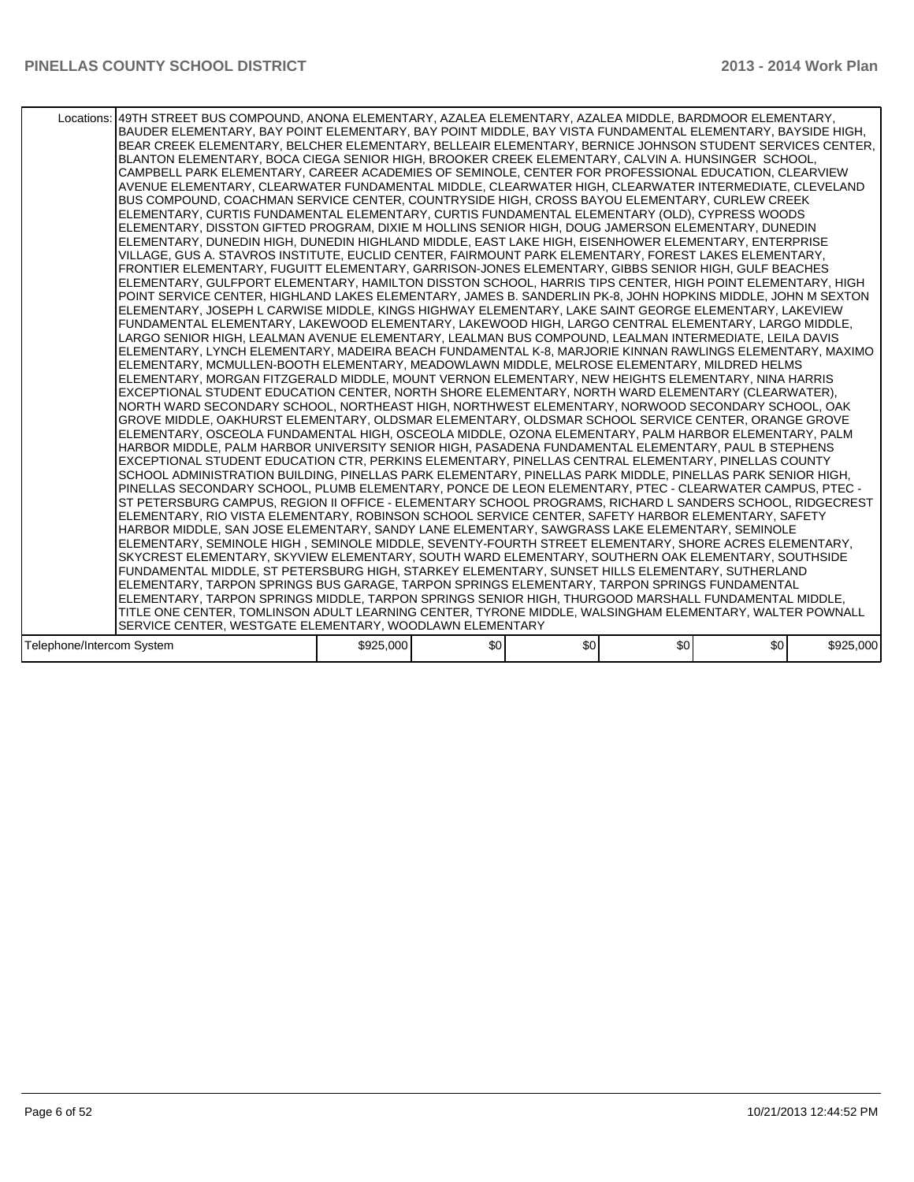| Locations: | 49TH STREET BUS COMPOUND, ANONA ELEMENTARY, AZALEA ELEMENTARY, AZALEA MIDDLE, BARDMOOR ELEMENTARY, BAUDER ELEMENTARY, BAY POINT ELEMENTARY, BAY POINT MIDDLE, BAY VISTA FUNDAMENTAL ELEMENTARY, BAYSIDE HIGH, BEAR CREEK ELEMENTARY, BELCHER ELEMENTARY, BELLEAIR ELEMENTARY, BERNICE JOHNSON STUDENT SERVICES CENTER, BLANTON ELEMENTARY, BOCA CIEGA SENIOR HIGH, BROOKER CREEK ELEMENTARY, CALVIN A. HUNSINGER SCHOOL, CAMPBELL PARK ELEMENTARY, CAREER ACADEMIES OF SEMINOLE, CENTER FOR PROFESSIONAL EDUCATION, CLEARVIEW AVENUE ELEMENTARY, CLEARWATER FUNDAMENTAL MIDDLE, CLEARWATER HIGH, CLEARWATER INTERMEDIATE, CLEVELAND BUS COMPOUND, COACHMAN SERVICE CENTER, COUNTRYSIDE HIGH, CROSS BAYOU ELEMENTARY, CURLEW CREEK ELEMENTARY, CURTIS FUNDAMENTAL ELEMENTARY, CURTIS FUNDAMENTAL ELEMENTARY (OLD), CYPRESS WOODS ELEMENTARY, DISSTON GIFTED PROGRAM, DIXIE M HOLLINS SENIOR HIGH, DOUG JAMERSON ELEMENTARY, DUNEDIN ELEMENTARY, DUNEDIN HIGH, DUNEDIN HIGHLAND MIDDLE, EAST LAKE HIGH, EISENHOWER ELEMENTARY, ENTERPRISE VILLAGE, GUS A. STAVROS INSTITUTE, EUCLID CENTER, FAIRMOUNT PARK ELEMENTARY, FOREST LAKES ELEMENTARY, FRONTIER ELEMENTARY, FUGUITT ELEMENTARY, GARRISON-JONES ELEMENTARY, GIBBS SENIOR HIGH, GULF BEACHES ELEMENTARY, GULFPORT ELEMENTARY, HAMILTON DISSTON SCHOOL, HARRIS TIPS CENTER, HIGH POINT ELEMENTARY, HIGH POINT SERVICE CENTER, HIGHLAND LAKES ELEMENTARY, JAMES B. SANDERLIN PK-8, JOHN HOPKINS MIDDLE, JOHN M SEXTON ELEMENTARY, JOSEPH L CARWISE MIDDLE, KINGS HIGHWAY ELEMENTARY, LAKE SAINT GEORGE ELEMENTARY, LAKEVIEW FUNDAMENTAL ELEMENTARY, LAKEWOOD ELEMENTARY, LAKEWOOD HIGH, LARGO CENTRAL ELEMENTARY, LARGO MIDDLE, LARGO SENIOR HIGH, LEALMAN AVENUE ELEMENTARY, LEALMAN BUS COMPOUND, LEALMAN INTERMEDIATE, LEILA DAVIS ELEMENTARY, LYNCH ELEMENTARY, MADEIRA BEACH FUNDAMENTAL K-8, MARJORIE KINNAN RAWLINGS ELEMENTARY, MAXIMO ELEMENTARY, MCMULLEN-BOOTH ELEMENTARY, MEADOWLAWN MIDDLE, MELROSE ELEMENTARY, MILDRED HELMS ELEMENTARY, MORGAN FITZGERALD MIDDLE, MOUNT VERNON ELEMENTARY, NEW HEIGHTS ELEMENTARY, NINA HARRIS EXCEPTIONAL STUDENT EDUCATION CENTER, NORTH SHORE ELEMENTARY, NORTH WARD ELEMENTARY (CLEARWATER), NORTH WARD SECONDARY SCHOOL, NORTHEAST HIGH, NORTHWEST ELEMENTARY, NORWOOD SECONDARY SCHOOL, OAK GROVE MIDDLE, OAKHURST ELEMENTARY, OLDSMAR ELEMENTARY, OLDSMAR SCHOOL SERVICE CENTER, ORANGE GROVE ELEMENTARY, OSCEOLA FUNDAMENTAL HIGH, OSCEOLA MIDDLE, OZONA ELEMENTARY, PALM HARBOR ELEMENTARY, PALM HARBOR MIDDLE, PALM HARBOR UNIVERSITY SENIOR HIGH, PASADENA FUNDAMENTAL ELEMENTARY, PAUL B STEPHENS EXCEPTIONAL STUDENT EDUCATION CTR, PERKINS ELEMENTARY, PINELLAS CENTRAL ELEMENTARY, PINELLAS COUNTY SCHOOL ADMINISTRATION BUILDING, PINELLAS PARK ELEMENTARY, PINELLAS PARK MIDDLE, PINELLAS PARK SENIOR HIGH, PINELLAS SECONDARY SCHOOL, PLUMB ELEMENTARY, PONCE DE LEON ELEMENTARY, PTEC - CLEARWATER CAMPUS, PTEC - ST PETERSBURG CAMPUS, REGION II OFFICE - ELEMENTARY SCHOOL PROGRAMS, RICHARD L SANDERS SCHOOL, RIDGECREST ELEMENTARY, RIO VISTA ELEMENTARY, ROBINSON SCHOOL SERVICE CENTER, SAFETY HARBOR ELEMENTARY, SAFETY HARBOR MIDDLE, SAN JOSE ELEMENTARY, SANDY LANE ELEMENTARY, SAWGRASS LAKE ELEMENTARY, SEMINOLE ELEMENTARY, SEMINOLE HIGH , SEMINOLE MIDDLE, SEVENTY-FOURTH STREET ELEMENTARY, SHORE ACRES ELEMENTARY, SKYCREST ELEMENTARY, SKYVIEW ELEMENTARY, SOUTH WARD ELEMENTARY, SOUTHERN OAK ELEMENTARY, SOUTHSIDE FUNDAMENTAL MIDDLE, ST PETERSBURG HIGH, STARKEY ELEMENTARY, SUNSET HILLS ELEMENTARY, SUTHERLAND ELEMENTARY, TARPON SPRINGS BUS GARAGE, TARPON SPRINGS ELEMENTARY, TARPON SPRINGS FUNDAMENTAL ELEMENTARY, TARPON SPRINGS MIDDLE, TARPON SPRINGS SENIOR HIGH, THURGOOD MARSHALL FUNDAMENTAL MIDDLE, TITLE ONE CENTER, TOMLINSON ADULT LEARNING CENTER, TYRONE MIDDLE, WALSINGHAM ELEMENTARY, WALTER POWNALL SERVICE CENTER, WESTGATE ELEMENTARY, WOODLAWN ELEMENTARY | | | | | |
|---|---|---|---|---|---|---|
| Telephone/Intercom System | | $925,000 | $0 | $0 | $0 | $0 | $925,000 |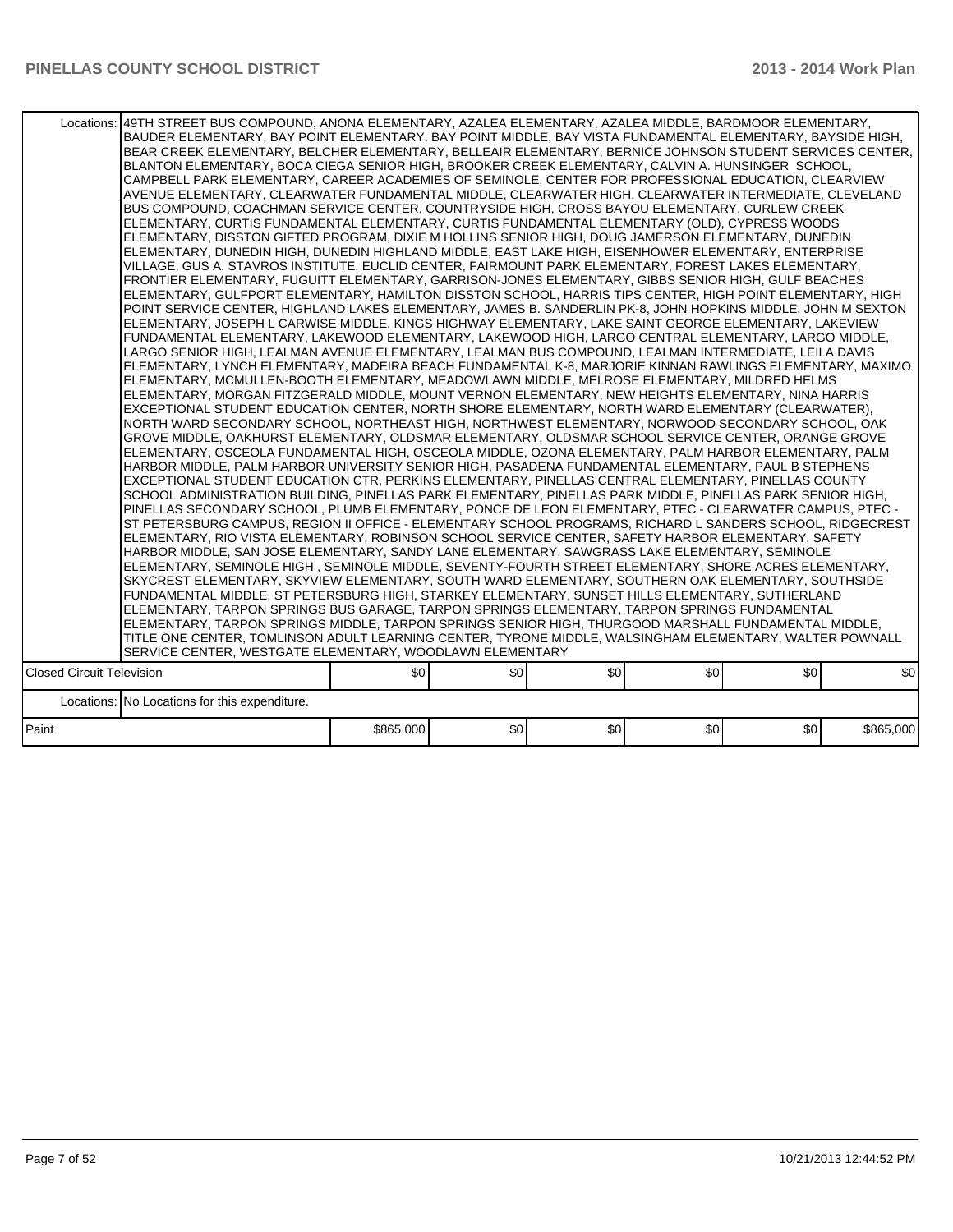| | | | | | | |
|---|---|---|---|---|---|---|
| Locations: | 49TH STREET BUS COMPOUND, ANONA ELEMENTARY, AZALEA ELEMENTARY, AZALEA MIDDLE, BARDMOOR ELEMENTARY, BAUDER ELEMENTARY, BAY POINT ELEMENTARY, BAY POINT MIDDLE, BAY VISTA FUNDAMENTAL ELEMENTARY, BAYSIDE HIGH, BEAR CREEK ELEMENTARY, BELCHER ELEMENTARY, BELLEAIR ELEMENTARY, BERNICE JOHNSON STUDENT SERVICES CENTER, BLANTON ELEMENTARY, BOCA CIEGA SENIOR HIGH, BROOKER CREEK ELEMENTARY, CALVIN A. HUNSINGER SCHOOL, CAMPBELL PARK ELEMENTARY, CAREER ACADEMIES OF SEMINOLE, CENTER FOR PROFESSIONAL EDUCATION, CLEARVIEW AVENUE ELEMENTARY, CLEARWATER FUNDAMENTAL MIDDLE, CLEARWATER HIGH, CLEARWATER INTERMEDIATE, CLEVELAND BUS COMPOUND, COACHMAN SERVICE CENTER, COUNTRYSIDE HIGH, CROSS BAYOU ELEMENTARY, CURLEW CREEK ELEMENTARY, CURTIS FUNDAMENTAL ELEMENTARY, CURTIS FUNDAMENTAL ELEMENTARY (OLD), CYPRESS WOODS ELEMENTARY, DISSTON GIFTED PROGRAM, DIXIE M HOLLINS SENIOR HIGH, DOUG JAMERSON ELEMENTARY, DUNEDIN ELEMENTARY, DUNEDIN HIGH, DUNEDIN HIGHLAND MIDDLE, EAST LAKE HIGH, EISENHOWER ELEMENTARY, ENTERPRISE VILLAGE, GUS A. STAVROS INSTITUTE, EUCLID CENTER, FAIRMOUNT PARK ELEMENTARY, FOREST LAKES ELEMENTARY, FRONTIER ELEMENTARY, FUGUITT ELEMENTARY, GARRISON-JONES ELEMENTARY, GIBBS SENIOR HIGH, GULF BEACHES ELEMENTARY, GULFPORT ELEMENTARY, HAMILTON DISSTON SCHOOL, HARRIS TIPS CENTER, HIGH POINT ELEMENTARY, HIGH POINT SERVICE CENTER, HIGHLAND LAKES ELEMENTARY, JAMES B. SANDERLIN PK-8, JOHN HOPKINS MIDDLE, JOHN M SEXTON ELEMENTARY, JOSEPH L CARWISE MIDDLE, KINGS HIGHWAY ELEMENTARY, LAKE SAINT GEORGE ELEMENTARY, LAKEVIEW FUNDAMENTAL ELEMENTARY, LAKEWOOD ELEMENTARY, LAKEWOOD HIGH, LARGO CENTRAL ELEMENTARY, LARGO MIDDLE, LARGO SENIOR HIGH, LEALMAN AVENUE ELEMENTARY, LEALMAN BUS COMPOUND, LEALMAN INTERMEDIATE, LEILA DAVIS ELEMENTARY, LYNCH ELEMENTARY, MADEIRA BEACH FUNDAMENTAL K-8, MARJORIE KINNAN RAWLINGS ELEMENTARY, MAXIMO ELEMENTARY, MCMULLEN-BOOTH ELEMENTARY, MEADOWLAWN MIDDLE, MELROSE ELEMENTARY, MILDRED HELMS ELEMENTARY, MORGAN FITZGERALD MIDDLE, MOUNT VERNON ELEMENTARY, NEW HEIGHTS ELEMENTARY, NINA HARRIS EXCEPTIONAL STUDENT EDUCATION CENTER, NORTH SHORE ELEMENTARY, NORTH WARD ELEMENTARY (CLEARWATER), NORTH WARD SECONDARY SCHOOL, NORTHEAST HIGH, NORTHWEST ELEMENTARY, NORWOOD SECONDARY SCHOOL, OAK GROVE MIDDLE, OAKHURST ELEMENTARY, OLDSMAR ELEMENTARY, OLDSMAR SCHOOL SERVICE CENTER, ORANGE GROVE ELEMENTARY, OSCEOLA FUNDAMENTAL HIGH, OSCEOLA MIDDLE, OZONA ELEMENTARY, PALM HARBOR ELEMENTARY, PALM HARBOR MIDDLE, PALM HARBOR UNIVERSITY SENIOR HIGH, PASADENA FUNDAMENTAL ELEMENTARY, PAUL B STEPHENS EXCEPTIONAL STUDENT EDUCATION CTR, PERKINS ELEMENTARY, PINELLAS CENTRAL ELEMENTARY, PINELLAS COUNTY SCHOOL ADMINISTRATION BUILDING, PINELLAS PARK ELEMENTARY, PINELLAS PARK MIDDLE, PINELLAS PARK SENIOR HIGH, PINELLAS SECONDARY SCHOOL, PLUMB ELEMENTARY, PONCE DE LEON ELEMENTARY, PTEC - CLEARWATER CAMPUS, PTEC - ST PETERSBURG CAMPUS, REGION II OFFICE - ELEMENTARY SCHOOL PROGRAMS, RICHARD L SANDERS SCHOOL, RIDGECREST ELEMENTARY, RIO VISTA ELEMENTARY, ROBINSON SCHOOL SERVICE CENTER, SAFETY HARBOR ELEMENTARY, SAFETY HARBOR MIDDLE, SAN JOSE ELEMENTARY, SANDY LANE ELEMENTARY, SAWGRASS LAKE ELEMENTARY, SEMINOLE ELEMENTARY, SEMINOLE HIGH , SEMINOLE MIDDLE, SEVENTY-FOURTH STREET ELEMENTARY, SHORE ACRES ELEMENTARY, SKYCREST ELEMENTARY, SKYVIEW ELEMENTARY, SOUTH WARD ELEMENTARY, SOUTHERN OAK ELEMENTARY, SOUTHSIDE FUNDAMENTAL MIDDLE, ST PETERSBURG HIGH, STARKEY ELEMENTARY, SUNSET HILLS ELEMENTARY, SUTHERLAND ELEMENTARY, TARPON SPRINGS BUS GARAGE, TARPON SPRINGS ELEMENTARY, TARPON SPRINGS FUNDAMENTAL ELEMENTARY, TARPON SPRINGS MIDDLE, TARPON SPRINGS SENIOR HIGH, THURGOOD MARSHALL FUNDAMENTAL MIDDLE, TITLE ONE CENTER, TOMLINSON ADULT LEARNING CENTER, TYRONE MIDDLE, WALSINGHAM ELEMENTARY, WALTER POWNALL SERVICE CENTER, WESTGATE ELEMENTARY, WOODLAWN ELEMENTARY | | | | | |
| Closed Circuit Television | | $0 | $0 | $0 | $0 | $0 | $0 |
| Locations: | No Locations for this expenditure. | | | | | |
| Paint | | $865,000 | $0 | $0 | $0 | $0 | $865,000 |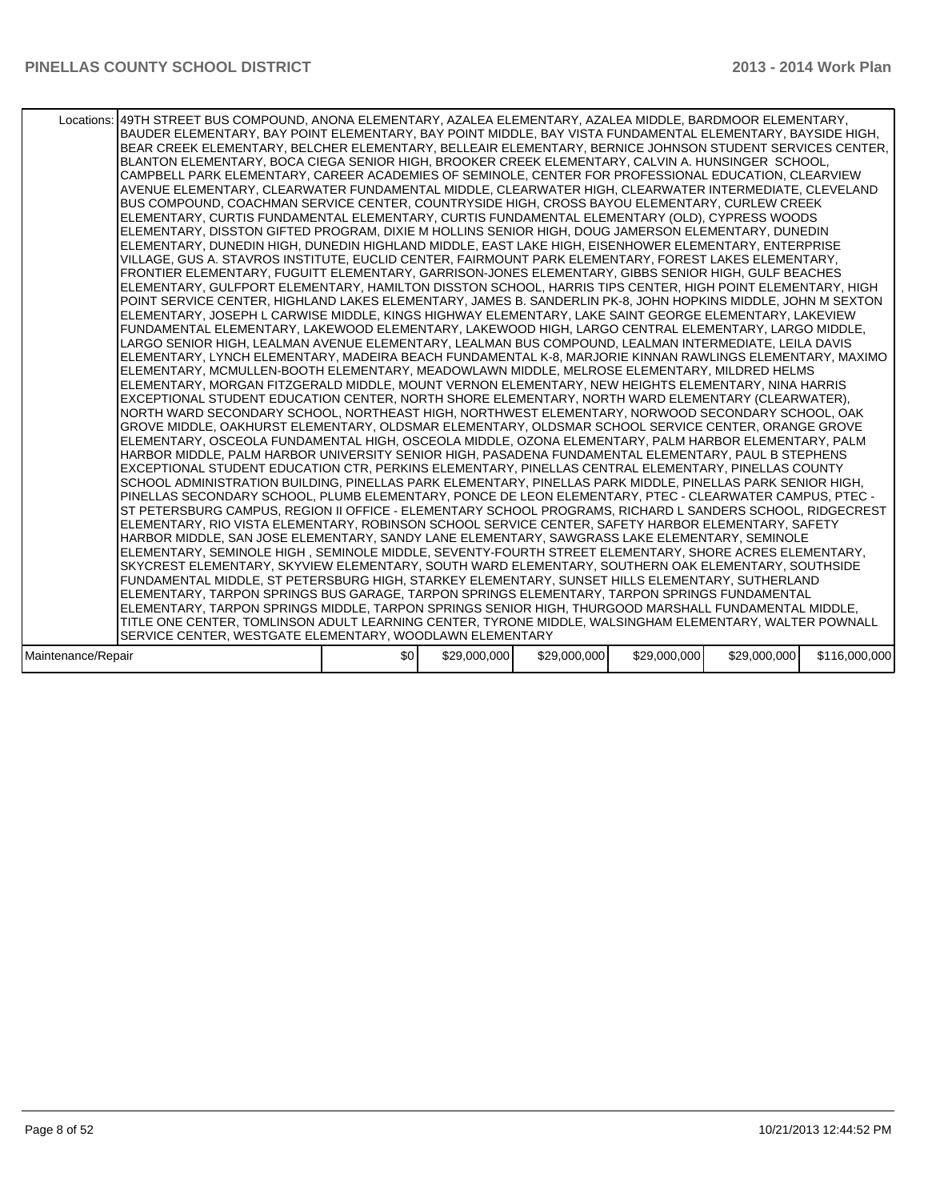| | | | | | | |
|---|---|---|---|---|---|---|
| Locations: | 49TH STREET BUS COMPOUND, ANONA ELEMENTARY, AZALEA ELEMENTARY, AZALEA MIDDLE, BARDMOOR ELEMENTARY, BAUDER ELEMENTARY, BAY POINT ELEMENTARY, BAY POINT MIDDLE, BAY VISTA FUNDAMENTAL ELEMENTARY, BAYSIDE HIGH, BEAR CREEK ELEMENTARY, BELCHER ELEMENTARY, BELLEAIR ELEMENTARY, BERNICE JOHNSON STUDENT SERVICES CENTER, BLANTON ELEMENTARY, BOCA CIEGA SENIOR HIGH, BROOKER CREEK ELEMENTARY, CALVIN A. HUNSINGER SCHOOL, CAMPBELL PARK ELEMENTARY, CAREER ACADEMIES OF SEMINOLE, CENTER FOR PROFESSIONAL EDUCATION, CLEARVIEW AVENUE ELEMENTARY, CLEARWATER FUNDAMENTAL MIDDLE, CLEARWATER HIGH, CLEARWATER INTERMEDIATE, CLEVELAND BUS COMPOUND, COACHMAN SERVICE CENTER, COUNTRYSIDE HIGH, CROSS BAYOU ELEMENTARY, CURLEW CREEK ELEMENTARY, CURTIS FUNDAMENTAL ELEMENTARY, CURTIS FUNDAMENTAL ELEMENTARY (OLD), CYPRESS WOODS ELEMENTARY, DISSTON GIFTED PROGRAM, DIXIE M HOLLINS SENIOR HIGH, DOUG JAMERSON ELEMENTARY, DUNEDIN ELEMENTARY, DUNEDIN HIGH, DUNEDIN HIGHLAND MIDDLE, EAST LAKE HIGH, EISENHOWER ELEMENTARY, ENTERPRISE VILLAGE, GUS A. STAVROS INSTITUTE, EUCLID CENTER, FAIRMOUNT PARK ELEMENTARY, FOREST LAKES ELEMENTARY, FRONTIER ELEMENTARY, FUGUITT ELEMENTARY, GARRISON-JONES ELEMENTARY, GIBBS SENIOR HIGH, GULF BEACHES ELEMENTARY, GULFPORT ELEMENTARY, HAMILTON DISSTON SCHOOL, HARRIS TIPS CENTER, HIGH POINT ELEMENTARY, HIGH POINT SERVICE CENTER, HIGHLAND LAKES ELEMENTARY, JAMES B. SANDERLIN PK-8, JOHN HOPKINS MIDDLE, JOHN M SEXTON ELEMENTARY, JOSEPH L CARWISE MIDDLE, KINGS HIGHWAY ELEMENTARY, LAKE SAINT GEORGE ELEMENTARY, LAKEVIEW FUNDAMENTAL ELEMENTARY, LAKEWOOD ELEMENTARY, LAKEWOOD HIGH, LARGO CENTRAL ELEMENTARY, LARGO MIDDLE, LARGO SENIOR HIGH, LEALMAN AVENUE ELEMENTARY, LEALMAN BUS COMPOUND, LEALMAN INTERMEDIATE, LEILA DAVIS ELEMENTARY, LYNCH ELEMENTARY, MADEIRA BEACH FUNDAMENTAL K-8, MARJORIE KINNAN RAWLINGS ELEMENTARY, MAXIMO ELEMENTARY, MCMULLEN-BOOTH ELEMENTARY, MEADOWLAWN MIDDLE, MELROSE ELEMENTARY, MILDRED HELMS ELEMENTARY, MORGAN FITZGERALD MIDDLE, MOUNT VERNON ELEMENTARY, NEW HEIGHTS ELEMENTARY, NINA HARRIS EXCEPTIONAL STUDENT EDUCATION CENTER, NORTH SHORE ELEMENTARY, NORTH WARD ELEMENTARY (CLEARWATER), NORTH WARD SECONDARY SCHOOL, NORTHEAST HIGH, NORTHWEST ELEMENTARY, NORWOOD SECONDARY SCHOOL, OAK GROVE MIDDLE, OAKHURST ELEMENTARY, OLDSMAR ELEMENTARY, OLDSMAR SCHOOL SERVICE CENTER, ORANGE GROVE ELEMENTARY, OSCEOLA FUNDAMENTAL HIGH, OSCEOLA MIDDLE, OZONA ELEMENTARY, PALM HARBOR ELEMENTARY, PALM HARBOR MIDDLE, PALM HARBOR UNIVERSITY SENIOR HIGH, PASADENA FUNDAMENTAL ELEMENTARY, PAUL B STEPHENS EXCEPTIONAL STUDENT EDUCATION CTR, PERKINS ELEMENTARY, PINELLAS CENTRAL ELEMENTARY, PINELLAS COUNTY SCHOOL ADMINISTRATION BUILDING, PINELLAS PARK ELEMENTARY, PINELLAS PARK MIDDLE, PINELLAS PARK SENIOR HIGH, PINELLAS SECONDARY SCHOOL, PLUMB ELEMENTARY, PONCE DE LEON ELEMENTARY, PTEC - CLEARWATER CAMPUS, PTEC - ST PETERSBURG CAMPUS, REGION II OFFICE - ELEMENTARY SCHOOL PROGRAMS, RICHARD L SANDERS SCHOOL, RIDGECREST ELEMENTARY, RIO VISTA ELEMENTARY, ROBINSON SCHOOL SERVICE CENTER, SAFETY HARBOR ELEMENTARY, SAFETY HARBOR MIDDLE, SAN JOSE ELEMENTARY, SANDY LANE ELEMENTARY, SAWGRASS LAKE ELEMENTARY, SEMINOLE ELEMENTARY, SEMINOLE HIGH , SEMINOLE MIDDLE, SEVENTY-FOURTH STREET ELEMENTARY, SHORE ACRES ELEMENTARY, SKYCREST ELEMENTARY, SKYVIEW ELEMENTARY, SOUTH WARD ELEMENTARY, SOUTHERN OAK ELEMENTARY, SOUTHSIDE FUNDAMENTAL MIDDLE, ST PETERSBURG HIGH, STARKEY ELEMENTARY, SUNSET HILLS ELEMENTARY, SUTHERLAND ELEMENTARY, TARPON SPRINGS BUS GARAGE, TARPON SPRINGS ELEMENTARY, TARPON SPRINGS FUNDAMENTAL ELEMENTARY, TARPON SPRINGS MIDDLE, TARPON SPRINGS SENIOR HIGH, THURGOOD MARSHALL FUNDAMENTAL MIDDLE, TITLE ONE CENTER, TOMLINSON ADULT LEARNING CENTER, TYRONE MIDDLE, WALSINGHAM ELEMENTARY, WALTER POWNALL SERVICE CENTER, WESTGATE ELEMENTARY, WOODLAWN ELEMENTARY | | | | | |
| Maintenance/Repair | $0 | $29,000,000 | $29,000,000 | $29,000,000 | $29,000,000 | $116,000,000 |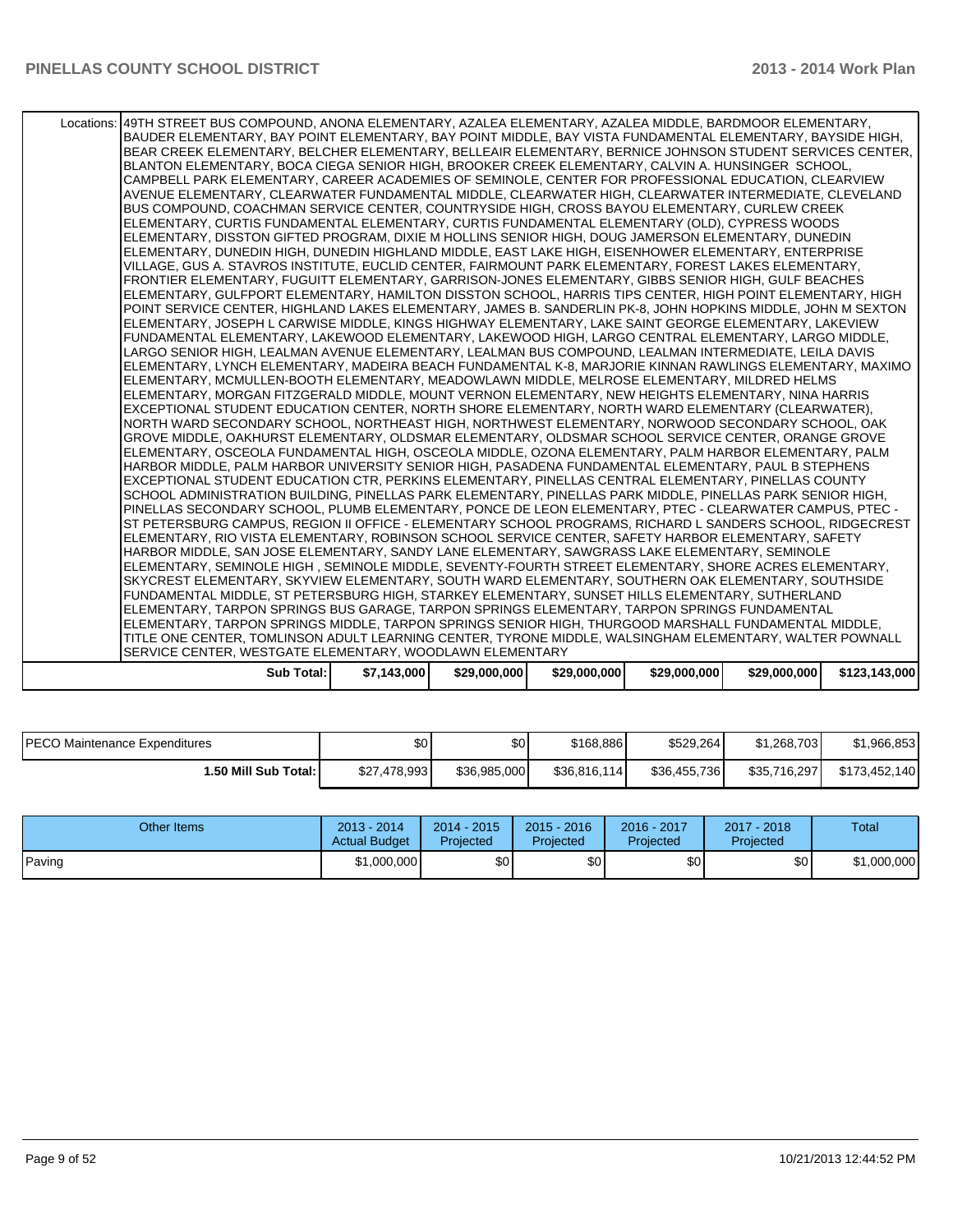| | | | | | | |
|---|---|---|---|---|---|---|
| Locations: | 49TH STREET BUS COMPOUND, ANONA ELEMENTARY, AZALEA ELEMENTARY, AZALEA MIDDLE, BARDMOOR ELEMENTARY, BAUDER ELEMENTARY, BAY POINT ELEMENTARY, BAY POINT MIDDLE, BAY VISTA FUNDAMENTAL ELEMENTARY, BAYSIDE HIGH, BEAR CREEK ELEMENTARY, BELCHER ELEMENTARY, BELLEAIR ELEMENTARY, BERNICE JOHNSON STUDENT SERVICES CENTER, BLANTON ELEMENTARY, BOCA CIEGA SENIOR HIGH, BROOKER CREEK ELEMENTARY, CALVIN A. HUNSINGER SCHOOL, CAMPBELL PARK ELEMENTARY, CAREER ACADEMIES OF SEMINOLE, CENTER FOR PROFESSIONAL EDUCATION, CLEARVIEW AVENUE ELEMENTARY, CLEARWATER FUNDAMENTAL MIDDLE, CLEARWATER HIGH, CLEARWATER INTERMEDIATE, CLEVELAND BUS COMPOUND, COACHMAN SERVICE CENTER, COUNTRYSIDE HIGH, CROSS BAYOU ELEMENTARY, CURLEW CREEK ELEMENTARY, CURTIS FUNDAMENTAL ELEMENTARY, CURTIS FUNDAMENTAL ELEMENTARY (OLD), CYPRESS WOODS ELEMENTARY, DISSTON GIFTED PROGRAM, DIXIE M HOLLINS SENIOR HIGH, DOUG JAMERSON ELEMENTARY, DUNEDIN ELEMENTARY, DUNEDIN HIGH, DUNEDIN HIGHLAND MIDDLE, EAST LAKE HIGH, EISENHOWER ELEMENTARY, ENTERPRISE VILLAGE, GUS A. STAVROS INSTITUTE, EUCLID CENTER, FAIRMOUNT PARK ELEMENTARY, FOREST LAKES ELEMENTARY, FRONTIER ELEMENTARY, FUGUITT ELEMENTARY, GARRISON-JONES ELEMENTARY, GIBBS SENIOR HIGH, GULF BEACHES ELEMENTARY, GULFPORT ELEMENTARY, HAMILTON DISSTON SCHOOL, HARRIS TIPS CENTER, HIGH POINT ELEMENTARY, HIGH POINT SERVICE CENTER, HIGHLAND LAKES ELEMENTARY, JAMES B. SANDERLIN PK-8, JOHN HOPKINS MIDDLE, JOHN M SEXTON ELEMENTARY, JOSEPH L CARWISE MIDDLE, KINGS HIGHWAY ELEMENTARY, LAKE SAINT GEORGE ELEMENTARY, LAKEVIEW FUNDAMENTAL ELEMENTARY, LAKEWOOD ELEMENTARY, LAKEWOOD HIGH, LARGO CENTRAL ELEMENTARY, LARGO MIDDLE, LARGO SENIOR HIGH, LEALMAN AVENUE ELEMENTARY, LEALMAN BUS COMPOUND, LEALMAN INTERMEDIATE, LEILA DAVIS ELEMENTARY, LYNCH ELEMENTARY, MADEIRA BEACH FUNDAMENTAL K-8, MARJORIE KINNAN RAWLINGS ELEMENTARY, MAXIMO ELEMENTARY, MCMULLEN-BOOTH ELEMENTARY, MEADOWLAWN MIDDLE, MELROSE ELEMENTARY, MILDRED HELMS ELEMENTARY, MORGAN FITZGERALD MIDDLE, MOUNT VERNON ELEMENTARY, NEW HEIGHTS ELEMENTARY, NINA HARRIS EXCEPTIONAL STUDENT EDUCATION CENTER, NORTH SHORE ELEMENTARY, NORTH WARD ELEMENTARY (CLEARWATER), NORTH WARD SECONDARY SCHOOL, NORTHEAST HIGH, NORTHWEST ELEMENTARY, NORWOOD SECONDARY SCHOOL, OAK GROVE MIDDLE, OAKHURST ELEMENTARY, OLDSMAR ELEMENTARY, OLDSMAR SCHOOL SERVICE CENTER, ORANGE GROVE ELEMENTARY, OSCEOLA FUNDAMENTAL HIGH, OSCEOLA MIDDLE, OZONA ELEMENTARY, PALM HARBOR ELEMENTARY, PALM HARBOR MIDDLE, PALM HARBOR UNIVERSITY SENIOR HIGH, PASADENA FUNDAMENTAL ELEMENTARY, PAUL B STEPHENS EXCEPTIONAL STUDENT EDUCATION CTR, PERKINS ELEMENTARY, PINELLAS CENTRAL ELEMENTARY, PINELLAS COUNTY SCHOOL ADMINISTRATION BUILDING, PINELLAS PARK ELEMENTARY, PINELLAS PARK MIDDLE, PINELLAS PARK SENIOR HIGH, PINELLAS SECONDARY SCHOOL, PLUMB ELEMENTARY, PONCE DE LEON ELEMENTARY, PTEC - CLEARWATER CAMPUS, PTEC - ST PETERSBURG CAMPUS, REGION II OFFICE - ELEMENTARY SCHOOL PROGRAMS, RICHARD L SANDERS SCHOOL, RIDGECREST ELEMENTARY, RIO VISTA ELEMENTARY, ROBINSON SCHOOL SERVICE CENTER, SAFETY HARBOR ELEMENTARY, SAFETY HARBOR MIDDLE, SAN JOSE ELEMENTARY, SANDY LANE ELEMENTARY, SAWGRASS LAKE ELEMENTARY, SEMINOLE ELEMENTARY, SEMINOLE HIGH , SEMINOLE MIDDLE, SEVENTY-FOURTH STREET ELEMENTARY, SHORE ACRES ELEMENTARY, SKYCREST ELEMENTARY, SKYVIEW ELEMENTARY, SOUTH WARD ELEMENTARY, SOUTHERN OAK ELEMENTARY, SOUTHSIDE FUNDAMENTAL MIDDLE, ST PETERSBURG HIGH, STARKEY ELEMENTARY, SUNSET HILLS ELEMENTARY, SUTHERLAND ELEMENTARY, TARPON SPRINGS BUS GARAGE, TARPON SPRINGS ELEMENTARY, TARPON SPRINGS FUNDAMENTAL ELEMENTARY, TARPON SPRINGS MIDDLE, TARPON SPRINGS SENIOR HIGH, THURGOOD MARSHALL FUNDAMENTAL MIDDLE, TITLE ONE CENTER, TOMLINSON ADULT LEARNING CENTER, TYRONE MIDDLE, WALSINGHAM ELEMENTARY, WALTER POWNALL SERVICE CENTER, WESTGATE ELEMENTARY, WOODLAWN ELEMENTARY | | | | | |
| **Sub Total:** | **$7,143,000** | **$29,000,000** | **$29,000,000** | **$29,000,000** | **$29,000,000** | **$123,143,000** |

| | | | | | | |
|---|---|---|---|---|---|---|
| PECO Maintenance Expenditures | $0 | $0 | $168,886 | $529,264 | $1,268,703 | $1,966,853 |
| **1.50 Mill Sub Total:** | $27,478,993 | $36,985,000 | $36,816,114 | $36,455,736 | $35,716,297 | $173,452,140 |

| Other Items | 2013 - 2014 Actual Budget | 2014 - 2015 Projected | 2015 - 2016 Projected | 2016 - 2017 Projected | 2017 - 2018 Projected | Total |
|---|---|---|---|---|---|---|
| Paving | $1,000,000 | $0 | $0 | $0 | $0 | $1,000,000 |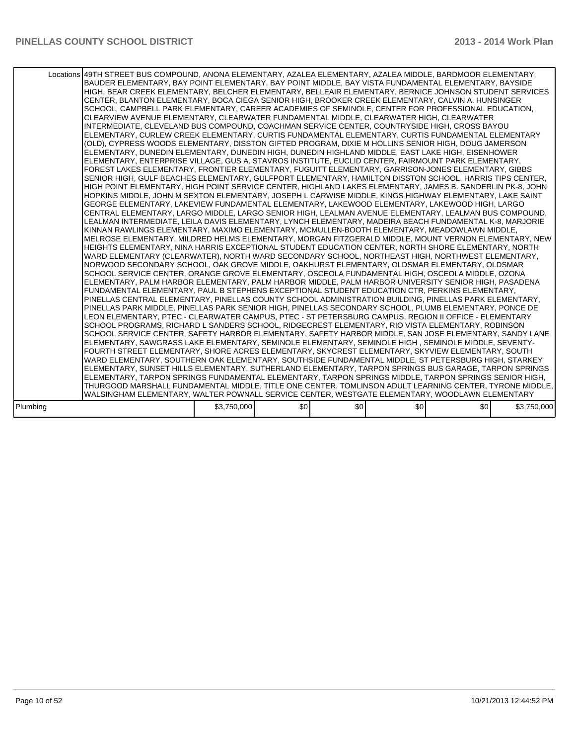| | | | | | | |
|---|---|---|---|---|---|---|
| Locations | 49TH STREET BUS COMPOUND, ANONA ELEMENTARY, AZALEA ELEMENTARY, AZALEA MIDDLE, BARDMOOR ELEMENTARY, BAUDER ELEMENTARY, BAY POINT ELEMENTARY, BAY POINT MIDDLE, BAY VISTA FUNDAMENTAL ELEMENTARY, BAYSIDE HIGH, BEAR CREEK ELEMENTARY, BELCHER ELEMENTARY, BELLEAIR ELEMENTARY, BERNICE JOHNSON STUDENT SERVICES CENTER, BLANTON ELEMENTARY, BOCA CIEGA SENIOR HIGH, BROOKER CREEK ELEMENTARY, CALVIN A. HUNSINGER SCHOOL, CAMPBELL PARK ELEMENTARY, CAREER ACADEMIES OF SEMINOLE, CENTER FOR PROFESSIONAL EDUCATION, CLEARVIEW AVENUE ELEMENTARY, CLEARWATER FUNDAMENTAL MIDDLE, CLEARWATER HIGH, CLEARWATER INTERMEDIATE, CLEVELAND BUS COMPOUND, COACHMAN SERVICE CENTER, COUNTRYSIDE HIGH, CROSS BAYOU ELEMENTARY, CURLEW CREEK ELEMENTARY, CURTIS FUNDAMENTAL ELEMENTARY, CURTIS FUNDAMENTAL ELEMENTARY (OLD), CYPRESS WOODS ELEMENTARY, DISSTON GIFTED PROGRAM, DIXIE M HOLLINS SENIOR HIGH, DOUG JAMERSON ELEMENTARY, DUNEDIN ELEMENTARY, DUNEDIN HIGH, DUNEDIN HIGHLAND MIDDLE, EAST LAKE HIGH, EISENHOWER ELEMENTARY, ENTERPRISE VILLAGE, GUS A. STAVROS INSTITUTE, EUCLID CENTER, FAIRMOUNT PARK ELEMENTARY, FOREST LAKES ELEMENTARY, FRONTIER ELEMENTARY, FUGUITT ELEMENTARY, GARRISON-JONES ELEMENTARY, GIBBS SENIOR HIGH, GULF BEACHES ELEMENTARY, GULFPORT ELEMENTARY, HAMILTON DISSTON SCHOOL, HARRIS TIPS CENTER, HIGH POINT ELEMENTARY, HIGH POINT SERVICE CENTER, HIGHLAND LAKES ELEMENTARY, JAMES B. SANDERLIN PK-8, JOHN HOPKINS MIDDLE, JOHN M SEXTON ELEMENTARY, JOSEPH L CARWISE MIDDLE, KINGS HIGHWAY ELEMENTARY, LAKE SAINT GEORGE ELEMENTARY, LAKEVIEW FUNDAMENTAL ELEMENTARY, LAKEWOOD ELEMENTARY, LAKEWOOD HIGH, LARGO CENTRAL ELEMENTARY, LARGO MIDDLE, LARGO SENIOR HIGH, LEALMAN AVENUE ELEMENTARY, LEALMAN BUS COMPOUND, LEALMAN INTERMEDIATE, LEILA DAVIS ELEMENTARY, LYNCH ELEMENTARY, MADEIRA BEACH FUNDAMENTAL K-8, MARJORIE KINNAN RAWLINGS ELEMENTARY, MAXIMO ELEMENTARY, MCMULLEN-BOOTH ELEMENTARY, MEADOWLAWN MIDDLE, MELROSE ELEMENTARY, MILDRED HELMS ELEMENTARY, MORGAN FITZGERALD MIDDLE, MOUNT VERNON ELEMENTARY, NEW HEIGHTS ELEMENTARY, NINA HARRIS EXCEPTIONAL STUDENT EDUCATION CENTER, NORTH SHORE ELEMENTARY, NORTH WARD ELEMENTARY (CLEARWATER), NORTH WARD SECONDARY SCHOOL, NORTHEAST HIGH, NORTHWEST ELEMENTARY, NORWOOD SECONDARY SCHOOL, OAK GROVE MIDDLE, OAKHURST ELEMENTARY, OLDSMAR ELEMENTARY, OLDSMAR SCHOOL SERVICE CENTER, ORANGE GROVE ELEMENTARY, OSCEOLA FUNDAMENTAL HIGH, OSCEOLA MIDDLE, OZONA ELEMENTARY, PALM HARBOR ELEMENTARY, PALM HARBOR MIDDLE, PALM HARBOR UNIVERSITY SENIOR HIGH, PASADENA FUNDAMENTAL ELEMENTARY, PAUL B STEPHENS EXCEPTIONAL STUDENT EDUCATION CTR, PERKINS ELEMENTARY, PINELLAS CENTRAL ELEMENTARY, PINELLAS COUNTY SCHOOL ADMINISTRATION BUILDING, PINELLAS PARK ELEMENTARY, PINELLAS PARK MIDDLE, PINELLAS PARK SENIOR HIGH, PINELLAS SECONDARY SCHOOL, PLUMB ELEMENTARY, PONCE DE LEON ELEMENTARY, PTEC - CLEARWATER CAMPUS, PTEC - ST PETERSBURG CAMPUS, REGION II OFFICE - ELEMENTARY SCHOOL PROGRAMS, RICHARD L SANDERS SCHOOL, RIDGECREST ELEMENTARY, RIO VISTA ELEMENTARY, ROBINSON SCHOOL SERVICE CENTER, SAFETY HARBOR ELEMENTARY, SAFETY HARBOR MIDDLE, SAN JOSE ELEMENTARY, SANDY LANE ELEMENTARY, SAWGRASS LAKE ELEMENTARY, SEMINOLE ELEMENTARY, SEMINOLE HIGH , SEMINOLE MIDDLE, SEVENTY-FOURTH STREET ELEMENTARY, SHORE ACRES ELEMENTARY, SKYCREST ELEMENTARY, SKYVIEW ELEMENTARY, SOUTH WARD ELEMENTARY, SOUTHERN OAK ELEMENTARY, SOUTHSIDE FUNDAMENTAL MIDDLE, ST PETERSBURG HIGH, STARKEY ELEMENTARY, SUNSET HILLS ELEMENTARY, SUTHERLAND ELEMENTARY, TARPON SPRINGS BUS GARAGE, TARPON SPRINGS ELEMENTARY, TARPON SPRINGS FUNDAMENTAL ELEMENTARY, TARPON SPRINGS MIDDLE, TARPON SPRINGS SENIOR HIGH, THURGOOD MARSHALL FUNDAMENTAL MIDDLE, TITLE ONE CENTER, TOMLINSON ADULT LEARNING CENTER, TYRONE MIDDLE, WALSINGHAM ELEMENTARY, WALTER POWNALL SERVICE CENTER, WESTGATE ELEMENTARY, WOODLAWN ELEMENTARY | | | | | |
| Plumbing | $3,750,000 | $0 | $0 | $0 | $0 | $3,750,000 |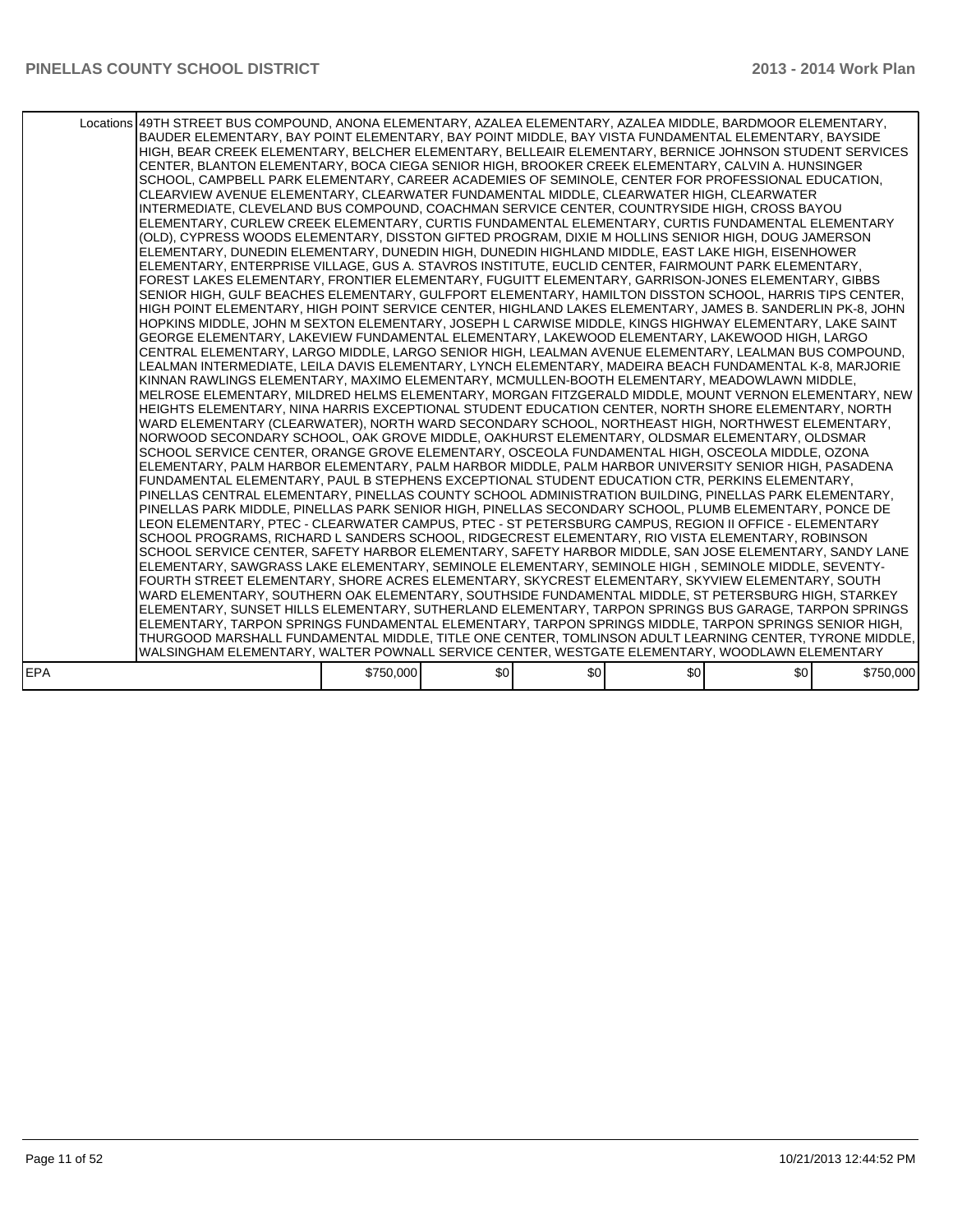| | | | | | | |
|---|---|---|---|---|---|---|
| Locations | 49TH STREET BUS COMPOUND, ANONA ELEMENTARY, AZALEA ELEMENTARY, AZALEA MIDDLE, BARDMOOR ELEMENTARY, BAUDER ELEMENTARY, BAY POINT ELEMENTARY, BAY POINT MIDDLE, BAY VISTA FUNDAMENTAL ELEMENTARY, BAYSIDE HIGH, BEAR CREEK ELEMENTARY, BELCHER ELEMENTARY, BELLEAIR ELEMENTARY, BERNICE JOHNSON STUDENT SERVICES CENTER, BLANTON ELEMENTARY, BOCA CIEGA SENIOR HIGH, BROOKER CREEK ELEMENTARY, CALVIN A. HUNSINGER SCHOOL, CAMPBELL PARK ELEMENTARY, CAREER ACADEMIES OF SEMINOLE, CENTER FOR PROFESSIONAL EDUCATION, CLEARVIEW AVENUE ELEMENTARY, CLEARWATER FUNDAMENTAL MIDDLE, CLEARWATER HIGH, CLEARWATER INTERMEDIATE, CLEVELAND BUS COMPOUND, COACHMAN SERVICE CENTER, COUNTRYSIDE HIGH, CROSS BAYOU ELEMENTARY, CURLEW CREEK ELEMENTARY, CURTIS FUNDAMENTAL ELEMENTARY, CURTIS FUNDAMENTAL ELEMENTARY (OLD), CYPRESS WOODS ELEMENTARY, DISSTON GIFTED PROGRAM, DIXIE M HOLLINS SENIOR HIGH, DOUG JAMERSON ELEMENTARY, DUNEDIN ELEMENTARY, DUNEDIN HIGH, DUNEDIN HIGHLAND MIDDLE, EAST LAKE HIGH, EISENHOWER ELEMENTARY, ENTERPRISE VILLAGE, GUS A. STAVROS INSTITUTE, EUCLID CENTER, FAIRMOUNT PARK ELEMENTARY, FOREST LAKES ELEMENTARY, FRONTIER ELEMENTARY, FUGUITT ELEMENTARY, GARRISON-JONES ELEMENTARY, GIBBS SENIOR HIGH, GULF BEACHES ELEMENTARY, GULFPORT ELEMENTARY, HAMILTON DISSTON SCHOOL, HARRIS TIPS CENTER, HIGH POINT ELEMENTARY, HIGH POINT SERVICE CENTER, HIGHLAND LAKES ELEMENTARY, JAMES B. SANDERLIN PK-8, JOHN HOPKINS MIDDLE, JOHN M SEXTON ELEMENTARY, JOSEPH L CARWISE MIDDLE, KINGS HIGHWAY ELEMENTARY, LAKE SAINT GEORGE ELEMENTARY, LAKEVIEW FUNDAMENTAL ELEMENTARY, LAKEWOOD ELEMENTARY, LAKEWOOD HIGH, LARGO CENTRAL ELEMENTARY, LARGO MIDDLE, LARGO SENIOR HIGH, LEALMAN AVENUE ELEMENTARY, LEALMAN BUS COMPOUND, LEALMAN INTERMEDIATE, LEILA DAVIS ELEMENTARY, LYNCH ELEMENTARY, MADEIRA BEACH FUNDAMENTAL K-8, MARJORIE KINNAN RAWLINGS ELEMENTARY, MAXIMO ELEMENTARY, MCMULLEN-BOOTH ELEMENTARY, MEADOWLAWN MIDDLE, MELROSE ELEMENTARY, MILDRED HELMS ELEMENTARY, MORGAN FITZGERALD MIDDLE, MOUNT VERNON ELEMENTARY, NEW HEIGHTS ELEMENTARY, NINA HARRIS EXCEPTIONAL STUDENT EDUCATION CENTER, NORTH SHORE ELEMENTARY, NORTH WARD ELEMENTARY (CLEARWATER), NORTH WARD SECONDARY SCHOOL, NORTHEAST HIGH, NORTHWEST ELEMENTARY, NORWOOD SECONDARY SCHOOL, OAK GROVE MIDDLE, OAKHURST ELEMENTARY, OLDSMAR ELEMENTARY, OLDSMAR SCHOOL SERVICE CENTER, ORANGE GROVE ELEMENTARY, OSCEOLA FUNDAMENTAL HIGH, OSCEOLA MIDDLE, OZONA ELEMENTARY, PALM HARBOR ELEMENTARY, PALM HARBOR MIDDLE, PALM HARBOR UNIVERSITY SENIOR HIGH, PASADENA FUNDAMENTAL ELEMENTARY, PAUL B STEPHENS EXCEPTIONAL STUDENT EDUCATION CTR, PERKINS ELEMENTARY, PINELLAS CENTRAL ELEMENTARY, PINELLAS COUNTY SCHOOL ADMINISTRATION BUILDING, PINELLAS PARK ELEMENTARY, PINELLAS PARK MIDDLE, PINELLAS PARK SENIOR HIGH, PINELLAS SECONDARY SCHOOL, PLUMB ELEMENTARY, PONCE DE LEON ELEMENTARY, PTEC - CLEARWATER CAMPUS, PTEC - ST PETERSBURG CAMPUS, REGION II OFFICE - ELEMENTARY SCHOOL PROGRAMS, RICHARD L SANDERS SCHOOL, RIDGECREST ELEMENTARY, RIO VISTA ELEMENTARY, ROBINSON SCHOOL SERVICE CENTER, SAFETY HARBOR ELEMENTARY, SAFETY HARBOR MIDDLE, SAN JOSE ELEMENTARY, SANDY LANE ELEMENTARY, SAWGRASS LAKE ELEMENTARY, SEMINOLE ELEMENTARY, SEMINOLE HIGH , SEMINOLE MIDDLE, SEVENTY-FOURTH STREET ELEMENTARY, SHORE ACRES ELEMENTARY, SKYCREST ELEMENTARY, SKYVIEW ELEMENTARY, SOUTH WARD ELEMENTARY, SOUTHERN OAK ELEMENTARY, SOUTHSIDE FUNDAMENTAL MIDDLE, ST PETERSBURG HIGH, STARKEY ELEMENTARY, SUNSET HILLS ELEMENTARY, SUTHERLAND ELEMENTARY, TARPON SPRINGS BUS GARAGE, TARPON SPRINGS ELEMENTARY, TARPON SPRINGS FUNDAMENTAL ELEMENTARY, TARPON SPRINGS MIDDLE, TARPON SPRINGS SENIOR HIGH, THURGOOD MARSHALL FUNDAMENTAL MIDDLE, TITLE ONE CENTER, TOMLINSON ADULT LEARNING CENTER, TYRONE MIDDLE, WALSINGHAM ELEMENTARY, WALTER POWNALL SERVICE CENTER, WESTGATE ELEMENTARY, WOODLAWN ELEMENTARY | | | | | |
| EPA | | $750,000 | $0 | $0 | $0 | $0 | $750,000 |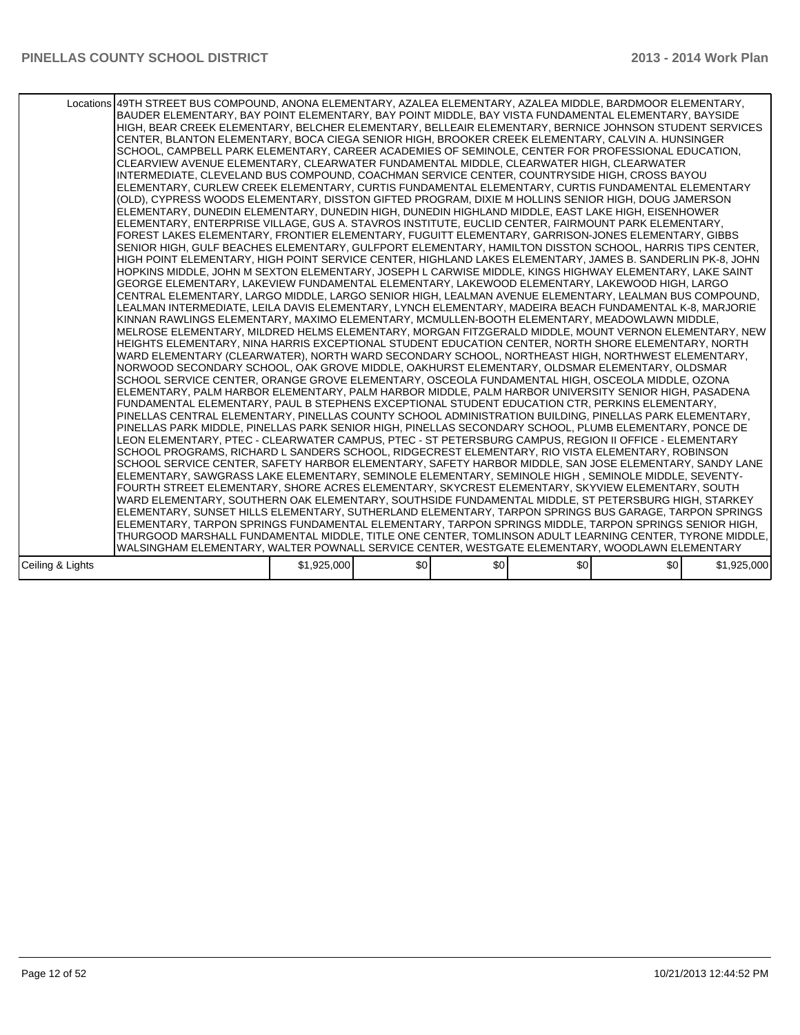| | | | | | | |
|---|---|---|---|---|---|---|
| Locations | 49TH STREET BUS COMPOUND, ANONA ELEMENTARY, AZALEA ELEMENTARY, AZALEA MIDDLE, BARDMOOR ELEMENTARY, BAUDER ELEMENTARY, BAY POINT ELEMENTARY, BAY POINT MIDDLE, BAY VISTA FUNDAMENTAL ELEMENTARY, BAYSIDE HIGH, BEAR CREEK ELEMENTARY, BELCHER ELEMENTARY, BELLEAIR ELEMENTARY, BERNICE JOHNSON STUDENT SERVICES CENTER, BLANTON ELEMENTARY, BOCA CIEGA SENIOR HIGH, BROOKER CREEK ELEMENTARY, CALVIN A. HUNSINGER SCHOOL, CAMPBELL PARK ELEMENTARY, CAREER ACADEMIES OF SEMINOLE, CENTER FOR PROFESSIONAL EDUCATION, CLEARVIEW AVENUE ELEMENTARY, CLEARWATER FUNDAMENTAL MIDDLE, CLEARWATER HIGH, CLEARWATER INTERMEDIATE, CLEVELAND BUS COMPOUND, COACHMAN SERVICE CENTER, COUNTRYSIDE HIGH, CROSS BAYOU ELEMENTARY, CURLEW CREEK ELEMENTARY, CURTIS FUNDAMENTAL ELEMENTARY, CURTIS FUNDAMENTAL ELEMENTARY (OLD), CYPRESS WOODS ELEMENTARY, DISSTON GIFTED PROGRAM, DIXIE M HOLLINS SENIOR HIGH, DOUG JAMERSON ELEMENTARY, DUNEDIN ELEMENTARY, DUNEDIN HIGH, DUNEDIN HIGHLAND MIDDLE, EAST LAKE HIGH, EISENHOWER ELEMENTARY, ENTERPRISE VILLAGE, GUS A. STAVROS INSTITUTE, EUCLID CENTER, FAIRMOUNT PARK ELEMENTARY, FOREST LAKES ELEMENTARY, FRONTIER ELEMENTARY, FUGUITT ELEMENTARY, GARRISON-JONES ELEMENTARY, GIBBS SENIOR HIGH, GULF BEACHES ELEMENTARY, GULFPORT ELEMENTARY, HAMILTON DISSTON SCHOOL, HARRIS TIPS CENTER, HIGH POINT ELEMENTARY, HIGH POINT SERVICE CENTER, HIGHLAND LAKES ELEMENTARY, JAMES B. SANDERLIN PK-8, JOHN HOPKINS MIDDLE, JOHN M SEXTON ELEMENTARY, JOSEPH L CARWISE MIDDLE, KINGS HIGHWAY ELEMENTARY, LAKE SAINT GEORGE ELEMENTARY, LAKEVIEW FUNDAMENTAL ELEMENTARY, LAKEWOOD ELEMENTARY, LAKEWOOD HIGH, LARGO CENTRAL ELEMENTARY, LARGO MIDDLE, LARGO SENIOR HIGH, LEALMAN AVENUE ELEMENTARY, LEALMAN BUS COMPOUND, LEALMAN INTERMEDIATE, LEILA DAVIS ELEMENTARY, LYNCH ELEMENTARY, MADEIRA BEACH FUNDAMENTAL K-8, MARJORIE KINNAN RAWLINGS ELEMENTARY, MAXIMO ELEMENTARY, MCMULLEN-BOOTH ELEMENTARY, MEADOWLAWN MIDDLE, MELROSE ELEMENTARY, MILDRED HELMS ELEMENTARY, MORGAN FITZGERALD MIDDLE, MOUNT VERNON ELEMENTARY, NEW HEIGHTS ELEMENTARY, NINA HARRIS EXCEPTIONAL STUDENT EDUCATION CENTER, NORTH SHORE ELEMENTARY, NORTH WARD ELEMENTARY (CLEARWATER), NORTH WARD SECONDARY SCHOOL, NORTHEAST HIGH, NORTHWEST ELEMENTARY, NORWOOD SECONDARY SCHOOL, OAK GROVE MIDDLE, OAKHURST ELEMENTARY, OLDSMAR ELEMENTARY, OLDSMAR SCHOOL SERVICE CENTER, ORANGE GROVE ELEMENTARY, OSCEOLA FUNDAMENTAL HIGH, OSCEOLA MIDDLE, OZONA ELEMENTARY, PALM HARBOR ELEMENTARY, PALM HARBOR MIDDLE, PALM HARBOR UNIVERSITY SENIOR HIGH, PASADENA FUNDAMENTAL ELEMENTARY, PAUL B STEPHENS EXCEPTIONAL STUDENT EDUCATION CTR, PERKINS ELEMENTARY, PINELLAS CENTRAL ELEMENTARY, PINELLAS COUNTY SCHOOL ADMINISTRATION BUILDING, PINELLAS PARK ELEMENTARY, PINELLAS PARK MIDDLE, PINELLAS PARK SENIOR HIGH, PINELLAS SECONDARY SCHOOL, PLUMB ELEMENTARY, PONCE DE LEON ELEMENTARY, PTEC - CLEARWATER CAMPUS, PTEC - ST PETERSBURG CAMPUS, REGION II OFFICE - ELEMENTARY SCHOOL PROGRAMS, RICHARD L SANDERS SCHOOL, RIDGECREST ELEMENTARY, RIO VISTA ELEMENTARY, ROBINSON SCHOOL SERVICE CENTER, SAFETY HARBOR ELEMENTARY, SAFETY HARBOR MIDDLE, SAN JOSE ELEMENTARY, SANDY LANE ELEMENTARY, SAWGRASS LAKE ELEMENTARY, SEMINOLE ELEMENTARY, SEMINOLE HIGH , SEMINOLE MIDDLE, SEVENTY-FOURTH STREET ELEMENTARY, SHORE ACRES ELEMENTARY, SKYCREST ELEMENTARY, SKYVIEW ELEMENTARY, SOUTH WARD ELEMENTARY, SOUTHERN OAK ELEMENTARY, SOUTHSIDE FUNDAMENTAL MIDDLE, ST PETERSBURG HIGH, STARKEY ELEMENTARY, SUNSET HILLS ELEMENTARY, SUTHERLAND ELEMENTARY, TARPON SPRINGS BUS GARAGE, TARPON SPRINGS ELEMENTARY, TARPON SPRINGS FUNDAMENTAL ELEMENTARY, TARPON SPRINGS MIDDLE, TARPON SPRINGS SENIOR HIGH, THURGOOD MARSHALL FUNDAMENTAL MIDDLE, TITLE ONE CENTER, TOMLINSON ADULT LEARNING CENTER, TYRONE MIDDLE, WALSINGHAM ELEMENTARY, WALTER POWNALL SERVICE CENTER, WESTGATE ELEMENTARY, WOODLAWN ELEMENTARY | | | | | |
| Ceiling & Lights | $1,925,000 | $0 | $0 | $0 | $0 | $1,925,000 |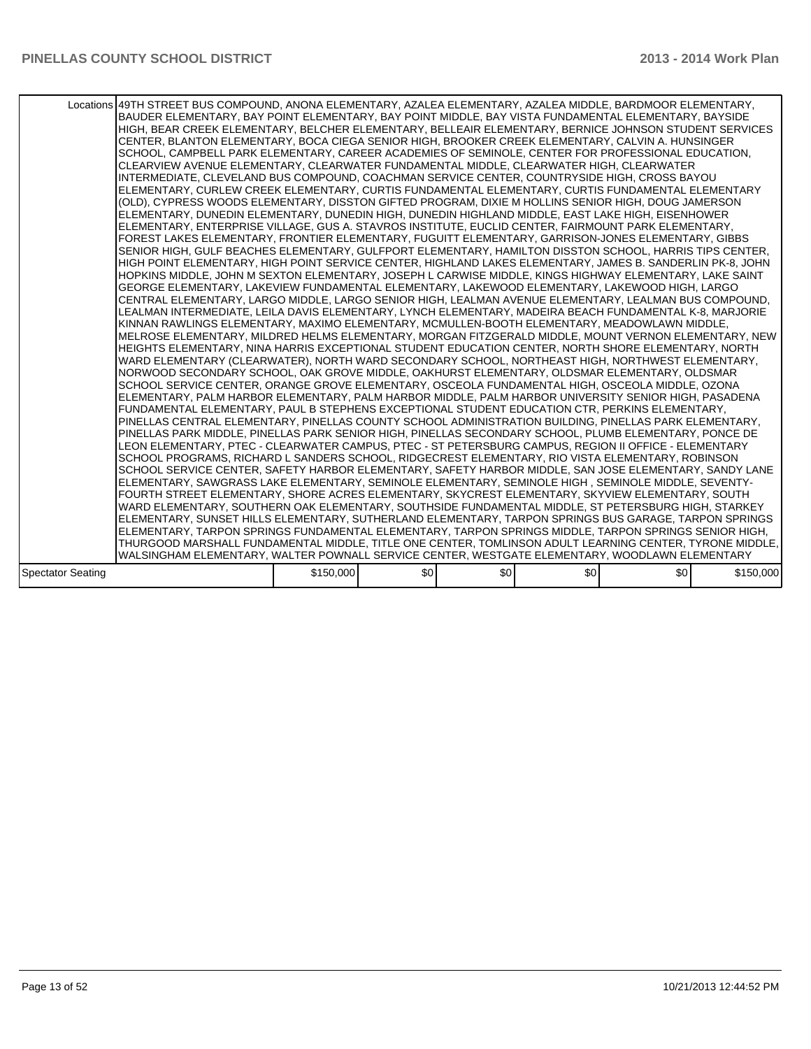| | | | | | | |
|---|---|---|---|---|---|---|
| Locations | 49TH STREET BUS COMPOUND, ANONA ELEMENTARY, AZALEA ELEMENTARY, AZALEA MIDDLE, BARDMOOR ELEMENTARY, BAUDER ELEMENTARY, BAY POINT ELEMENTARY, BAY POINT MIDDLE, BAY VISTA FUNDAMENTAL ELEMENTARY, BAYSIDE HIGH, BEAR CREEK ELEMENTARY, BELCHER ELEMENTARY, BELLEAIR ELEMENTARY, BERNICE JOHNSON STUDENT SERVICES CENTER, BLANTON ELEMENTARY, BOCA CIEGA SENIOR HIGH, BROOKER CREEK ELEMENTARY, CALVIN A. HUNSINGER SCHOOL, CAMPBELL PARK ELEMENTARY, CAREER ACADEMIES OF SEMINOLE, CENTER FOR PROFESSIONAL EDUCATION, CLEARVIEW AVENUE ELEMENTARY, CLEARWATER FUNDAMENTAL MIDDLE, CLEARWATER HIGH, CLEARWATER INTERMEDIATE, CLEVELAND BUS COMPOUND, COACHMAN SERVICE CENTER, COUNTRYSIDE HIGH, CROSS BAYOU ELEMENTARY, CURLEW CREEK ELEMENTARY, CURTIS FUNDAMENTAL ELEMENTARY, CURTIS FUNDAMENTAL ELEMENTARY (OLD), CYPRESS WOODS ELEMENTARY, DISSTON GIFTED PROGRAM, DIXIE M HOLLINS SENIOR HIGH, DOUG JAMERSON ELEMENTARY, DUNEDIN ELEMENTARY, DUNEDIN HIGH, DUNEDIN HIGHLAND MIDDLE, EAST LAKE HIGH, EISENHOWER ELEMENTARY, ENTERPRISE VILLAGE, GUS A. STAVROS INSTITUTE, EUCLID CENTER, FAIRMOUNT PARK ELEMENTARY, FOREST LAKES ELEMENTARY, FRONTIER ELEMENTARY, FUGUITT ELEMENTARY, GARRISON-JONES ELEMENTARY, GIBBS SENIOR HIGH, GULF BEACHES ELEMENTARY, GULFPORT ELEMENTARY, HAMILTON DISSTON SCHOOL, HARRIS TIPS CENTER, HIGH POINT ELEMENTARY, HIGH POINT SERVICE CENTER, HIGHLAND LAKES ELEMENTARY, JAMES B. SANDERLIN PK-8, JOHN HOPKINS MIDDLE, JOHN M SEXTON ELEMENTARY, JOSEPH L CARWISE MIDDLE, KINGS HIGHWAY ELEMENTARY, LAKE SAINT GEORGE ELEMENTARY, LAKEVIEW FUNDAMENTAL ELEMENTARY, LAKEWOOD ELEMENTARY, LAKEWOOD HIGH, LARGO CENTRAL ELEMENTARY, LARGO MIDDLE, LARGO SENIOR HIGH, LEALMAN AVENUE ELEMENTARY, LEALMAN BUS COMPOUND, LEALMAN INTERMEDIATE, LEILA DAVIS ELEMENTARY, LYNCH ELEMENTARY, MADEIRA BEACH FUNDAMENTAL K-8, MARJORIE KINNAN RAWLINGS ELEMENTARY, MAXIMO ELEMENTARY, MCMULLEN-BOOTH ELEMENTARY, MEADOWLAWN MIDDLE, MELROSE ELEMENTARY, MILDRED HELMS ELEMENTARY, MORGAN FITZGERALD MIDDLE, MOUNT VERNON ELEMENTARY, NEW HEIGHTS ELEMENTARY, NINA HARRIS EXCEPTIONAL STUDENT EDUCATION CENTER, NORTH SHORE ELEMENTARY, NORTH WARD ELEMENTARY (CLEARWATER), NORTH WARD SECONDARY SCHOOL, NORTHEAST HIGH, NORTHWEST ELEMENTARY, NORWOOD SECONDARY SCHOOL, OAK GROVE MIDDLE, OAKHURST ELEMENTARY, OLDSMAR ELEMENTARY, OLDSMAR SCHOOL SERVICE CENTER, ORANGE GROVE ELEMENTARY, OSCEOLA FUNDAMENTAL HIGH, OSCEOLA MIDDLE, OZONA ELEMENTARY, PALM HARBOR ELEMENTARY, PALM HARBOR MIDDLE, PALM HARBOR UNIVERSITY SENIOR HIGH, PASADENA FUNDAMENTAL ELEMENTARY, PAUL B STEPHENS EXCEPTIONAL STUDENT EDUCATION CTR, PERKINS ELEMENTARY, PINELLAS CENTRAL ELEMENTARY, PINELLAS COUNTY SCHOOL ADMINISTRATION BUILDING, PINELLAS PARK ELEMENTARY, PINELLAS PARK MIDDLE, PINELLAS PARK SENIOR HIGH, PINELLAS SECONDARY SCHOOL, PLUMB ELEMENTARY, PONCE DE LEON ELEMENTARY, PTEC - CLEARWATER CAMPUS, PTEC - ST PETERSBURG CAMPUS, REGION II OFFICE - ELEMENTARY SCHOOL PROGRAMS, RICHARD L SANDERS SCHOOL, RIDGECREST ELEMENTARY, RIO VISTA ELEMENTARY, ROBINSON SCHOOL SERVICE CENTER, SAFETY HARBOR ELEMENTARY, SAFETY HARBOR MIDDLE, SAN JOSE ELEMENTARY, SANDY LANE ELEMENTARY, SAWGRASS LAKE ELEMENTARY, SEMINOLE ELEMENTARY, SEMINOLE HIGH , SEMINOLE MIDDLE, SEVENTY-FOURTH STREET ELEMENTARY, SHORE ACRES ELEMENTARY, SKYCREST ELEMENTARY, SKYVIEW ELEMENTARY, SOUTH WARD ELEMENTARY, SOUTHERN OAK ELEMENTARY, SOUTHSIDE FUNDAMENTAL MIDDLE, ST PETERSBURG HIGH, STARKEY ELEMENTARY, SUNSET HILLS ELEMENTARY, SUTHERLAND ELEMENTARY, TARPON SPRINGS BUS GARAGE, TARPON SPRINGS ELEMENTARY, TARPON SPRINGS FUNDAMENTAL ELEMENTARY, TARPON SPRINGS MIDDLE, TARPON SPRINGS SENIOR HIGH, THURGOOD MARSHALL FUNDAMENTAL MIDDLE, TITLE ONE CENTER, TOMLINSON ADULT LEARNING CENTER, TYRONE MIDDLE, WALSINGHAM ELEMENTARY, WALTER POWNALL SERVICE CENTER, WESTGATE ELEMENTARY, WOODLAWN ELEMENTARY | | | | | |
| Spectator Seating | $150,000 | $0 | $0 | $0 | $0 | $150,000 |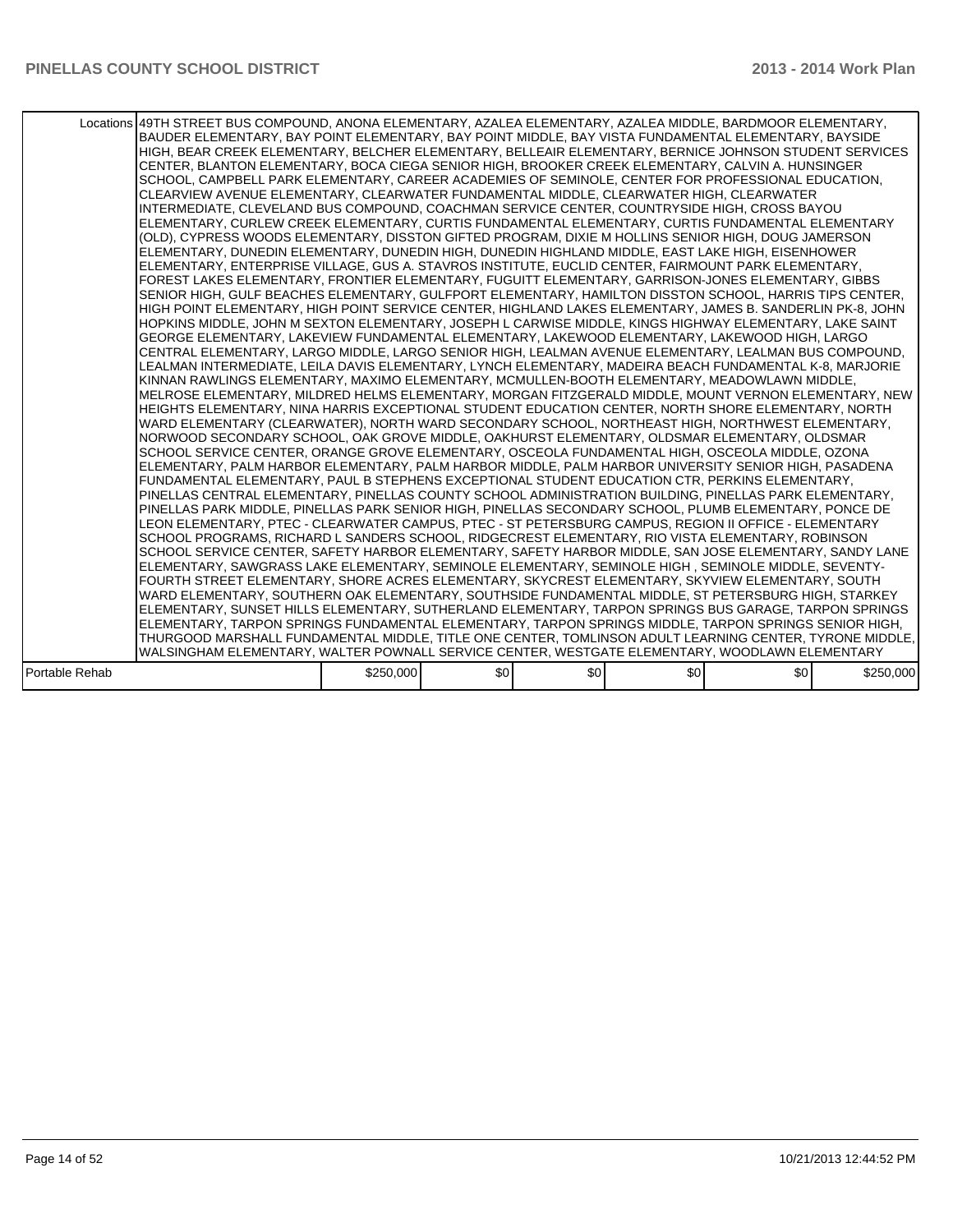| | | | | | | | |
|---|---|---|---|---|---|---|---|
| Locations | 49TH STREET BUS COMPOUND, ANONA ELEMENTARY, AZALEA ELEMENTARY, AZALEA MIDDLE, BARDMOOR ELEMENTARY, BAUDER ELEMENTARY, BAY POINT ELEMENTARY, BAY POINT MIDDLE, BAY VISTA FUNDAMENTAL ELEMENTARY, BAYSIDE HIGH, BEAR CREEK ELEMENTARY, BELCHER ELEMENTARY, BELLEAIR ELEMENTARY, BERNICE JOHNSON STUDENT SERVICES CENTER, BLANTON ELEMENTARY, BOCA CIEGA SENIOR HIGH, BROOKER CREEK ELEMENTARY, CALVIN A. HUNSINGER SCHOOL, CAMPBELL PARK ELEMENTARY, CAREER ACADEMIES OF SEMINOLE, CENTER FOR PROFESSIONAL EDUCATION, CLEARVIEW AVENUE ELEMENTARY, CLEARWATER FUNDAMENTAL MIDDLE, CLEARWATER HIGH, CLEARWATER INTERMEDIATE, CLEVELAND BUS COMPOUND, COACHMAN SERVICE CENTER, COUNTRYSIDE HIGH, CROSS BAYOU ELEMENTARY, CURLEW CREEK ELEMENTARY, CURTIS FUNDAMENTAL ELEMENTARY, CURTIS FUNDAMENTAL ELEMENTARY (OLD), CYPRESS WOODS ELEMENTARY, DISSTON GIFTED PROGRAM, DIXIE M HOLLINS SENIOR HIGH, DOUG JAMERSON ELEMENTARY, DUNEDIN ELEMENTARY, DUNEDIN HIGH, DUNEDIN HIGHLAND MIDDLE, EAST LAKE HIGH, EISENHOWER ELEMENTARY, ENTERPRISE VILLAGE, GUS A. STAVROS INSTITUTE, EUCLID CENTER, FAIRMOUNT PARK ELEMENTARY, FOREST LAKES ELEMENTARY, FRONTIER ELEMENTARY, FUGUITT ELEMENTARY, GARRISON-JONES ELEMENTARY, GIBBS SENIOR HIGH, GULF BEACHES ELEMENTARY, GULFPORT ELEMENTARY, HAMILTON DISSTON SCHOOL, HARRIS TIPS CENTER, HIGH POINT ELEMENTARY, HIGH POINT SERVICE CENTER, HIGHLAND LAKES ELEMENTARY, JAMES B. SANDERLIN PK-8, JOHN HOPKINS MIDDLE, JOHN M SEXTON ELEMENTARY, JOSEPH L CARWISE MIDDLE, KINGS HIGHWAY ELEMENTARY, LAKE SAINT GEORGE ELEMENTARY, LAKEVIEW FUNDAMENTAL ELEMENTARY, LAKEWOOD ELEMENTARY, LAKEWOOD HIGH, LARGO CENTRAL ELEMENTARY, LARGO MIDDLE, LARGO SENIOR HIGH, LEALMAN AVENUE ELEMENTARY, LEALMAN BUS COMPOUND, LEALMAN INTERMEDIATE, LEILA DAVIS ELEMENTARY, LYNCH ELEMENTARY, MADEIRA BEACH FUNDAMENTAL K-8, MARJORIE KINNAN RAWLINGS ELEMENTARY, MAXIMO ELEMENTARY, MCMULLEN-BOOTH ELEMENTARY, MEADOWLAWN MIDDLE, MELROSE ELEMENTARY, MILDRED HELMS ELEMENTARY, MORGAN FITZGERALD MIDDLE, MOUNT VERNON ELEMENTARY, NEW HEIGHTS ELEMENTARY, NINA HARRIS EXCEPTIONAL STUDENT EDUCATION CENTER, NORTH SHORE ELEMENTARY, NORTH WARD ELEMENTARY (CLEARWATER), NORTH WARD SECONDARY SCHOOL, NORTHEAST HIGH, NORTHWEST ELEMENTARY, NORWOOD SECONDARY SCHOOL, OAK GROVE MIDDLE, OAKHURST ELEMENTARY, OLDSMAR ELEMENTARY, OLDSMAR SCHOOL SERVICE CENTER, ORANGE GROVE ELEMENTARY, OSCEOLA FUNDAMENTAL HIGH, OSCEOLA MIDDLE, OZONA ELEMENTARY, PALM HARBOR ELEMENTARY, PALM HARBOR MIDDLE, PALM HARBOR UNIVERSITY SENIOR HIGH, PASADENA FUNDAMENTAL ELEMENTARY, PAUL B STEPHENS EXCEPTIONAL STUDENT EDUCATION CTR, PERKINS ELEMENTARY, PINELLAS CENTRAL ELEMENTARY, PINELLAS COUNTY SCHOOL ADMINISTRATION BUILDING, PINELLAS PARK ELEMENTARY, PINELLAS PARK MIDDLE, PINELLAS PARK SENIOR HIGH, PINELLAS SECONDARY SCHOOL, PLUMB ELEMENTARY, PONCE DE LEON ELEMENTARY, PTEC - CLEARWATER CAMPUS, PTEC - ST PETERSBURG CAMPUS, REGION II OFFICE - ELEMENTARY SCHOOL PROGRAMS, RICHARD L SANDERS SCHOOL, RIDGECREST ELEMENTARY, RIO VISTA ELEMENTARY, ROBINSON SCHOOL SERVICE CENTER, SAFETY HARBOR ELEMENTARY, SAFETY HARBOR MIDDLE, SAN JOSE ELEMENTARY, SANDY LANE ELEMENTARY, SAWGRASS LAKE ELEMENTARY, SEMINOLE ELEMENTARY, SEMINOLE HIGH , SEMINOLE MIDDLE, SEVENTY-FOURTH STREET ELEMENTARY, SHORE ACRES ELEMENTARY, SKYCREST ELEMENTARY, SKYVIEW ELEMENTARY, SOUTH WARD ELEMENTARY, SOUTHERN OAK ELEMENTARY, SOUTHSIDE FUNDAMENTAL MIDDLE, ST PETERSBURG HIGH, STARKEY ELEMENTARY, SUNSET HILLS ELEMENTARY, SUTHERLAND ELEMENTARY, TARPON SPRINGS BUS GARAGE, TARPON SPRINGS ELEMENTARY, TARPON SPRINGS FUNDAMENTAL ELEMENTARY, TARPON SPRINGS MIDDLE, TARPON SPRINGS SENIOR HIGH, THURGOOD MARSHALL FUNDAMENTAL MIDDLE, TITLE ONE CENTER, TOMLINSON ADULT LEARNING CENTER, TYRONE MIDDLE, WALSINGHAM ELEMENTARY, WALTER POWNALL SERVICE CENTER, WESTGATE ELEMENTARY, WOODLAWN ELEMENTARY | | | | | | |
| Portable Rehab | | $250,000 | $0 | $0 | $0 | $0 | $250,000 |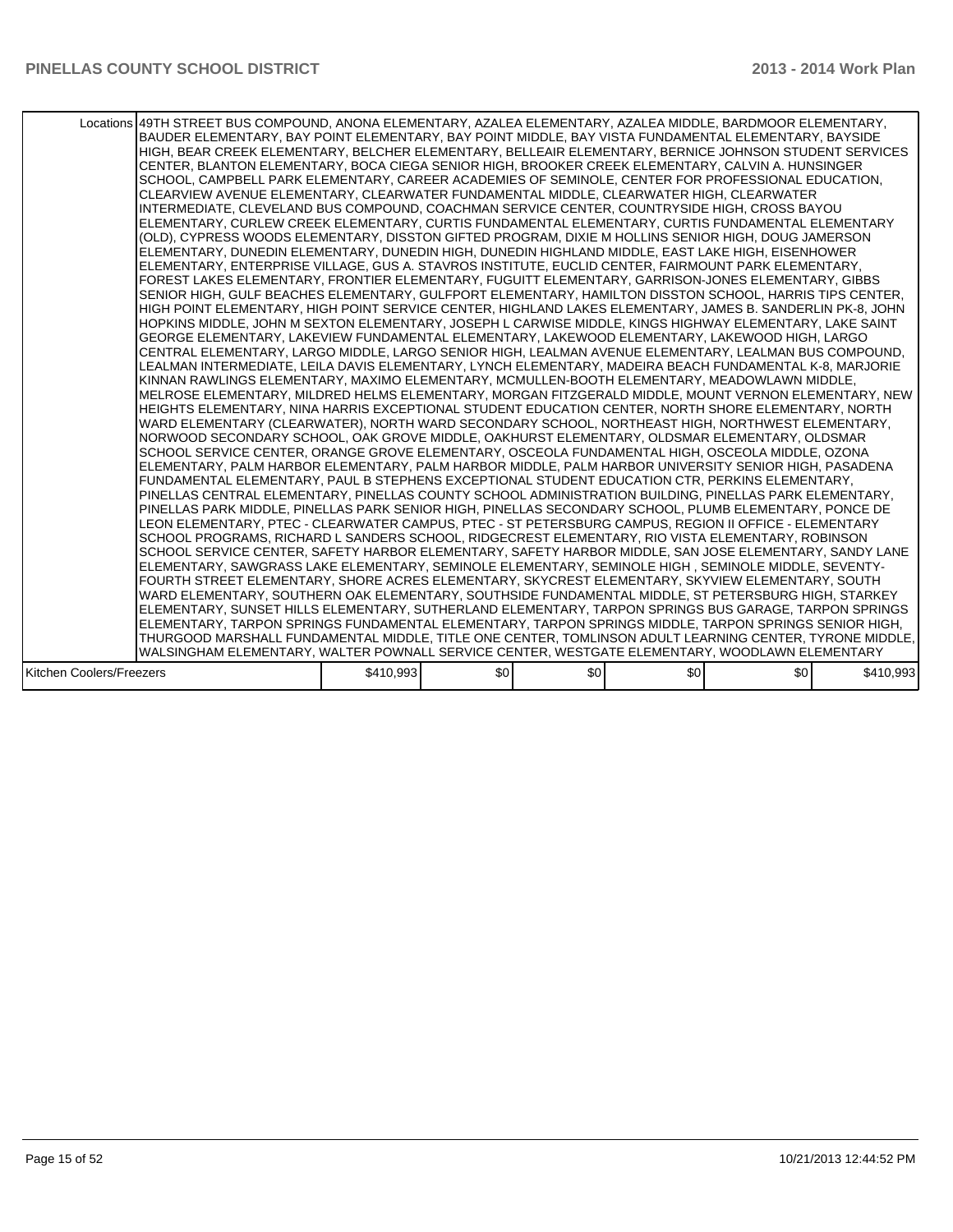| | | | | | | |
|---|---|---|---|---|---|---|
| Locations | 49TH STREET BUS COMPOUND, ANONA ELEMENTARY, AZALEA ELEMENTARY, AZALEA MIDDLE, BARDMOOR ELEMENTARY, BAUDER ELEMENTARY, BAY POINT ELEMENTARY, BAY POINT MIDDLE, BAY VISTA FUNDAMENTAL ELEMENTARY, BAYSIDE HIGH, BEAR CREEK ELEMENTARY, BELCHER ELEMENTARY, BELLEAIR ELEMENTARY, BERNICE JOHNSON STUDENT SERVICES CENTER, BLANTON ELEMENTARY, BOCA CIEGA SENIOR HIGH, BROOKER CREEK ELEMENTARY, CALVIN A. HUNSINGER SCHOOL, CAMPBELL PARK ELEMENTARY, CAREER ACADEMIES OF SEMINOLE, CENTER FOR PROFESSIONAL EDUCATION, CLEARVIEW AVENUE ELEMENTARY, CLEARWATER FUNDAMENTAL MIDDLE, CLEARWATER HIGH, CLEARWATER INTERMEDIATE, CLEVELAND BUS COMPOUND, COACHMAN SERVICE CENTER, COUNTRYSIDE HIGH, CROSS BAYOU ELEMENTARY, CURLEW CREEK ELEMENTARY, CURTIS FUNDAMENTAL ELEMENTARY, CURTIS FUNDAMENTAL ELEMENTARY (OLD), CYPRESS WOODS ELEMENTARY, DISSTON GIFTED PROGRAM, DIXIE M HOLLINS SENIOR HIGH, DOUG JAMERSON ELEMENTARY, DUNEDIN ELEMENTARY, DUNEDIN HIGH, DUNEDIN HIGHLAND MIDDLE, EAST LAKE HIGH, EISENHOWER ELEMENTARY, ENTERPRISE VILLAGE, GUS A. STAVROS INSTITUTE, EUCLID CENTER, FAIRMOUNT PARK ELEMENTARY, FOREST LAKES ELEMENTARY, FRONTIER ELEMENTARY, FUGUITT ELEMENTARY, GARRISON-JONES ELEMENTARY, GIBBS SENIOR HIGH, GULF BEACHES ELEMENTARY, GULFPORT ELEMENTARY, HAMILTON DISSTON SCHOOL, HARRIS TIPS CENTER, HIGH POINT ELEMENTARY, HIGH POINT SERVICE CENTER, HIGHLAND LAKES ELEMENTARY, JAMES B. SANDERLIN PK-8, JOHN HOPKINS MIDDLE, JOHN M SEXTON ELEMENTARY, JOSEPH L CARWISE MIDDLE, KINGS HIGHWAY ELEMENTARY, LAKE SAINT GEORGE ELEMENTARY, LAKEVIEW FUNDAMENTAL ELEMENTARY, LAKEWOOD ELEMENTARY, LAKEWOOD HIGH, LARGO CENTRAL ELEMENTARY, LARGO MIDDLE, LARGO SENIOR HIGH, LEALMAN AVENUE ELEMENTARY, LEALMAN BUS COMPOUND, LEALMAN INTERMEDIATE, LEILA DAVIS ELEMENTARY, LYNCH ELEMENTARY, MADEIRA BEACH FUNDAMENTAL K-8, MARJORIE KINNAN RAWLINGS ELEMENTARY, MAXIMO ELEMENTARY, MCMULLEN-BOOTH ELEMENTARY, MEADOWLAWN MIDDLE, MELROSE ELEMENTARY, MILDRED HELMS ELEMENTARY, MORGAN FITZGERALD MIDDLE, MOUNT VERNON ELEMENTARY, NEW HEIGHTS ELEMENTARY, NINA HARRIS EXCEPTIONAL STUDENT EDUCATION CENTER, NORTH SHORE ELEMENTARY, NORTH WARD ELEMENTARY (CLEARWATER), NORTH WARD SECONDARY SCHOOL, NORTHEAST HIGH, NORTHWEST ELEMENTARY, NORWOOD SECONDARY SCHOOL, OAK GROVE MIDDLE, OAKHURST ELEMENTARY, OLDSMAR ELEMENTARY, OLDSMAR SCHOOL SERVICE CENTER, ORANGE GROVE ELEMENTARY, OSCEOLA FUNDAMENTAL HIGH, OSCEOLA MIDDLE, OZONA ELEMENTARY, PALM HARBOR ELEMENTARY, PALM HARBOR MIDDLE, PALM HARBOR UNIVERSITY SENIOR HIGH, PASADENA FUNDAMENTAL ELEMENTARY, PAUL B STEPHENS EXCEPTIONAL STUDENT EDUCATION CTR, PERKINS ELEMENTARY, PINELLAS CENTRAL ELEMENTARY, PINELLAS COUNTY SCHOOL ADMINISTRATION BUILDING, PINELLAS PARK ELEMENTARY, PINELLAS PARK MIDDLE, PINELLAS PARK SENIOR HIGH, PINELLAS SECONDARY SCHOOL, PLUMB ELEMENTARY, PONCE DE LEON ELEMENTARY, PTEC - CLEARWATER CAMPUS, PTEC - ST PETERSBURG CAMPUS, REGION II OFFICE - ELEMENTARY SCHOOL PROGRAMS, RICHARD L SANDERS SCHOOL, RIDGECREST ELEMENTARY, RIO VISTA ELEMENTARY, ROBINSON SCHOOL SERVICE CENTER, SAFETY HARBOR ELEMENTARY, SAFETY HARBOR MIDDLE, SAN JOSE ELEMENTARY, SANDY LANE ELEMENTARY, SAWGRASS LAKE ELEMENTARY, SEMINOLE ELEMENTARY, SEMINOLE HIGH , SEMINOLE MIDDLE, SEVENTY-FOURTH STREET ELEMENTARY, SHORE ACRES ELEMENTARY, SKYCREST ELEMENTARY, SKYVIEW ELEMENTARY, SOUTH WARD ELEMENTARY, SOUTHERN OAK ELEMENTARY, SOUTHSIDE FUNDAMENTAL MIDDLE, ST PETERSBURG HIGH, STARKEY ELEMENTARY, SUNSET HILLS ELEMENTARY, SUTHERLAND ELEMENTARY, TARPON SPRINGS BUS GARAGE, TARPON SPRINGS ELEMENTARY, TARPON SPRINGS FUNDAMENTAL ELEMENTARY, TARPON SPRINGS MIDDLE, TARPON SPRINGS SENIOR HIGH, THURGOOD MARSHALL FUNDAMENTAL MIDDLE, TITLE ONE CENTER, TOMLINSON ADULT LEARNING CENTER, TYRONE MIDDLE, WALSINGHAM ELEMENTARY, WALTER POWNALL SERVICE CENTER, WESTGATE ELEMENTARY, WOODLAWN ELEMENTARY | | | | | |
| Kitchen Coolers/Freezers | | $410,993 | $0 | $0 | $0 | $0 | $410,993 |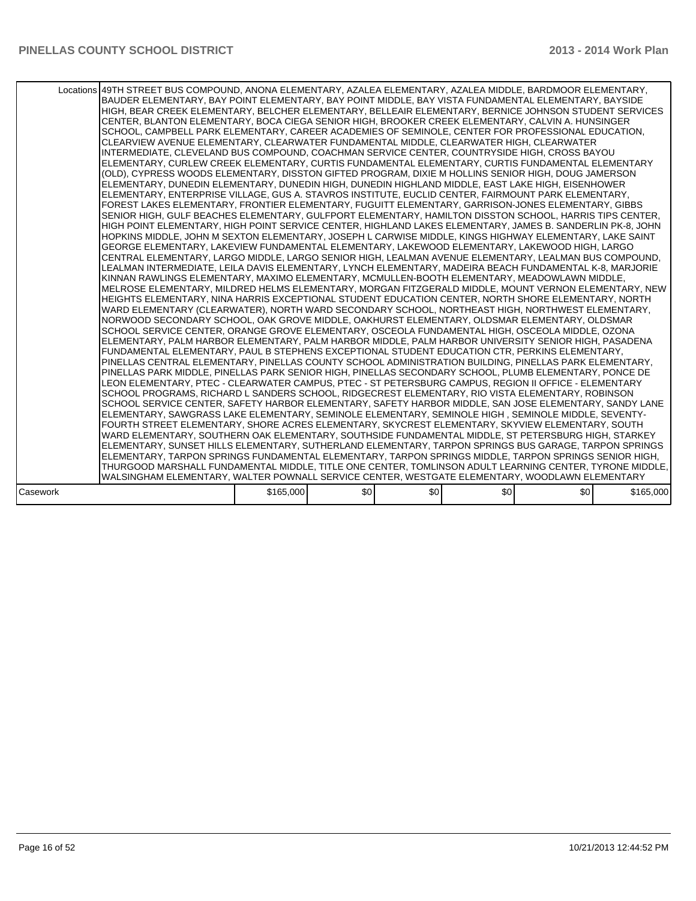| | Locations | 49TH STREET BUS COMPOUND, ANONA ELEMENTARY, AZALEA ELEMENTARY, AZALEA MIDDLE, BARDMOOR ELEMENTARY, BAUDER ELEMENTARY, BAY POINT ELEMENTARY, BAY POINT MIDDLE, BAY VISTA FUNDAMENTAL ELEMENTARY, BAYSIDE HIGH, BEAR CREEK ELEMENTARY, BELCHER ELEMENTARY, BELLEAIR ELEMENTARY, BERNICE JOHNSON STUDENT SERVICES CENTER, BLANTON ELEMENTARY, BOCA CIEGA SENIOR HIGH, BROOKER CREEK ELEMENTARY, CALVIN A. HUNSINGER SCHOOL, CAMPBELL PARK ELEMENTARY, CAREER ACADEMIES OF SEMINOLE, CENTER FOR PROFESSIONAL EDUCATION, CLEARVIEW AVENUE ELEMENTARY, CLEARWATER FUNDAMENTAL MIDDLE, CLEARWATER HIGH, CLEARWATER INTERMEDIATE, CLEVELAND BUS COMPOUND, COACHMAN SERVICE CENTER, COUNTRYSIDE HIGH, CROSS BAYOU ELEMENTARY, CURLEW CREEK ELEMENTARY, CURTIS FUNDAMENTAL ELEMENTARY, CURTIS FUNDAMENTAL ELEMENTARY (OLD), CYPRESS WOODS ELEMENTARY, DISSTON GIFTED PROGRAM, DIXIE M HOLLINS SENIOR HIGH, DOUG JAMERSON ELEMENTARY, DUNEDIN ELEMENTARY, DUNEDIN HIGH, DUNEDIN HIGHLAND MIDDLE, EAST LAKE HIGH, EISENHOWER ELEMENTARY, ENTERPRISE VILLAGE, GUS A. STAVROS INSTITUTE, EUCLID CENTER, FAIRMOUNT PARK ELEMENTARY, FOREST LAKES ELEMENTARY, FRONTIER ELEMENTARY, FUGUITT ELEMENTARY, GARRISON-JONES ELEMENTARY, GIBBS SENIOR HIGH, GULF BEACHES ELEMENTARY, GULFPORT ELEMENTARY, HAMILTON DISSTON SCHOOL, HARRIS TIPS CENTER, HIGH POINT ELEMENTARY, HIGH POINT SERVICE CENTER, HIGHLAND LAKES ELEMENTARY, JAMES B. SANDERLIN PK-8, JOHN HOPKINS MIDDLE, JOHN M SEXTON ELEMENTARY, JOSEPH L CARWISE MIDDLE, KINGS HIGHWAY ELEMENTARY, LAKE SAINT GEORGE ELEMENTARY, LAKEVIEW FUNDAMENTAL ELEMENTARY, LAKEWOOD ELEMENTARY, LAKEWOOD HIGH, LARGO CENTRAL ELEMENTARY, LARGO MIDDLE, LARGO SENIOR HIGH, LEALMAN AVENUE ELEMENTARY, LEALMAN BUS COMPOUND, LEALMAN INTERMEDIATE, LEILA DAVIS ELEMENTARY, LYNCH ELEMENTARY, MADEIRA BEACH FUNDAMENTAL K-8, MARJORIE KINNAN RAWLINGS ELEMENTARY, MAXIMO ELEMENTARY, MCMULLEN-BOOTH ELEMENTARY, MEADOWLAWN MIDDLE, MELROSE ELEMENTARY, MILDRED HELMS ELEMENTARY, MORGAN FITZGERALD MIDDLE, MOUNT VERNON ELEMENTARY, NEW HEIGHTS ELEMENTARY, NINA HARRIS EXCEPTIONAL STUDENT EDUCATION CENTER, NORTH SHORE ELEMENTARY, NORTH WARD ELEMENTARY (CLEARWATER), NORTH WARD SECONDARY SCHOOL, NORTHEAST HIGH, NORTHWEST ELEMENTARY, NORWOOD SECONDARY SCHOOL, OAK GROVE MIDDLE, OAKHURST ELEMENTARY, OLDSMAR ELEMENTARY, OLDSMAR SCHOOL SERVICE CENTER, ORANGE GROVE ELEMENTARY, OSCEOLA FUNDAMENTAL HIGH, OSCEOLA MIDDLE, OZONA ELEMENTARY, PALM HARBOR ELEMENTARY, PALM HARBOR MIDDLE, PALM HARBOR UNIVERSITY SENIOR HIGH, PASADENA FUNDAMENTAL ELEMENTARY, PAUL B STEPHENS EXCEPTIONAL STUDENT EDUCATION CTR, PERKINS ELEMENTARY, PINELLAS CENTRAL ELEMENTARY, PINELLAS COUNTY SCHOOL ADMINISTRATION BUILDING, PINELLAS PARK ELEMENTARY, PINELLAS PARK MIDDLE, PINELLAS PARK SENIOR HIGH, PINELLAS SECONDARY SCHOOL, PLUMB ELEMENTARY, PONCE DE LEON ELEMENTARY, PTEC - CLEARWATER CAMPUS, PTEC - ST PETERSBURG CAMPUS, REGION II OFFICE - ELEMENTARY SCHOOL PROGRAMS, RICHARD L SANDERS SCHOOL, RIDGECREST ELEMENTARY, RIO VISTA ELEMENTARY, ROBINSON SCHOOL SERVICE CENTER, SAFETY HARBOR ELEMENTARY, SAFETY HARBOR MIDDLE, SAN JOSE ELEMENTARY, SANDY LANE ELEMENTARY, SAWGRASS LAKE ELEMENTARY, SEMINOLE ELEMENTARY, SEMINOLE HIGH , SEMINOLE MIDDLE, SEVENTY-FOURTH STREET ELEMENTARY, SHORE ACRES ELEMENTARY, SKYCREST ELEMENTARY, SKYVIEW ELEMENTARY, SOUTH WARD ELEMENTARY, SOUTHERN OAK ELEMENTARY, SOUTHSIDE FUNDAMENTAL MIDDLE, ST PETERSBURG HIGH, STARKEY ELEMENTARY, SUNSET HILLS ELEMENTARY, SUTHERLAND ELEMENTARY, TARPON SPRINGS BUS GARAGE, TARPON SPRINGS ELEMENTARY, TARPON SPRINGS FUNDAMENTAL ELEMENTARY, TARPON SPRINGS MIDDLE, TARPON SPRINGS SENIOR HIGH, THURGOOD MARSHALL FUNDAMENTAL MIDDLE, TITLE ONE CENTER, TOMLINSON ADULT LEARNING CENTER, TYRONE MIDDLE, WALSINGHAM ELEMENTARY, WALTER POWNALL SERVICE CENTER, WESTGATE ELEMENTARY, WOODLAWN ELEMENTARY | | | | | |
|---|---|---|---|---|---|---|---|
| Casework | | $165,000 | $0 | $0 | $0 | $0 | $165,000 |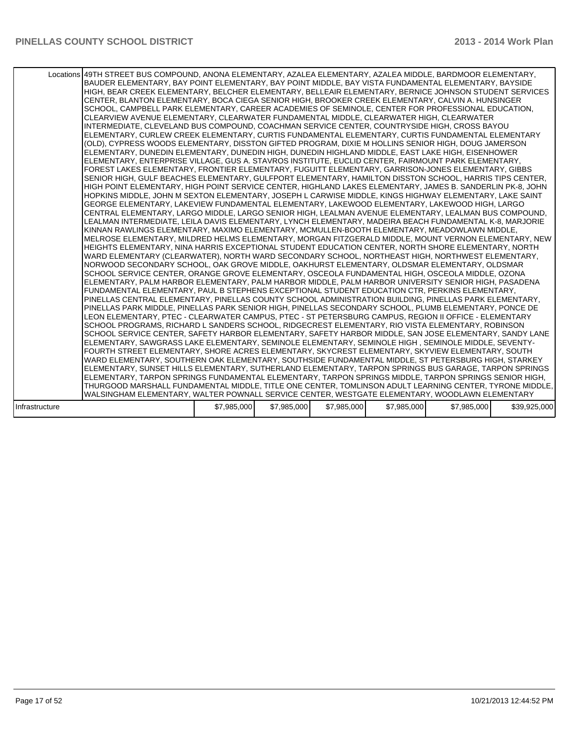| | | | | | | | |
|---|---|---|---|---|---|---|---|
| Locations | 49TH STREET BUS COMPOUND, ANONA ELEMENTARY, AZALEA ELEMENTARY, AZALEA MIDDLE, BARDMOOR ELEMENTARY, BAUDER ELEMENTARY, BAY POINT ELEMENTARY, BAY POINT MIDDLE, BAY VISTA FUNDAMENTAL ELEMENTARY, BAYSIDE HIGH, BEAR CREEK ELEMENTARY, BELCHER ELEMENTARY, BELLEAIR ELEMENTARY, BERNICE JOHNSON STUDENT SERVICES CENTER, BLANTON ELEMENTARY, BOCA CIEGA SENIOR HIGH, BROOKER CREEK ELEMENTARY, CALVIN A. HUNSINGER SCHOOL, CAMPBELL PARK ELEMENTARY, CAREER ACADEMIES OF SEMINOLE, CENTER FOR PROFESSIONAL EDUCATION, CLEARVIEW AVENUE ELEMENTARY, CLEARWATER FUNDAMENTAL MIDDLE, CLEARWATER HIGH, CLEARWATER INTERMEDIATE, CLEVELAND BUS COMPOUND, COACHMAN SERVICE CENTER, COUNTRYSIDE HIGH, CROSS BAYOU ELEMENTARY, CURLEW CREEK ELEMENTARY, CURTIS FUNDAMENTAL ELEMENTARY, CURTIS FUNDAMENTAL ELEMENTARY (OLD), CYPRESS WOODS ELEMENTARY, DISSTON GIFTED PROGRAM, DIXIE M HOLLINS SENIOR HIGH, DOUG JAMERSON ELEMENTARY, DUNEDIN ELEMENTARY, DUNEDIN HIGH, DUNEDIN HIGHLAND MIDDLE, EAST LAKE HIGH, EISENHOWER ELEMENTARY, ENTERPRISE VILLAGE, GUS A. STAVROS INSTITUTE, EUCLID CENTER, FAIRMOUNT PARK ELEMENTARY, FOREST LAKES ELEMENTARY, FRONTIER ELEMENTARY, FUGUITT ELEMENTARY, GARRISON-JONES ELEMENTARY, GIBBS SENIOR HIGH, GULF BEACHES ELEMENTARY, GULFPORT ELEMENTARY, HAMILTON DISSTON SCHOOL, HARRIS TIPS CENTER, HIGH POINT ELEMENTARY, HIGH POINT SERVICE CENTER, HIGHLAND LAKES ELEMENTARY, JAMES B. SANDERLIN PK-8, JOHN HOPKINS MIDDLE, JOHN M SEXTON ELEMENTARY, JOSEPH L CARWISE MIDDLE, KINGS HIGHWAY ELEMENTARY, LAKE SAINT GEORGE ELEMENTARY, LAKEVIEW FUNDAMENTAL ELEMENTARY, LAKEWOOD ELEMENTARY, LAKEWOOD HIGH, LARGO CENTRAL ELEMENTARY, LARGO MIDDLE, LARGO SENIOR HIGH, LEALMAN AVENUE ELEMENTARY, LEALMAN BUS COMPOUND, LEALMAN INTERMEDIATE, LEILA DAVIS ELEMENTARY, LYNCH ELEMENTARY, MADEIRA BEACH FUNDAMENTAL K-8, MARJORIE KINNAN RAWLINGS ELEMENTARY, MAXIMO ELEMENTARY, MCMULLEN-BOOTH ELEMENTARY, MEADOWLAWN MIDDLE, MELROSE ELEMENTARY, MILDRED HELMS ELEMENTARY, MORGAN FITZGERALD MIDDLE, MOUNT VERNON ELEMENTARY, NEW HEIGHTS ELEMENTARY, NINA HARRIS EXCEPTIONAL STUDENT EDUCATION CENTER, NORTH SHORE ELEMENTARY, NORTH WARD ELEMENTARY (CLEARWATER), NORTH WARD SECONDARY SCHOOL, NORTHEAST HIGH, NORTHWEST ELEMENTARY, NORWOOD SECONDARY SCHOOL, OAK GROVE MIDDLE, OAKHURST ELEMENTARY, OLDSMAR ELEMENTARY, OLDSMAR SCHOOL SERVICE CENTER, ORANGE GROVE ELEMENTARY, OSCEOLA FUNDAMENTAL HIGH, OSCEOLA MIDDLE, OZONA ELEMENTARY, PALM HARBOR ELEMENTARY, PALM HARBOR MIDDLE, PALM HARBOR UNIVERSITY SENIOR HIGH, PASADENA FUNDAMENTAL ELEMENTARY, PAUL B STEPHENS EXCEPTIONAL STUDENT EDUCATION CTR, PERKINS ELEMENTARY, PINELLAS CENTRAL ELEMENTARY, PINELLAS COUNTY SCHOOL ADMINISTRATION BUILDING, PINELLAS PARK ELEMENTARY, PINELLAS PARK MIDDLE, PINELLAS PARK SENIOR HIGH, PINELLAS SECONDARY SCHOOL, PLUMB ELEMENTARY, PONCE DE LEON ELEMENTARY, PTEC - CLEARWATER CAMPUS, PTEC - ST PETERSBURG CAMPUS, REGION II OFFICE - ELEMENTARY SCHOOL PROGRAMS, RICHARD L SANDERS SCHOOL, RIDGECREST ELEMENTARY, RIO VISTA ELEMENTARY, ROBINSON SCHOOL SERVICE CENTER, SAFETY HARBOR ELEMENTARY, SAFETY HARBOR MIDDLE, SAN JOSE ELEMENTARY, SANDY LANE ELEMENTARY, SAWGRASS LAKE ELEMENTARY, SEMINOLE ELEMENTARY, SEMINOLE HIGH , SEMINOLE MIDDLE, SEVENTY-FOURTH STREET ELEMENTARY, SHORE ACRES ELEMENTARY, SKYCREST ELEMENTARY, SKYVIEW ELEMENTARY, SOUTH WARD ELEMENTARY, SOUTHERN OAK ELEMENTARY, SOUTHSIDE FUNDAMENTAL MIDDLE, ST PETERSBURG HIGH, STARKEY ELEMENTARY, SUNSET HILLS ELEMENTARY, SUTHERLAND ELEMENTARY, TARPON SPRINGS BUS GARAGE, TARPON SPRINGS ELEMENTARY, TARPON SPRINGS FUNDAMENTAL ELEMENTARY, TARPON SPRINGS MIDDLE, TARPON SPRINGS SENIOR HIGH, THURGOOD MARSHALL FUNDAMENTAL MIDDLE, TITLE ONE CENTER, TOMLINSON ADULT LEARNING CENTER, TYRONE MIDDLE, WALSINGHAM ELEMENTARY, WALTER POWNALL SERVICE CENTER, WESTGATE ELEMENTARY, WOODLAWN ELEMENTARY | | | | | | |
| Infrastructure | | $7,985,000 | $7,985,000 | $7,985,000 | $7,985,000 | $7,985,000 | $39,925,000 |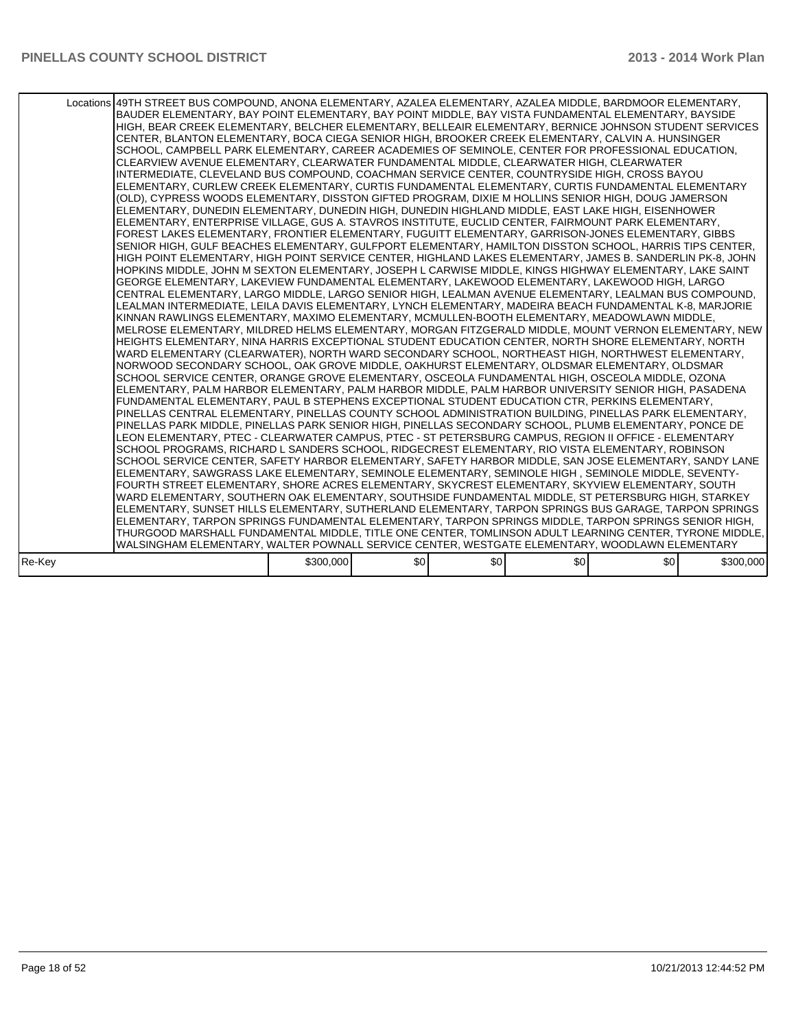| | | | | | | | |
|---|---|---|---|---|---|---|---|
| | Locations | 49TH STREET BUS COMPOUND, ANONA ELEMENTARY, AZALEA ELEMENTARY, AZALEA MIDDLE, BARDMOOR ELEMENTARY, BAUDER ELEMENTARY, BAY POINT ELEMENTARY, BAY POINT MIDDLE, BAY VISTA FUNDAMENTAL ELEMENTARY, BAYSIDE HIGH, BEAR CREEK ELEMENTARY, BELCHER ELEMENTARY, BELLEAIR ELEMENTARY, BERNICE JOHNSON STUDENT SERVICES CENTER, BLANTON ELEMENTARY, BOCA CIEGA SENIOR HIGH, BROOKER CREEK ELEMENTARY, CALVIN A. HUNSINGER SCHOOL, CAMPBELL PARK ELEMENTARY, CAREER ACADEMIES OF SEMINOLE, CENTER FOR PROFESSIONAL EDUCATION, CLEARVIEW AVENUE ELEMENTARY, CLEARWATER FUNDAMENTAL MIDDLE, CLEARWATER HIGH, CLEARWATER INTERMEDIATE, CLEVELAND BUS COMPOUND, COACHMAN SERVICE CENTER, COUNTRYSIDE HIGH, CROSS BAYOU ELEMENTARY, CURLEW CREEK ELEMENTARY, CURTIS FUNDAMENTAL ELEMENTARY, CURTIS FUNDAMENTAL ELEMENTARY (OLD), CYPRESS WOODS ELEMENTARY, DISSTON GIFTED PROGRAM, DIXIE M HOLLINS SENIOR HIGH, DOUG JAMERSON ELEMENTARY, DUNEDIN ELEMENTARY, DUNEDIN HIGH, DUNEDIN HIGHLAND MIDDLE, EAST LAKE HIGH, EISENHOWER ELEMENTARY, ENTERPRISE VILLAGE, GUS A. STAVROS INSTITUTE, EUCLID CENTER, FAIRMOUNT PARK ELEMENTARY, FOREST LAKES ELEMENTARY, FRONTIER ELEMENTARY, FUGUITT ELEMENTARY, GARRISON-JONES ELEMENTARY, GIBBS SENIOR HIGH, GULF BEACHES ELEMENTARY, GULFPORT ELEMENTARY, HAMILTON DISSTON SCHOOL, HARRIS TIPS CENTER, HIGH POINT ELEMENTARY, HIGH POINT SERVICE CENTER, HIGHLAND LAKES ELEMENTARY, JAMES B. SANDERLIN PK-8, JOHN HOPKINS MIDDLE, JOHN M SEXTON ELEMENTARY, JOSEPH L CARWISE MIDDLE, KINGS HIGHWAY ELEMENTARY, LAKE SAINT GEORGE ELEMENTARY, LAKEVIEW FUNDAMENTAL ELEMENTARY, LAKEWOOD ELEMENTARY, LAKEWOOD HIGH, LARGO CENTRAL ELEMENTARY, LARGO MIDDLE, LARGO SENIOR HIGH, LEALMAN AVENUE ELEMENTARY, LEALMAN BUS COMPOUND, LEALMAN INTERMEDIATE, LEILA DAVIS ELEMENTARY, LYNCH ELEMENTARY, MADEIRA BEACH FUNDAMENTAL K-8, MARJORIE KINNAN RAWLINGS ELEMENTARY, MAXIMO ELEMENTARY, MCMULLEN-BOOTH ELEMENTARY, MEADOWLAWN MIDDLE, MELROSE ELEMENTARY, MILDRED HELMS ELEMENTARY, MORGAN FITZGERALD MIDDLE, MOUNT VERNON ELEMENTARY, NEW HEIGHTS ELEMENTARY, NINA HARRIS EXCEPTIONAL STUDENT EDUCATION CENTER, NORTH SHORE ELEMENTARY, NORTH WARD ELEMENTARY (CLEARWATER), NORTH WARD SECONDARY SCHOOL, NORTHEAST HIGH, NORTHWEST ELEMENTARY, NORWOOD SECONDARY SCHOOL, OAK GROVE MIDDLE, OAKHURST ELEMENTARY, OLDSMAR ELEMENTARY, OLDSMAR SCHOOL SERVICE CENTER, ORANGE GROVE ELEMENTARY, OSCEOLA FUNDAMENTAL HIGH, OSCEOLA MIDDLE, OZONA ELEMENTARY, PALM HARBOR ELEMENTARY, PALM HARBOR MIDDLE, PALM HARBOR UNIVERSITY SENIOR HIGH, PASADENA FUNDAMENTAL ELEMENTARY, PAUL B STEPHENS EXCEPTIONAL STUDENT EDUCATION CTR, PERKINS ELEMENTARY, PINELLAS CENTRAL ELEMENTARY, PINELLAS COUNTY SCHOOL ADMINISTRATION BUILDING, PINELLAS PARK ELEMENTARY, PINELLAS PARK MIDDLE, PINELLAS PARK SENIOR HIGH, PINELLAS SECONDARY SCHOOL, PLUMB ELEMENTARY, PONCE DE LEON ELEMENTARY, PTEC - CLEARWATER CAMPUS, PTEC - ST PETERSBURG CAMPUS, REGION II OFFICE - ELEMENTARY SCHOOL PROGRAMS, RICHARD L SANDERS SCHOOL, RIDGECREST ELEMENTARY, RIO VISTA ELEMENTARY, ROBINSON SCHOOL SERVICE CENTER, SAFETY HARBOR ELEMENTARY, SAFETY HARBOR MIDDLE, SAN JOSE ELEMENTARY, SANDY LANE ELEMENTARY, SAWGRASS LAKE ELEMENTARY, SEMINOLE ELEMENTARY, SEMINOLE HIGH , SEMINOLE MIDDLE, SEVENTY-FOURTH STREET ELEMENTARY, SHORE ACRES ELEMENTARY, SKYCREST ELEMENTARY, SKYVIEW ELEMENTARY, SOUTH WARD ELEMENTARY, SOUTHERN OAK ELEMENTARY, SOUTHSIDE FUNDAMENTAL MIDDLE, ST PETERSBURG HIGH, STARKEY ELEMENTARY, SUNSET HILLS ELEMENTARY, SUTHERLAND ELEMENTARY, TARPON SPRINGS BUS GARAGE, TARPON SPRINGS ELEMENTARY, TARPON SPRINGS FUNDAMENTAL ELEMENTARY, TARPON SPRINGS MIDDLE, TARPON SPRINGS SENIOR HIGH, THURGOOD MARSHALL FUNDAMENTAL MIDDLE, TITLE ONE CENTER, TOMLINSON ADULT LEARNING CENTER, TYRONE MIDDLE, WALSINGHAM ELEMENTARY, WALTER POWNALL SERVICE CENTER, WESTGATE ELEMENTARY, WOODLAWN ELEMENTARY | | | | | |
| Re-Key | | $300,000 | $0 | $0 | $0 | $0 | $300,000 |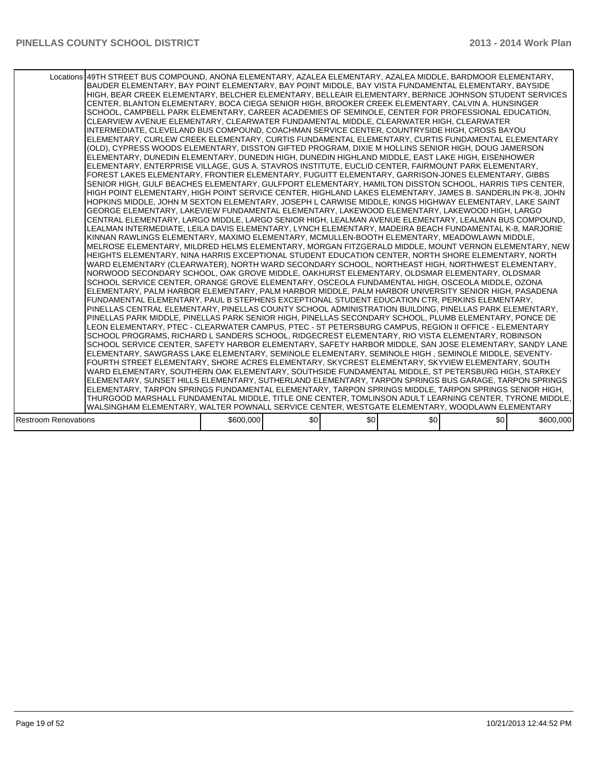| | | | | | | |
|---|---|---|---|---|---|---|
| Locations | 49TH STREET BUS COMPOUND, ANONA ELEMENTARY, AZALEA ELEMENTARY, AZALEA MIDDLE, BARDMOOR ELEMENTARY, BAUDER ELEMENTARY, BAY POINT ELEMENTARY, BAY POINT MIDDLE, BAY VISTA FUNDAMENTAL ELEMENTARY, BAYSIDE HIGH, BEAR CREEK ELEMENTARY, BELCHER ELEMENTARY, BELLEAIR ELEMENTARY, BERNICE JOHNSON STUDENT SERVICES CENTER, BLANTON ELEMENTARY, BOCA CIEGA SENIOR HIGH, BROOKER CREEK ELEMENTARY, CALVIN A. HUNSINGER SCHOOL, CAMPBELL PARK ELEMENTARY, CAREER ACADEMIES OF SEMINOLE, CENTER FOR PROFESSIONAL EDUCATION, CLEARVIEW AVENUE ELEMENTARY, CLEARWATER FUNDAMENTAL MIDDLE, CLEARWATER HIGH, CLEARWATER INTERMEDIATE, CLEVELAND BUS COMPOUND, COACHMAN SERVICE CENTER, COUNTRYSIDE HIGH, CROSS BAYOU ELEMENTARY, CURLEW CREEK ELEMENTARY, CURTIS FUNDAMENTAL ELEMENTARY, CURTIS FUNDAMENTAL ELEMENTARY (OLD), CYPRESS WOODS ELEMENTARY, DISSTON GIFTED PROGRAM, DIXIE M HOLLINS SENIOR HIGH, DOUG JAMERSON ELEMENTARY, DUNEDIN ELEMENTARY, DUNEDIN HIGH, DUNEDIN HIGHLAND MIDDLE, EAST LAKE HIGH, EISENHOWER ELEMENTARY, ENTERPRISE VILLAGE, GUS A. STAVROS INSTITUTE, EUCLID CENTER, FAIRMOUNT PARK ELEMENTARY, FOREST LAKES ELEMENTARY, FRONTIER ELEMENTARY, FUGUITT ELEMENTARY, GARRISON-JONES ELEMENTARY, GIBBS SENIOR HIGH, GULF BEACHES ELEMENTARY, GULFPORT ELEMENTARY, HAMILTON DISSTON SCHOOL, HARRIS TIPS CENTER, HIGH POINT ELEMENTARY, HIGH POINT SERVICE CENTER, HIGHLAND LAKES ELEMENTARY, JAMES B. SANDERLIN PK-8, JOHN HOPKINS MIDDLE, JOHN M SEXTON ELEMENTARY, JOSEPH L CARWISE MIDDLE, KINGS HIGHWAY ELEMENTARY, LAKE SAINT GEORGE ELEMENTARY, LAKEVIEW FUNDAMENTAL ELEMENTARY, LAKEWOOD ELEMENTARY, LAKEWOOD HIGH, LARGO CENTRAL ELEMENTARY, LARGO MIDDLE, LARGO SENIOR HIGH, LEALMAN AVENUE ELEMENTARY, LEALMAN BUS COMPOUND, LEALMAN INTERMEDIATE, LEILA DAVIS ELEMENTARY, LYNCH ELEMENTARY, MADEIRA BEACH FUNDAMENTAL K-8, MARJORIE KINNAN RAWLINGS ELEMENTARY, MAXIMO ELEMENTARY, MCMULLEN-BOOTH ELEMENTARY, MEADOWLAWN MIDDLE, MELROSE ELEMENTARY, MILDRED HELMS ELEMENTARY, MORGAN FITZGERALD MIDDLE, MOUNT VERNON ELEMENTARY, NEW HEIGHTS ELEMENTARY, NINA HARRIS EXCEPTIONAL STUDENT EDUCATION CENTER, NORTH SHORE ELEMENTARY, NORTH WARD ELEMENTARY (CLEARWATER), NORTH WARD SECONDARY SCHOOL, NORTHEAST HIGH, NORTHWEST ELEMENTARY, NORWOOD SECONDARY SCHOOL, OAK GROVE MIDDLE, OAKHURST ELEMENTARY, OLDSMAR ELEMENTARY, OLDSMAR SCHOOL SERVICE CENTER, ORANGE GROVE ELEMENTARY, OSCEOLA FUNDAMENTAL HIGH, OSCEOLA MIDDLE, OZONA ELEMENTARY, PALM HARBOR ELEMENTARY, PALM HARBOR MIDDLE, PALM HARBOR UNIVERSITY SENIOR HIGH, PASADENA FUNDAMENTAL ELEMENTARY, PAUL B STEPHENS EXCEPTIONAL STUDENT EDUCATION CTR, PERKINS ELEMENTARY, PINELLAS CENTRAL ELEMENTARY, PINELLAS COUNTY SCHOOL ADMINISTRATION BUILDING, PINELLAS PARK ELEMENTARY, PINELLAS PARK MIDDLE, PINELLAS PARK SENIOR HIGH, PINELLAS SECONDARY SCHOOL, PLUMB ELEMENTARY, PONCE DE LEON ELEMENTARY, PTEC - CLEARWATER CAMPUS, PTEC - ST PETERSBURG CAMPUS, REGION II OFFICE - ELEMENTARY SCHOOL PROGRAMS, RICHARD L SANDERS SCHOOL, RIDGECREST ELEMENTARY, RIO VISTA ELEMENTARY, ROBINSON SCHOOL SERVICE CENTER, SAFETY HARBOR ELEMENTARY, SAFETY HARBOR MIDDLE, SAN JOSE ELEMENTARY, SANDY LANE ELEMENTARY, SAWGRASS LAKE ELEMENTARY, SEMINOLE ELEMENTARY, SEMINOLE HIGH , SEMINOLE MIDDLE, SEVENTY-FOURTH STREET ELEMENTARY, SHORE ACRES ELEMENTARY, SKYCREST ELEMENTARY, SKYVIEW ELEMENTARY, SOUTH WARD ELEMENTARY, SOUTHERN OAK ELEMENTARY, SOUTHSIDE FUNDAMENTAL MIDDLE, ST PETERSBURG HIGH, STARKEY ELEMENTARY, SUNSET HILLS ELEMENTARY, SUTHERLAND ELEMENTARY, TARPON SPRINGS BUS GARAGE, TARPON SPRINGS ELEMENTARY, TARPON SPRINGS FUNDAMENTAL ELEMENTARY, TARPON SPRINGS MIDDLE, TARPON SPRINGS SENIOR HIGH, THURGOOD MARSHALL FUNDAMENTAL MIDDLE, TITLE ONE CENTER, TOMLINSON ADULT LEARNING CENTER, TYRONE MIDDLE, WALSINGHAM ELEMENTARY, WALTER POWNALL SERVICE CENTER, WESTGATE ELEMENTARY, WOODLAWN ELEMENTARY | | | | | |
| Restroom Renovations | $600,000 | $0 | $0 | $0 | $0 | $600,000 |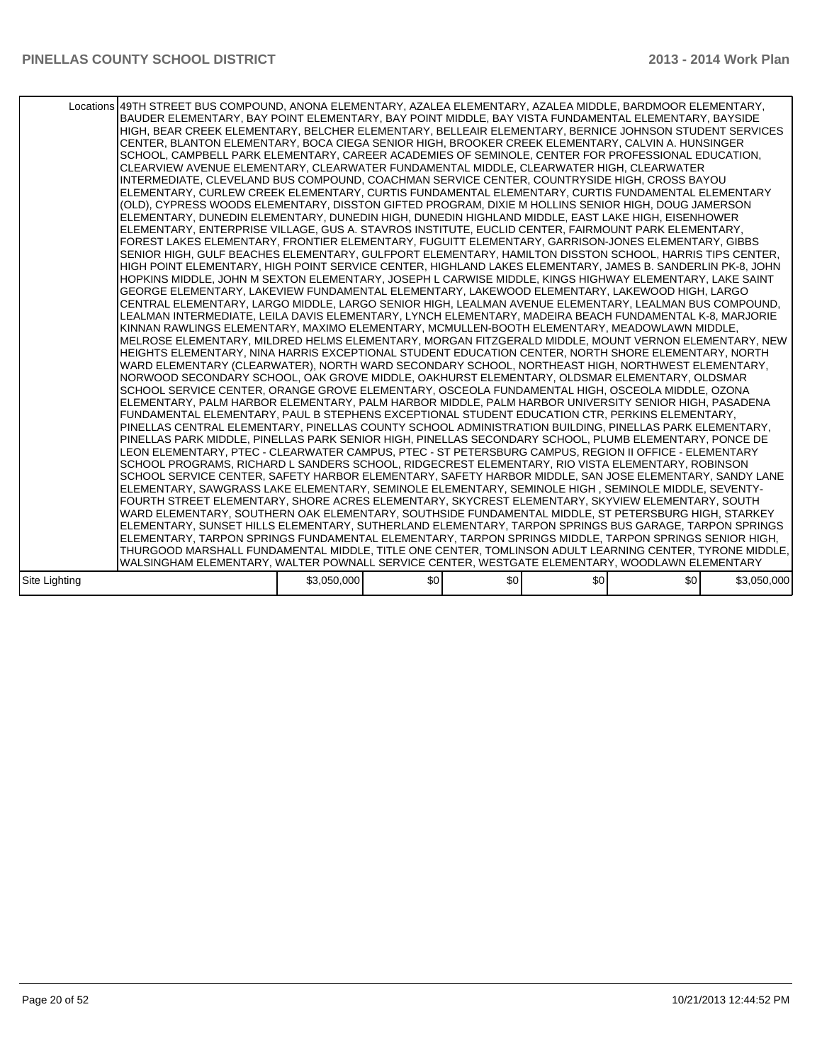| | | | | | | |
|---|---|---|---|---|---|---|
| Locations | 49TH STREET BUS COMPOUND, ANONA ELEMENTARY, AZALEA ELEMENTARY, AZALEA MIDDLE, BARDMOOR ELEMENTARY, BAUDER ELEMENTARY, BAY POINT ELEMENTARY, BAY POINT MIDDLE, BAY VISTA FUNDAMENTAL ELEMENTARY, BAYSIDE HIGH, BEAR CREEK ELEMENTARY, BELCHER ELEMENTARY, BELLEAIR ELEMENTARY, BERNICE JOHNSON STUDENT SERVICES CENTER, BLANTON ELEMENTARY, BOCA CIEGA SENIOR HIGH, BROOKER CREEK ELEMENTARY, CALVIN A. HUNSINGER SCHOOL, CAMPBELL PARK ELEMENTARY, CAREER ACADEMIES OF SEMINOLE, CENTER FOR PROFESSIONAL EDUCATION, CLEARVIEW AVENUE ELEMENTARY, CLEARWATER FUNDAMENTAL MIDDLE, CLEARWATER HIGH, CLEARWATER INTERMEDIATE, CLEVELAND BUS COMPOUND, COACHMAN SERVICE CENTER, COUNTRYSIDE HIGH, CROSS BAYOU ELEMENTARY, CURLEW CREEK ELEMENTARY, CURTIS FUNDAMENTAL ELEMENTARY, CURTIS FUNDAMENTAL ELEMENTARY (OLD), CYPRESS WOODS ELEMENTARY, DISSTON GIFTED PROGRAM, DIXIE M HOLLINS SENIOR HIGH, DOUG JAMERSON ELEMENTARY, DUNEDIN ELEMENTARY, DUNEDIN HIGH, DUNEDIN HIGHLAND MIDDLE, EAST LAKE HIGH, EISENHOWER ELEMENTARY, ENTERPRISE VILLAGE, GUS A. STAVROS INSTITUTE, EUCLID CENTER, FAIRMOUNT PARK ELEMENTARY, FOREST LAKES ELEMENTARY, FRONTIER ELEMENTARY, FUGUITT ELEMENTARY, GARRISON-JONES ELEMENTARY, GIBBS SENIOR HIGH, GULF BEACHES ELEMENTARY, GULFPORT ELEMENTARY, HAMILTON DISSTON SCHOOL, HARRIS TIPS CENTER, HIGH POINT ELEMENTARY, HIGH POINT SERVICE CENTER, HIGHLAND LAKES ELEMENTARY, JAMES B. SANDERLIN PK-8, JOHN HOPKINS MIDDLE, JOHN M SEXTON ELEMENTARY, JOSEPH L CARWISE MIDDLE, KINGS HIGHWAY ELEMENTARY, LAKE SAINT GEORGE ELEMENTARY, LAKEVIEW FUNDAMENTAL ELEMENTARY, LAKEWOOD ELEMENTARY, LAKEWOOD HIGH, LARGO CENTRAL ELEMENTARY, LARGO MIDDLE, LARGO SENIOR HIGH, LEALMAN AVENUE ELEMENTARY, LEALMAN BUS COMPOUND, LEALMAN INTERMEDIATE, LEILA DAVIS ELEMENTARY, LYNCH ELEMENTARY, MADEIRA BEACH FUNDAMENTAL K-8, MARJORIE KINNAN RAWLINGS ELEMENTARY, MAXIMO ELEMENTARY, MCMULLEN-BOOTH ELEMENTARY, MEADOWLAWN MIDDLE, MELROSE ELEMENTARY, MILDRED HELMS ELEMENTARY, MORGAN FITZGERALD MIDDLE, MOUNT VERNON ELEMENTARY, NEW HEIGHTS ELEMENTARY, NINA HARRIS EXCEPTIONAL STUDENT EDUCATION CENTER, NORTH SHORE ELEMENTARY, NORTH WARD ELEMENTARY (CLEARWATER), NORTH WARD SECONDARY SCHOOL, NORTHEAST HIGH, NORTHWEST ELEMENTARY, NORWOOD SECONDARY SCHOOL, OAK GROVE MIDDLE, OAKHURST ELEMENTARY, OLDSMAR ELEMENTARY, OLDSMAR SCHOOL SERVICE CENTER, ORANGE GROVE ELEMENTARY, OSCEOLA FUNDAMENTAL HIGH, OSCEOLA MIDDLE, OZONA ELEMENTARY, PALM HARBOR ELEMENTARY, PALM HARBOR MIDDLE, PALM HARBOR UNIVERSITY SENIOR HIGH, PASADENA FUNDAMENTAL ELEMENTARY, PAUL B STEPHENS EXCEPTIONAL STUDENT EDUCATION CTR, PERKINS ELEMENTARY, PINELLAS CENTRAL ELEMENTARY, PINELLAS COUNTY SCHOOL ADMINISTRATION BUILDING, PINELLAS PARK ELEMENTARY, PINELLAS PARK MIDDLE, PINELLAS PARK SENIOR HIGH, PINELLAS SECONDARY SCHOOL, PLUMB ELEMENTARY, PONCE DE LEON ELEMENTARY, PTEC - CLEARWATER CAMPUS, PTEC - ST PETERSBURG CAMPUS, REGION II OFFICE - ELEMENTARY SCHOOL PROGRAMS, RICHARD L SANDERS SCHOOL, RIDGECREST ELEMENTARY, RIO VISTA ELEMENTARY, ROBINSON SCHOOL SERVICE CENTER, SAFETY HARBOR ELEMENTARY, SAFETY HARBOR MIDDLE, SAN JOSE ELEMENTARY, SANDY LANE ELEMENTARY, SAWGRASS LAKE ELEMENTARY, SEMINOLE ELEMENTARY, SEMINOLE HIGH , SEMINOLE MIDDLE, SEVENTY-FOURTH STREET ELEMENTARY, SHORE ACRES ELEMENTARY, SKYCREST ELEMENTARY, SKYVIEW ELEMENTARY, SOUTH WARD ELEMENTARY, SOUTHERN OAK ELEMENTARY, SOUTHSIDE FUNDAMENTAL MIDDLE, ST PETERSBURG HIGH, STARKEY ELEMENTARY, SUNSET HILLS ELEMENTARY, SUTHERLAND ELEMENTARY, TARPON SPRINGS BUS GARAGE, TARPON SPRINGS ELEMENTARY, TARPON SPRINGS FUNDAMENTAL ELEMENTARY, TARPON SPRINGS MIDDLE, TARPON SPRINGS SENIOR HIGH, THURGOOD MARSHALL FUNDAMENTAL MIDDLE, TITLE ONE CENTER, TOMLINSON ADULT LEARNING CENTER, TYRONE MIDDLE, WALSINGHAM ELEMENTARY, WALTER POWNALL SERVICE CENTER, WESTGATE ELEMENTARY, WOODLAWN ELEMENTARY | | | | | |
| Site Lighting | | $3,050,000 | $0 | $0 | $0 | $0 | $3,050,000 |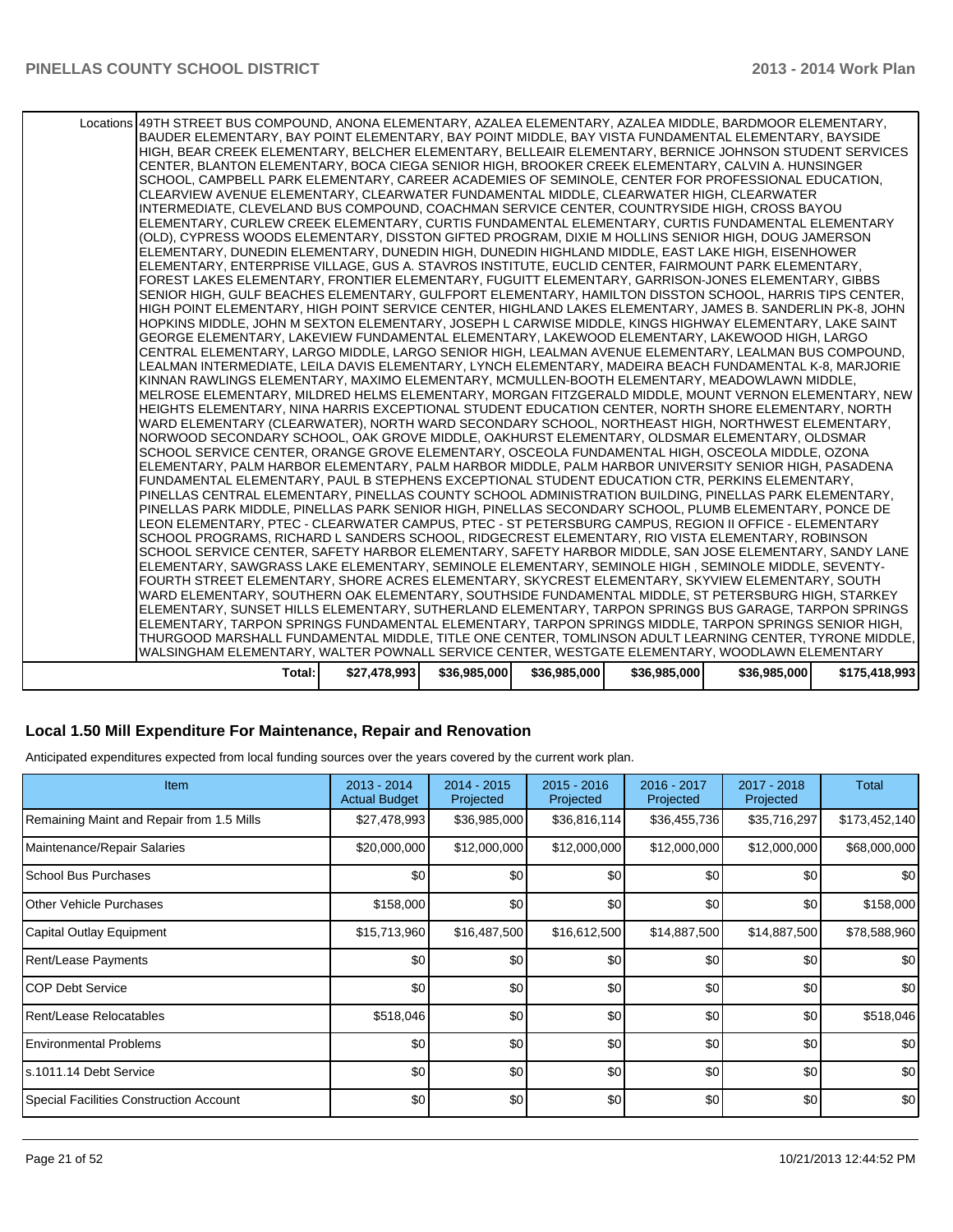| | | | | | | |
|---|---|---|---|---|---|---|
| Locations | 49TH STREET BUS COMPOUND, ANONA ELEMENTARY, AZALEA ELEMENTARY, AZALEA MIDDLE, BARDMOOR ELEMENTARY, BAUDER ELEMENTARY, BAY POINT ELEMENTARY, BAY POINT MIDDLE, BAY VISTA FUNDAMENTAL ELEMENTARY, BAYSIDE HIGH, BEAR CREEK ELEMENTARY, BELCHER ELEMENTARY, BELLEAIR ELEMENTARY, BERNICE JOHNSON STUDENT SERVICES CENTER, BLANTON ELEMENTARY, BOCA CIEGA SENIOR HIGH, BROOKER CREEK ELEMENTARY, CALVIN A. HUNSINGER SCHOOL, CAMPBELL PARK ELEMENTARY, CAREER ACADEMIES OF SEMINOLE, CENTER FOR PROFESSIONAL EDUCATION, CLEARVIEW AVENUE ELEMENTARY, CLEARWATER FUNDAMENTAL MIDDLE, CLEARWATER HIGH, CLEARWATER INTERMEDIATE, CLEVELAND BUS COMPOUND, COACHMAN SERVICE CENTER, COUNTRYSIDE HIGH, CROSS BAYOU ELEMENTARY, CURLEW CREEK ELEMENTARY, CURTIS FUNDAMENTAL ELEMENTARY, CURTIS FUNDAMENTAL ELEMENTARY (OLD), CYPRESS WOODS ELEMENTARY, DISSTON GIFTED PROGRAM, DIXIE M HOLLINS SENIOR HIGH, DOUG JAMERSON ELEMENTARY, DUNEDIN ELEMENTARY, DUNEDIN HIGH, DUNEDIN HIGHLAND MIDDLE, EAST LAKE HIGH, EISENHOWER ELEMENTARY, ENTERPRISE VILLAGE, GUS A. STAVROS INSTITUTE, EUCLID CENTER, FAIRMOUNT PARK ELEMENTARY, FOREST LAKES ELEMENTARY, FRONTIER ELEMENTARY, FUGUITT ELEMENTARY, GARRISON-JONES ELEMENTARY, GIBBS SENIOR HIGH, GULF BEACHES ELEMENTARY, GULFPORT ELEMENTARY, HAMILTON DISSTON SCHOOL, HARRIS TIPS CENTER, HIGH POINT ELEMENTARY, HIGH POINT SERVICE CENTER, HIGHLAND LAKES ELEMENTARY, JAMES B. SANDERLIN PK-8, JOHN HOPKINS MIDDLE, JOHN M SEXTON ELEMENTARY, JOSEPH L CARWISE MIDDLE, KINGS HIGHWAY ELEMENTARY, LAKE SAINT GEORGE ELEMENTARY, LAKEVIEW FUNDAMENTAL ELEMENTARY, LAKEWOOD ELEMENTARY, LAKEWOOD HIGH, LARGO CENTRAL ELEMENTARY, LARGO MIDDLE, LARGO SENIOR HIGH, LEALMAN AVENUE ELEMENTARY, LEALMAN BUS COMPOUND, LEALMAN INTERMEDIATE, LEILA DAVIS ELEMENTARY, LYNCH ELEMENTARY, MADEIRA BEACH FUNDAMENTAL K-8, MARJORIE KINNAN RAWLINGS ELEMENTARY, MAXIMO ELEMENTARY, MCMULLEN-BOOTH ELEMENTARY, MEADOWLAWN MIDDLE, MELROSE ELEMENTARY, MILDRED HELMS ELEMENTARY, MORGAN FITZGERALD MIDDLE, MOUNT VERNON ELEMENTARY, NEW HEIGHTS ELEMENTARY, NINA HARRIS EXCEPTIONAL STUDENT EDUCATION CENTER, NORTH SHORE ELEMENTARY, NORTH WARD ELEMENTARY (CLEARWATER), NORTH WARD SECONDARY SCHOOL, NORTHEAST HIGH, NORTHWEST ELEMENTARY, NORWOOD SECONDARY SCHOOL, OAK GROVE MIDDLE, OAKHURST ELEMENTARY, OLDSMAR ELEMENTARY, OLDSMAR SCHOOL SERVICE CENTER, ORANGE GROVE ELEMENTARY, OSCEOLA FUNDAMENTAL HIGH, OSCEOLA MIDDLE, OZONA ELEMENTARY, PALM HARBOR ELEMENTARY, PALM HARBOR MIDDLE, PALM HARBOR UNIVERSITY SENIOR HIGH, PASADENA FUNDAMENTAL ELEMENTARY, PAUL B STEPHENS EXCEPTIONAL STUDENT EDUCATION CTR, PERKINS ELEMENTARY, PINELLAS CENTRAL ELEMENTARY, PINELLAS COUNTY SCHOOL ADMINISTRATION BUILDING, PINELLAS PARK ELEMENTARY, PINELLAS PARK MIDDLE, PINELLAS PARK SENIOR HIGH, PINELLAS SECONDARY SCHOOL, PLUMB ELEMENTARY, PONCE DE LEON ELEMENTARY, PTEC - CLEARWATER CAMPUS, PTEC - ST PETERSBURG CAMPUS, REGION II OFFICE - ELEMENTARY SCHOOL PROGRAMS, RICHARD L SANDERS SCHOOL, RIDGECREST ELEMENTARY, RIO VISTA ELEMENTARY, ROBINSON SCHOOL SERVICE CENTER, SAFETY HARBOR ELEMENTARY, SAFETY HARBOR MIDDLE, SAN JOSE ELEMENTARY, SANDY LANE ELEMENTARY, SAWGRASS LAKE ELEMENTARY, SEMINOLE ELEMENTARY, SEMINOLE HIGH , SEMINOLE MIDDLE, SEVENTY-FOURTH STREET ELEMENTARY, SHORE ACRES ELEMENTARY, SKYCREST ELEMENTARY, SKYVIEW ELEMENTARY, SOUTH WARD ELEMENTARY, SOUTHERN OAK ELEMENTARY, SOUTHSIDE FUNDAMENTAL MIDDLE, ST PETERSBURG HIGH, STARKEY ELEMENTARY, SUNSET HILLS ELEMENTARY, SUTHERLAND ELEMENTARY, TARPON SPRINGS BUS GARAGE, TARPON SPRINGS ELEMENTARY, TARPON SPRINGS FUNDAMENTAL ELEMENTARY, TARPON SPRINGS MIDDLE, TARPON SPRINGS SENIOR HIGH, THURGOOD MARSHALL FUNDAMENTAL MIDDLE, TITLE ONE CENTER, TOMLINSON ADULT LEARNING CENTER, TYRONE MIDDLE, WALSINGHAM ELEMENTARY, WALTER POWNALL SERVICE CENTER, WESTGATE ELEMENTARY, WOODLAWN ELEMENTARY | | | | | |
| Total: | $27,478,993 | $36,985,000 | $36,985,000 | $36,985,000 | $36,985,000 | $175,418,993 |

## Local 1.50 Mill Expenditure For Maintenance, Repair and Renovation

Anticipated expenditures expected from local funding sources over the years covered by the current work plan.

| Item | 2013 - 2014 Actual Budget | 2014 - 2015 Projected | 2015 - 2016 Projected | 2016 - 2017 Projected | 2017 - 2018 Projected | Total |
|---|---|---|---|---|---|---|
| Remaining Maint and Repair from 1.5 Mills | $27,478,993 | $36,985,000 | $36,816,114 | $36,455,736 | $35,716,297 | $173,452,140 |
| Maintenance/Repair Salaries | $20,000,000 | $12,000,000 | $12,000,000 | $12,000,000 | $12,000,000 | $68,000,000 |
| School Bus Purchases | $0 | $0 | $0 | $0 | $0 | $0 |
| Other Vehicle Purchases | $158,000 | $0 | $0 | $0 | $0 | $158,000 |
| Capital Outlay Equipment | $15,713,960 | $16,487,500 | $16,612,500 | $14,887,500 | $14,887,500 | $78,588,960 |
| Rent/Lease Payments | $0 | $0 | $0 | $0 | $0 | $0 |
| COP Debt Service | $0 | $0 | $0 | $0 | $0 | $0 |
| Rent/Lease Relocatables | $518,046 | $0 | $0 | $0 | $0 | $518,046 |
| Environmental Problems | $0 | $0 | $0 | $0 | $0 | $0 |
| s.1011.14 Debt Service | $0 | $0 | $0 | $0 | $0 | $0 |
| Special Facilities Construction Account | $0 | $0 | $0 | $0 | $0 | $0 |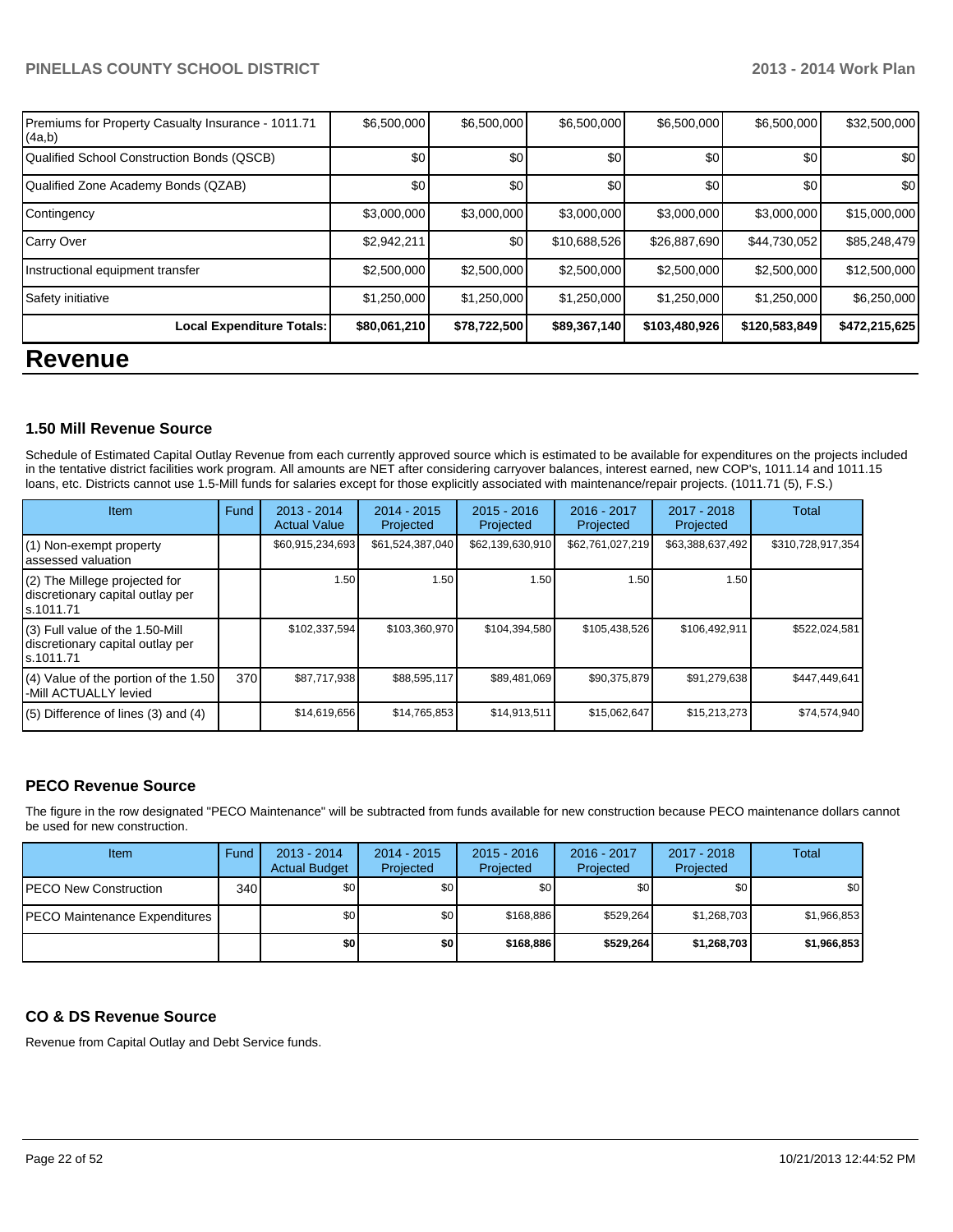| | | | | | | |
|---|---|---|---|---|---|---|
| Premiums for Property Casualty Insurance - 1011.71 (4a,b) | $6,500,000 | $6,500,000 | $6,500,000 | $6,500,000 | $6,500,000 | $32,500,000 |
| Qualified School Construction Bonds (QSCB) | $0 | $0 | $0 | $0 | $0 | $0 |
| Qualified Zone Academy Bonds (QZAB) | $0 | $0 | $0 | $0 | $0 | $0 |
| Contingency | $3,000,000 | $3,000,000 | $3,000,000 | $3,000,000 | $3,000,000 | $15,000,000 |
| Carry Over | $2,942,211 | $0 | $10,688,526 | $26,887,690 | $44,730,052 | $85,248,479 |
| Instructional equipment transfer | $2,500,000 | $2,500,000 | $2,500,000 | $2,500,000 | $2,500,000 | $12,500,000 |
| Safety initiative | $1,250,000 | $1,250,000 | $1,250,000 | $1,250,000 | $1,250,000 | $6,250,000 |
| **Local Expenditure Totals:** | **$80,061,210** | **$78,722,500** | **$89,367,140** | **$103,480,926** | **$120,583,849** | **$472,215,625** |

# Revenue

### 1.50 Mill Revenue Source

Schedule of Estimated Capital Outlay Revenue from each currently approved source which is estimated to be available for expenditures on the projects included in the tentative district facilities work program. All amounts are NET after considering carryover balances, interest earned, new COP's, 1011.14 and 1011.15 loans, etc. Districts cannot use 1.5-Mill funds for salaries except for those explicitly associated with maintenance/repair projects. (1011.71 (5), F.S.)

| Item | Fund | 2013 - 2014 Actual Value | 2014 - 2015 Projected | 2015 - 2016 Projected | 2016 - 2017 Projected | 2017 - 2018 Projected | Total |
|---|---|---|---|---|---|---|---|
| (1) Non-exempt property assessed valuation | | $60,915,234,693 | $61,524,387,040 | $62,139,630,910 | $62,761,027,219 | $63,388,637,492 | $310,728,917,354 |
| (2) The Millege projected for discretionary capital outlay per s.1011.71 | | 1.50 | 1.50 | 1.50 | 1.50 | 1.50 | |
| (3) Full value of the 1.50-Mill discretionary capital outlay per s.1011.71 | | $102,337,594 | $103,360,970 | $104,394,580 | $105,438,526 | $106,492,911 | $522,024,581 |
| (4) Value of the portion of the 1.50 -Mill ACTUALLY levied | 370 | $87,717,938 | $88,595,117 | $89,481,069 | $90,375,879 | $91,279,638 | $447,449,641 |
| (5) Difference of lines (3) and (4) | | $14,619,656 | $14,765,853 | $14,913,511 | $15,062,647 | $15,213,273 | $74,574,940 |

### PECO Revenue Source

The figure in the row designated "PECO Maintenance" will be subtracted from funds available for new construction because PECO maintenance dollars cannot be used for new construction.

| Item | Fund | 2013 - 2014 Actual Budget | 2014 - 2015 Projected | 2015 - 2016 Projected | 2016 - 2017 Projected | 2017 - 2018 Projected | Total |
|---|---|---|---|---|---|---|---|
| PECO New Construction | 340 | $0 | $0 | $0 | $0 | $0 | $0 |
| PECO Maintenance Expenditures | | $0 | $0 | $168,886 | $529,264 | $1,268,703 | $1,966,853 |
| | | **$0** | **$0** | **$168,886** | **$529,264** | **$1,268,703** | **$1,966,853** |

### CO & DS Revenue Source

Revenue from Capital Outlay and Debt Service funds.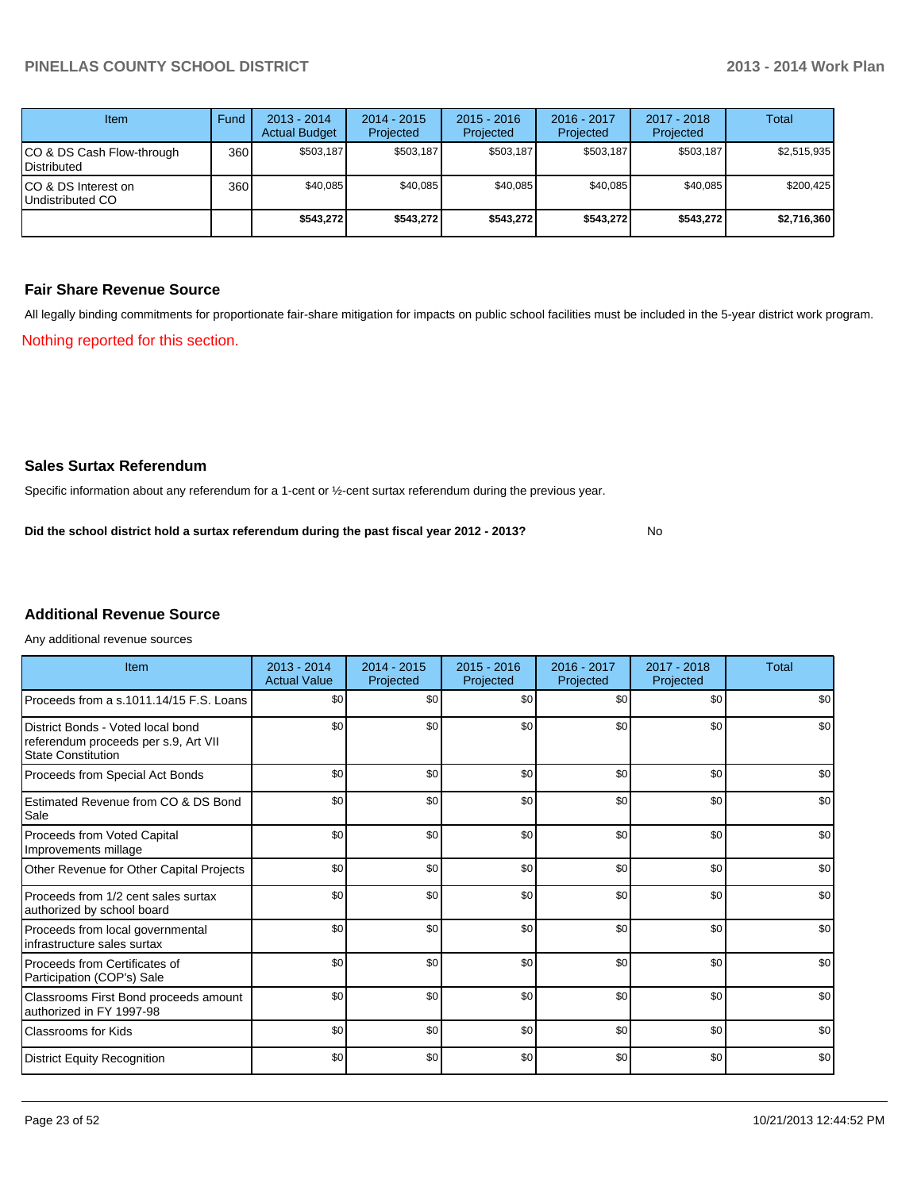| Item | Fund | 2013 - 2014 Actual Budget | 2014 - 2015 Projected | 2015 - 2016 Projected | 2016 - 2017 Projected | 2017 - 2018 Projected | Total |
|---|---|---|---|---|---|---|---|
| CO & DS Cash Flow-through Distributed | 360 | $503,187 | $503,187 | $503,187 | $503,187 | $503,187 | $2,515,935 |
| CO & DS Interest on Undistributed CO | 360 | $40,085 | $40,085 | $40,085 | $40,085 | $40,085 | $200,425 |
| | | **$543,272** | **$543,272** | **$543,272** | **$543,272** | **$543,272** | **$2,716,360** |

## Fair Share Revenue Source

All legally binding commitments for proportionate fair-share mitigation for impacts on public school facilities must be included in the 5-year district work program.

Nothing reported for this section.

## Sales Surtax Referendum

Specific information about any referendum for a 1-cent or ½-cent surtax referendum during the previous year.

**Did the school district hold a surtax referendum during the past fiscal year 2012 - 2013?** No

## Additional Revenue Source

Any additional revenue sources

| Item | 2013 - 2014 Actual Value | 2014 - 2015 Projected | 2015 - 2016 Projected | 2016 - 2017 Projected | 2017 - 2018 Projected | Total |
|---|---|---|---|---|---|---|
| Proceeds from a s.1011.14/15 F.S. Loans | $0 | $0 | $0 | $0 | $0 | $0 |
| District Bonds - Voted local bond referendum proceeds per s.9, Art VII State Constitution | $0 | $0 | $0 | $0 | $0 | $0 |
| Proceeds from Special Act Bonds | $0 | $0 | $0 | $0 | $0 | $0 |
| Estimated Revenue from CO & DS Bond Sale | $0 | $0 | $0 | $0 | $0 | $0 |
| Proceeds from Voted Capital Improvements millage | $0 | $0 | $0 | $0 | $0 | $0 |
| Other Revenue for Other Capital Projects | $0 | $0 | $0 | $0 | $0 | $0 |
| Proceeds from 1/2 cent sales surtax authorized by school board | $0 | $0 | $0 | $0 | $0 | $0 |
| Proceeds from local governmental infrastructure sales surtax | $0 | $0 | $0 | $0 | $0 | $0 |
| Proceeds from Certificates of Participation (COP's) Sale | $0 | $0 | $0 | $0 | $0 | $0 |
| Classrooms First Bond proceeds amount authorized in FY 1997-98 | $0 | $0 | $0 | $0 | $0 | $0 |
| Classrooms for Kids | $0 | $0 | $0 | $0 | $0 | $0 |
| District Equity Recognition | $0 | $0 | $0 | $0 | $0 | $0 |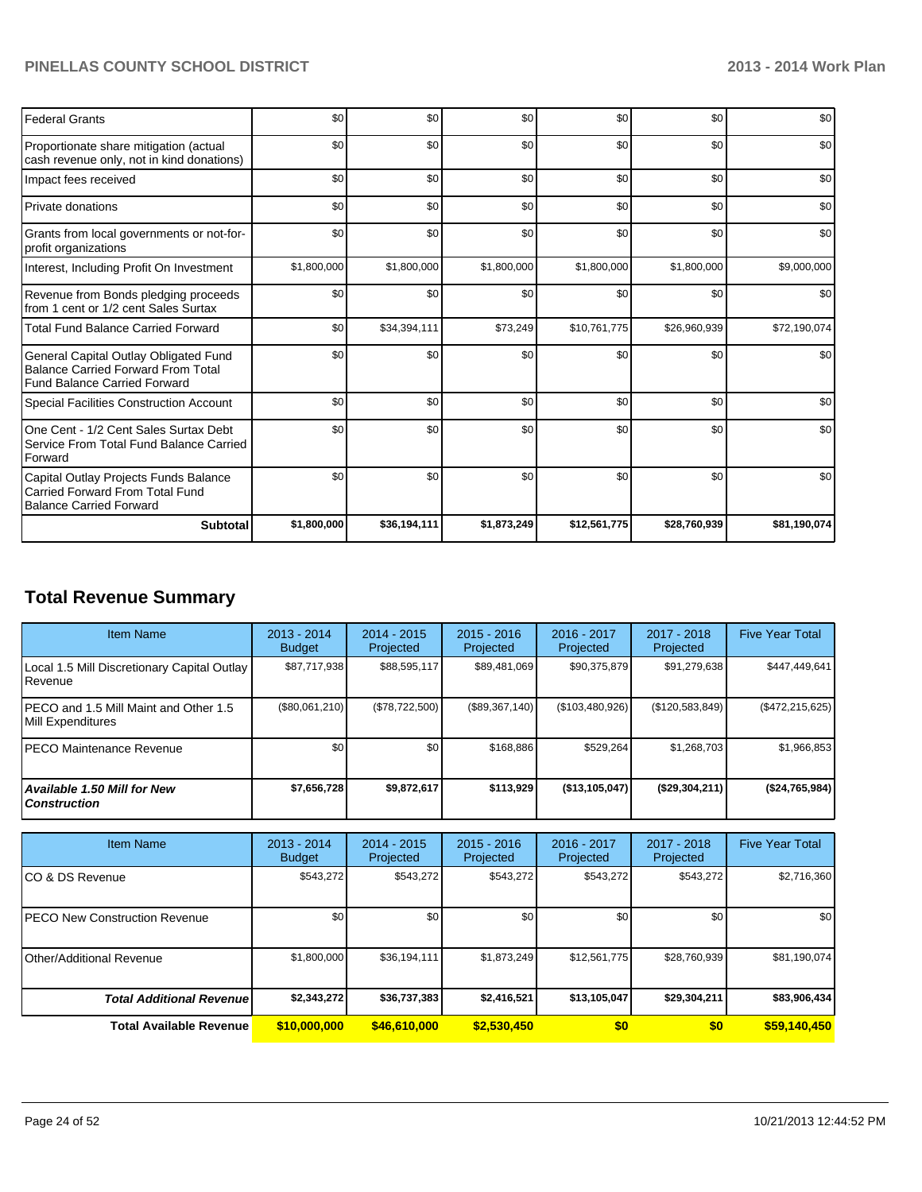| | | | | | | |
|---|---|---|---|---|---|---|
| Federal Grants | $0 | $0 | $0 | $0 | $0 | $0 |
| Proportionate share mitigation (actual cash revenue only, not in kind donations) | $0 | $0 | $0 | $0 | $0 | $0 |
| Impact fees received | $0 | $0 | $0 | $0 | $0 | $0 |
| Private donations | $0 | $0 | $0 | $0 | $0 | $0 |
| Grants from local governments or not-for-profit organizations | $0 | $0 | $0 | $0 | $0 | $0 |
| Interest, Including Profit On Investment | $1,800,000 | $1,800,000 | $1,800,000 | $1,800,000 | $1,800,000 | $9,000,000 |
| Revenue from Bonds pledging proceeds from 1 cent or 1/2 cent Sales Surtax | $0 | $0 | $0 | $0 | $0 | $0 |
| Total Fund Balance Carried Forward | $0 | $34,394,111 | $73,249 | $10,761,775 | $26,960,939 | $72,190,074 |
| General Capital Outlay Obligated Fund Balance Carried Forward From Total Fund Balance Carried Forward | $0 | $0 | $0 | $0 | $0 | $0 |
| Special Facilities Construction Account | $0 | $0 | $0 | $0 | $0 | $0 |
| One Cent - 1/2 Cent Sales Surtax Debt Service From Total Fund Balance Carried Forward | $0 | $0 | $0 | $0 | $0 | $0 |
| Capital Outlay Projects Funds Balance Carried Forward From Total Fund Balance Carried Forward | $0 | $0 | $0 | $0 | $0 | $0 |
| **Subtotal** | **$1,800,000** | **$36,194,111** | **$1,873,249** | **$12,561,775** | **$28,760,939** | **$81,190,074** |

## Total Revenue Summary

| Item Name | 2013 - 2014 Budget | 2014 - 2015 Projected | 2015 - 2016 Projected | 2016 - 2017 Projected | 2017 - 2018 Projected | Five Year Total |
|---|---|---|---|---|---|---|
| Local 1.5 Mill Discretionary Capital Outlay Revenue | $87,717,938 | $88,595,117 | $89,481,069 | $90,375,879 | $91,279,638 | $447,449,641 |
| PECO and 1.5 Mill Maint and Other 1.5 Mill Expenditures | ($80,061,210) | ($78,722,500) | ($89,367,140) | ($103,480,926) | ($120,583,849) | ($472,215,625) |
| PECO Maintenance Revenue | $0 | $0 | $168,886 | $529,264 | $1,268,703 | $1,966,853 |
| ***Available 1.50 Mill for New Construction*** | **$7,656,728** | **$9,872,617** | **$113,929** | **($13,105,047)** | **($29,304,211)** | **($24,765,984)** |

| Item Name | 2013 - 2014 Budget | 2014 - 2015 Projected | 2015 - 2016 Projected | 2016 - 2017 Projected | 2017 - 2018 Projected | Five Year Total |
|---|---|---|---|---|---|---|
| CO & DS Revenue | $543,272 | $543,272 | $543,272 | $543,272 | $543,272 | $2,716,360 |
| PECO New Construction Revenue | $0 | $0 | $0 | $0 | $0 | $0 |
| Other/Additional Revenue | $1,800,000 | $36,194,111 | $1,873,249 | $12,561,775 | $28,760,939 | $81,190,074 |
| ***Total Additional Revenue*** | **$2,343,272** | **$36,737,383** | **$2,416,521** | **$13,105,047** | **$29,304,211** | **$83,906,434** |
| **Total Available Revenue** | **$10,000,000** | **$46,610,000** | **$2,530,450** | **$0** | **$0** | **$59,140,450** |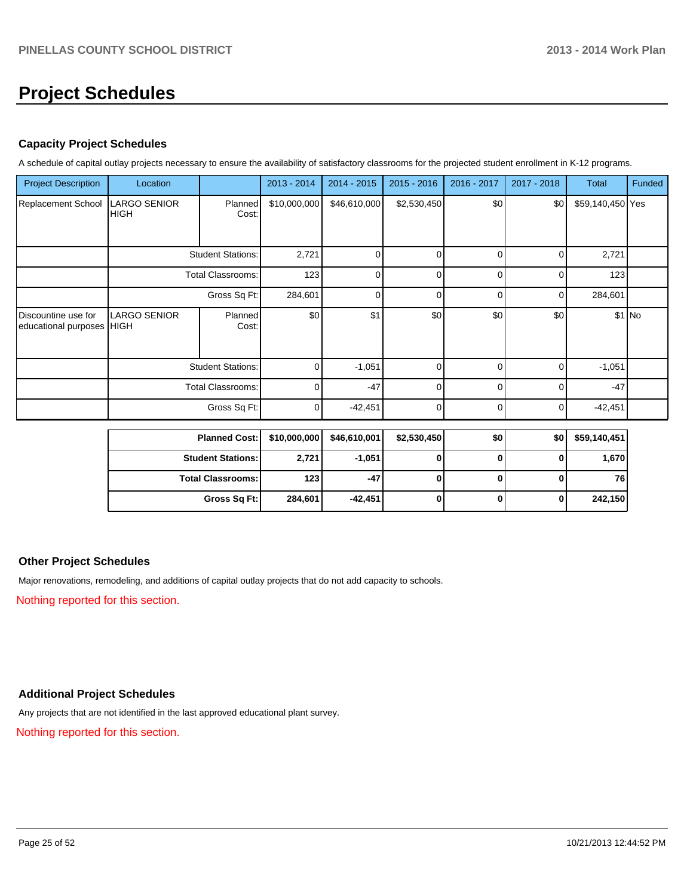# Project Schedules

## Capacity Project Schedules

A schedule of capital outlay projects necessary to ensure the availability of satisfactory classrooms for the projected student enrollment in K-12 programs.

| Project Description | Location | | 2013 - 2014 | 2014 - 2015 | 2015 - 2016 | 2016 - 2017 | 2017 - 2018 | Total | Funded |
|---|---|---|---|---|---|---|---|---|---|
| Replacement School | LARGO SENIOR HIGH | Planned Cost: | $10,000,000 | $46,610,000 | $2,530,450 | $0 | $0 | $59,140,450 | Yes |
| | | Student Stations: | 2,721 | 0 | 0 | 0 | 0 | 2,721 | |
| | | Total Classrooms: | 123 | 0 | 0 | 0 | 0 | 123 | |
| | | Gross Sq Ft: | 284,601 | 0 | 0 | 0 | 0 | 284,601 | |
| Discountine use for educational purposes | LARGO SENIOR HIGH | Planned Cost: | $0 | $1 | $0 | $0 | $0 | $1 | No |
| | | Student Stations: | 0 | -1,051 | 0 | 0 | 0 | -1,051 | |
| | | Total Classrooms: | 0 | -47 | 0 | 0 | 0 | -47 | |
| | | Gross Sq Ft: | 0 | -42,451 | 0 | 0 | 0 | -42,451 | |

| | 2013 - 2014 | 2014 - 2015 | 2015 - 2016 | 2016 - 2017 | 2017 - 2018 | Total |
|---|---|---|---|---|---|---|
| **Planned Cost:** | **$10,000,000** | **$46,610,001** | **$2,530,450** | **$0** | **$0** | **$59,140,451** |
| **Student Stations:** | **2,721** | **-1,051** | **0** | **0** | **0** | **1,670** |
| **Total Classrooms:** | **123** | **-47** | **0** | **0** | **0** | **76** |
| **Gross Sq Ft:** | **284,601** | **-42,451** | **0** | **0** | **0** | **242,150** |

## Other Project Schedules

Major renovations, remodeling, and additions of capital outlay projects that do not add capacity to schools.

Nothing reported for this section.

## Additional Project Schedules

Any projects that are not identified in the last approved educational plant survey.

Nothing reported for this section.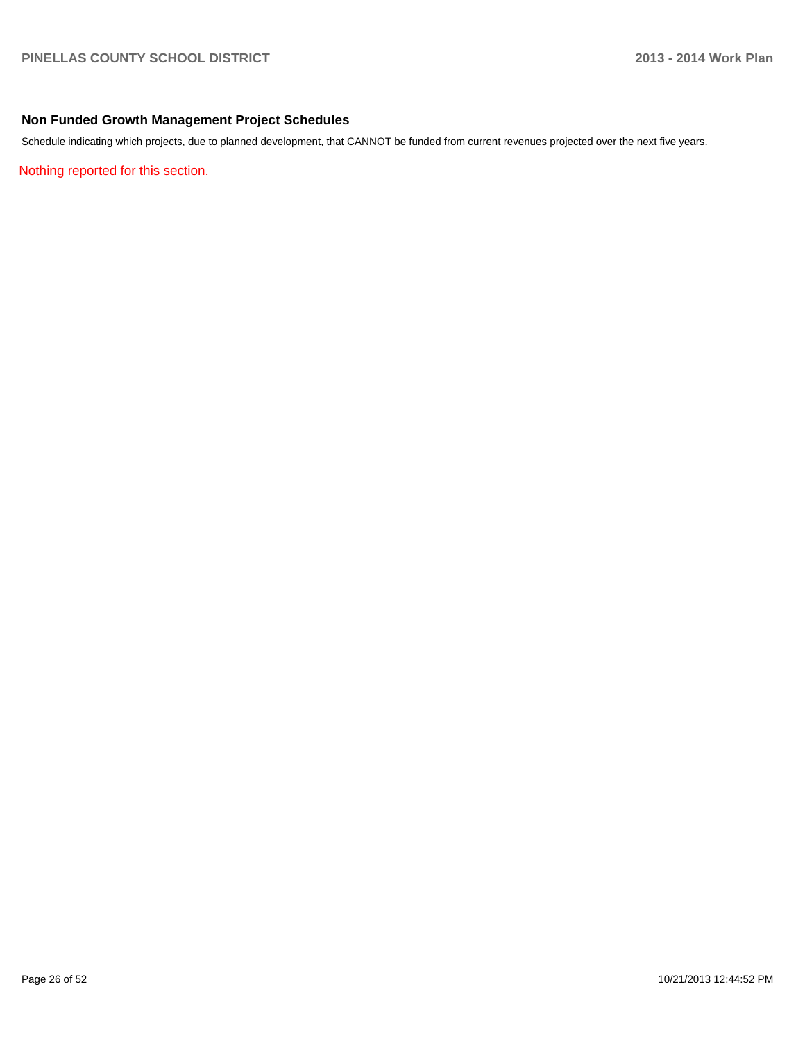## Non Funded Growth Management Project Schedules

Schedule indicating which projects, due to planned development, that CANNOT be funded from current revenues projected over the next five years.

Nothing reported for this section.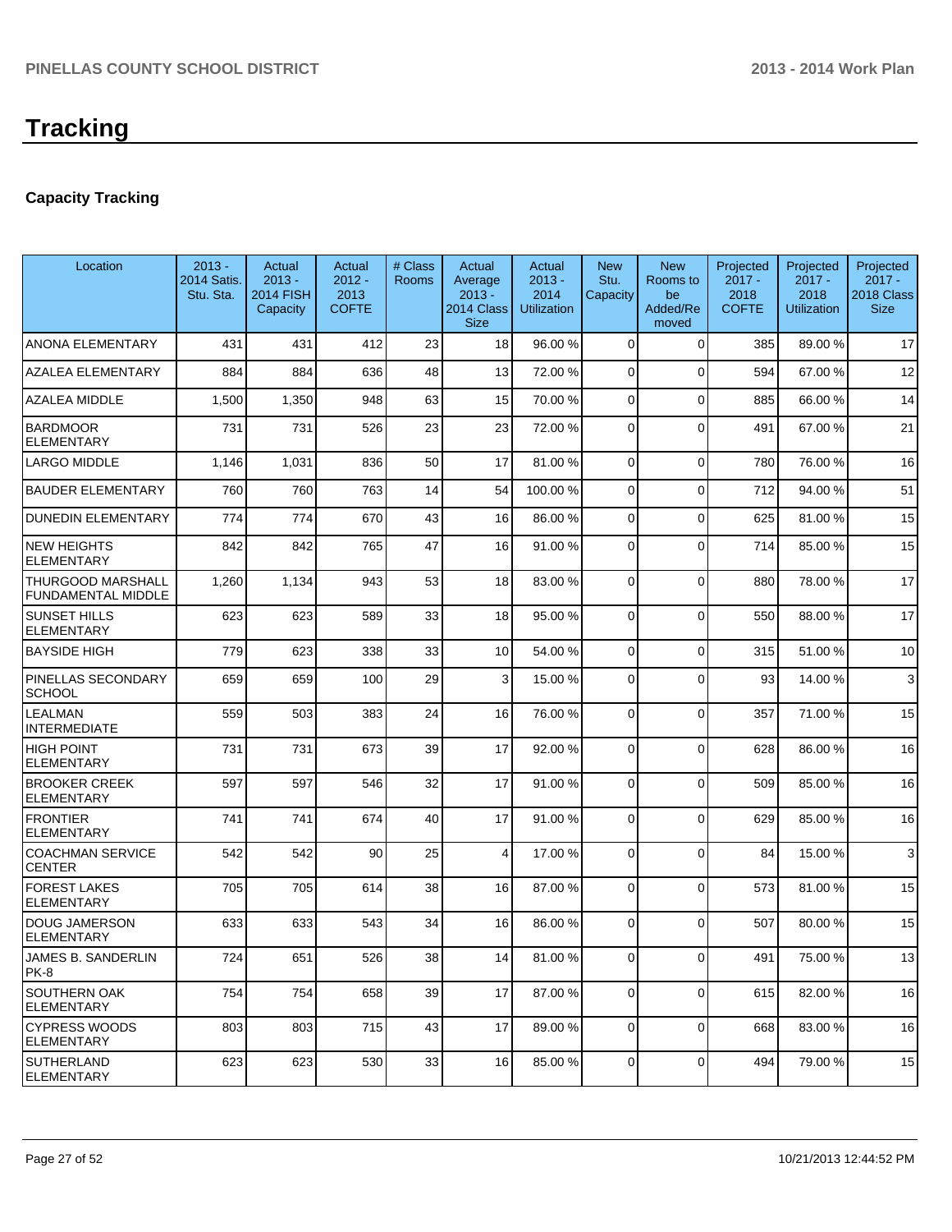# Tracking

## Capacity Tracking

| Location | 2013 - 2014 Satis. Stu. Sta. | Actual 2013 - 2014 FISH Capacity | Actual 2012 - 2013 COFTE | # Class Rooms | Actual Average 2013 - 2014 Class Size | Actual 2013 - 2014 Utilization | New Stu. Capacity | New Rooms to be Added/Removed | Projected 2017 - 2018 COFTE | Projected 2017 - 2018 Utilization | Projected 2017 - 2018 Class Size |
|---|---|---|---|---|---|---|---|---|---|---|---|
| ANONA ELEMENTARY | 431 | 431 | 412 | 23 | 18 | 96.00 % | 0 | 0 | 385 | 89.00 % | 17 |
| AZALEA ELEMENTARY | 884 | 884 | 636 | 48 | 13 | 72.00 % | 0 | 0 | 594 | 67.00 % | 12 |
| AZALEA MIDDLE | 1,500 | 1,350 | 948 | 63 | 15 | 70.00 % | 0 | 0 | 885 | 66.00 % | 14 |
| BARDMOOR ELEMENTARY | 731 | 731 | 526 | 23 | 23 | 72.00 % | 0 | 0 | 491 | 67.00 % | 21 |
| LARGO MIDDLE | 1,146 | 1,031 | 836 | 50 | 17 | 81.00 % | 0 | 0 | 780 | 76.00 % | 16 |
| BAUDER ELEMENTARY | 760 | 760 | 763 | 14 | 54 | 100.00 % | 0 | 0 | 712 | 94.00 % | 51 |
| DUNEDIN ELEMENTARY | 774 | 774 | 670 | 43 | 16 | 86.00 % | 0 | 0 | 625 | 81.00 % | 15 |
| NEW HEIGHTS ELEMENTARY | 842 | 842 | 765 | 47 | 16 | 91.00 % | 0 | 0 | 714 | 85.00 % | 15 |
| THURGOOD MARSHALL FUNDAMENTAL MIDDLE | 1,260 | 1,134 | 943 | 53 | 18 | 83.00 % | 0 | 0 | 880 | 78.00 % | 17 |
| SUNSET HILLS ELEMENTARY | 623 | 623 | 589 | 33 | 18 | 95.00 % | 0 | 0 | 550 | 88.00 % | 17 |
| BAYSIDE HIGH | 779 | 623 | 338 | 33 | 10 | 54.00 % | 0 | 0 | 315 | 51.00 % | 10 |
| PINELLAS SECONDARY SCHOOL | 659 | 659 | 100 | 29 | 3 | 15.00 % | 0 | 0 | 93 | 14.00 % | 3 |
| LEALMAN INTERMEDIATE | 559 | 503 | 383 | 24 | 16 | 76.00 % | 0 | 0 | 357 | 71.00 % | 15 |
| HIGH POINT ELEMENTARY | 731 | 731 | 673 | 39 | 17 | 92.00 % | 0 | 0 | 628 | 86.00 % | 16 |
| BROOKER CREEK ELEMENTARY | 597 | 597 | 546 | 32 | 17 | 91.00 % | 0 | 0 | 509 | 85.00 % | 16 |
| FRONTIER ELEMENTARY | 741 | 741 | 674 | 40 | 17 | 91.00 % | 0 | 0 | 629 | 85.00 % | 16 |
| COACHMAN SERVICE CENTER | 542 | 542 | 90 | 25 | 4 | 17.00 % | 0 | 0 | 84 | 15.00 % | 3 |
| FOREST LAKES ELEMENTARY | 705 | 705 | 614 | 38 | 16 | 87.00 % | 0 | 0 | 573 | 81.00 % | 15 |
| DOUG JAMERSON ELEMENTARY | 633 | 633 | 543 | 34 | 16 | 86.00 % | 0 | 0 | 507 | 80.00 % | 15 |
| JAMES B. SANDERLIN PK-8 | 724 | 651 | 526 | 38 | 14 | 81.00 % | 0 | 0 | 491 | 75.00 % | 13 |
| SOUTHERN OAK ELEMENTARY | 754 | 754 | 658 | 39 | 17 | 87.00 % | 0 | 0 | 615 | 82.00 % | 16 |
| CYPRESS WOODS ELEMENTARY | 803 | 803 | 715 | 43 | 17 | 89.00 % | 0 | 0 | 668 | 83.00 % | 16 |
| SUTHERLAND ELEMENTARY | 623 | 623 | 530 | 33 | 16 | 85.00 % | 0 | 0 | 494 | 79.00 % | 15 |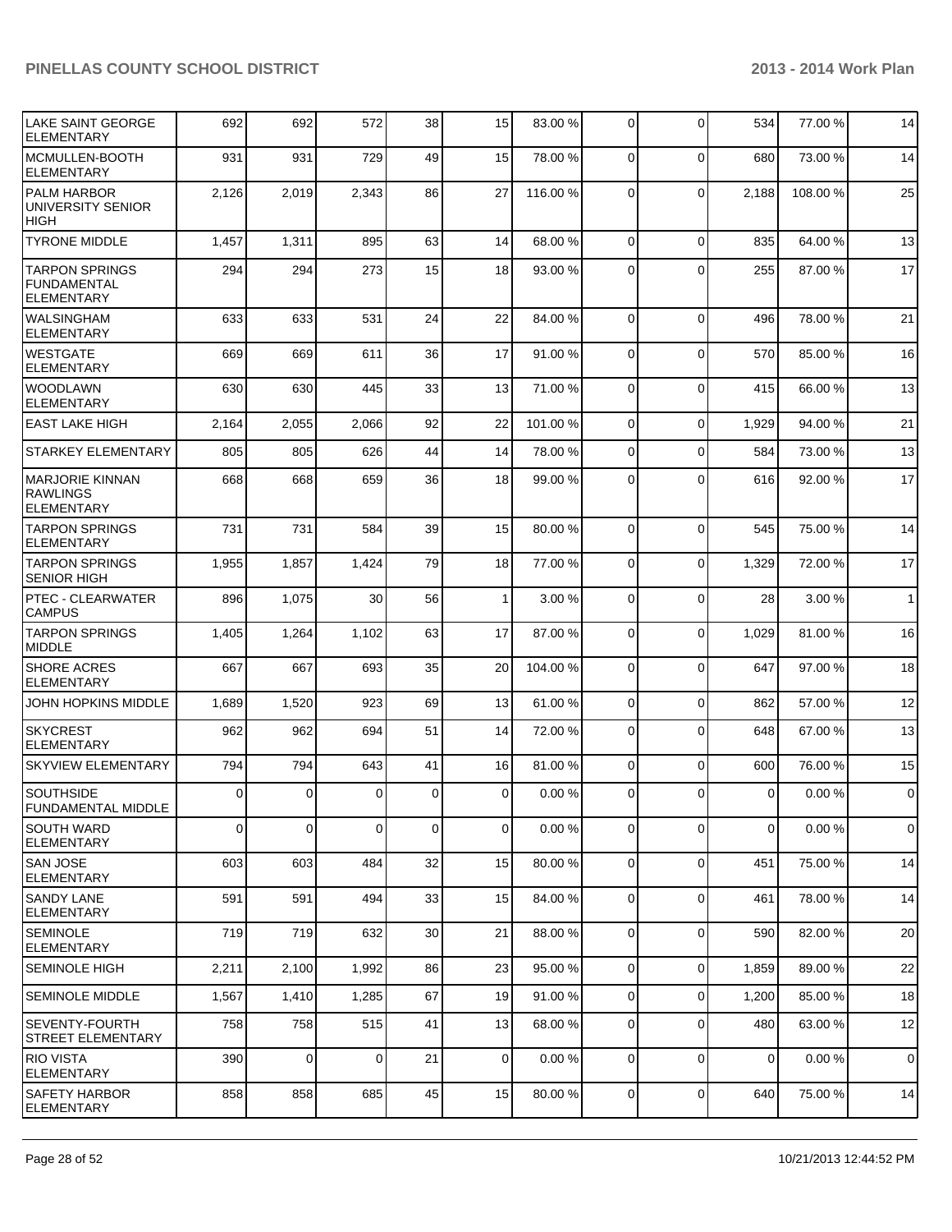| | | | | | | | | | | |
|---|---|---|---|---|---|---|---|---|---|---|
| LAKE SAINT GEORGE ELEMENTARY | 692 | 692 | 572 | 38 | 15 | 83.00 % | 0 | 0 | 534 | 77.00 % | 14 |
| MCMULLEN-BOOTH ELEMENTARY | 931 | 931 | 729 | 49 | 15 | 78.00 % | 0 | 0 | 680 | 73.00 % | 14 |
| PALM HARBOR UNIVERSITY SENIOR HIGH | 2,126 | 2,019 | 2,343 | 86 | 27 | 116.00 % | 0 | 0 | 2,188 | 108.00 % | 25 |
| TYRONE MIDDLE | 1,457 | 1,311 | 895 | 63 | 14 | 68.00 % | 0 | 0 | 835 | 64.00 % | 13 |
| TARPON SPRINGS FUNDAMENTAL ELEMENTARY | 294 | 294 | 273 | 15 | 18 | 93.00 % | 0 | 0 | 255 | 87.00 % | 17 |
| WALSINGHAM ELEMENTARY | 633 | 633 | 531 | 24 | 22 | 84.00 % | 0 | 0 | 496 | 78.00 % | 21 |
| WESTGATE ELEMENTARY | 669 | 669 | 611 | 36 | 17 | 91.00 % | 0 | 0 | 570 | 85.00 % | 16 |
| WOODLAWN ELEMENTARY | 630 | 630 | 445 | 33 | 13 | 71.00 % | 0 | 0 | 415 | 66.00 % | 13 |
| EAST LAKE HIGH | 2,164 | 2,055 | 2,066 | 92 | 22 | 101.00 % | 0 | 0 | 1,929 | 94.00 % | 21 |
| STARKEY ELEMENTARY | 805 | 805 | 626 | 44 | 14 | 78.00 % | 0 | 0 | 584 | 73.00 % | 13 |
| MARJORIE KINNAN RAWLINGS ELEMENTARY | 668 | 668 | 659 | 36 | 18 | 99.00 % | 0 | 0 | 616 | 92.00 % | 17 |
| TARPON SPRINGS ELEMENTARY | 731 | 731 | 584 | 39 | 15 | 80.00 % | 0 | 0 | 545 | 75.00 % | 14 |
| TARPON SPRINGS SENIOR HIGH | 1,955 | 1,857 | 1,424 | 79 | 18 | 77.00 % | 0 | 0 | 1,329 | 72.00 % | 17 |
| PTEC - CLEARWATER CAMPUS | 896 | 1,075 | 30 | 56 | 1 | 3.00 % | 0 | 0 | 28 | 3.00 % | 1 |
| TARPON SPRINGS MIDDLE | 1,405 | 1,264 | 1,102 | 63 | 17 | 87.00 % | 0 | 0 | 1,029 | 81.00 % | 16 |
| SHORE ACRES ELEMENTARY | 667 | 667 | 693 | 35 | 20 | 104.00 % | 0 | 0 | 647 | 97.00 % | 18 |
| JOHN HOPKINS MIDDLE | 1,689 | 1,520 | 923 | 69 | 13 | 61.00 % | 0 | 0 | 862 | 57.00 % | 12 |
| SKYCREST ELEMENTARY | 962 | 962 | 694 | 51 | 14 | 72.00 % | 0 | 0 | 648 | 67.00 % | 13 |
| SKYVIEW ELEMENTARY | 794 | 794 | 643 | 41 | 16 | 81.00 % | 0 | 0 | 600 | 76.00 % | 15 |
| SOUTHSIDE FUNDAMENTAL MIDDLE | 0 | 0 | 0 | 0 | 0 | 0.00 % | 0 | 0 | 0 | 0.00 % | 0 |
| SOUTH WARD ELEMENTARY | 0 | 0 | 0 | 0 | 0 | 0.00 % | 0 | 0 | 0 | 0.00 % | 0 |
| SAN JOSE ELEMENTARY | 603 | 603 | 484 | 32 | 15 | 80.00 % | 0 | 0 | 451 | 75.00 % | 14 |
| SANDY LANE ELEMENTARY | 591 | 591 | 494 | 33 | 15 | 84.00 % | 0 | 0 | 461 | 78.00 % | 14 |
| SEMINOLE ELEMENTARY | 719 | 719 | 632 | 30 | 21 | 88.00 % | 0 | 0 | 590 | 82.00 % | 20 |
| SEMINOLE HIGH | 2,211 | 2,100 | 1,992 | 86 | 23 | 95.00 % | 0 | 0 | 1,859 | 89.00 % | 22 |
| SEMINOLE MIDDLE | 1,567 | 1,410 | 1,285 | 67 | 19 | 91.00 % | 0 | 0 | 1,200 | 85.00 % | 18 |
| SEVENTY-FOURTH STREET ELEMENTARY | 758 | 758 | 515 | 41 | 13 | 68.00 % | 0 | 0 | 480 | 63.00 % | 12 |
| RIO VISTA ELEMENTARY | 390 | 0 | 0 | 21 | 0 | 0.00 % | 0 | 0 | 0 | 0.00 % | 0 |
| SAFETY HARBOR ELEMENTARY | 858 | 858 | 685 | 45 | 15 | 80.00 % | 0 | 0 | 640 | 75.00 % | 14 |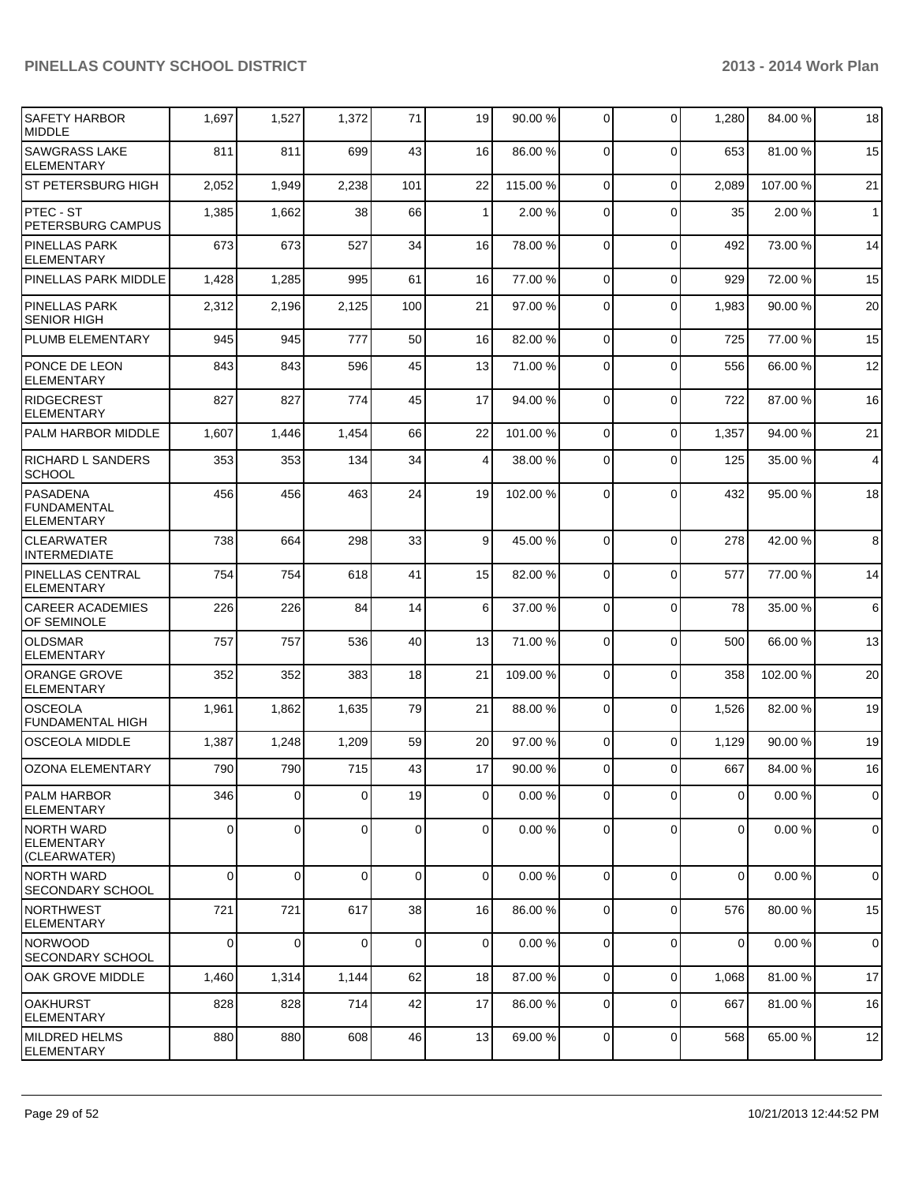| SAFETY HARBOR MIDDLE | 1,697 | 1,527 | 1,372 | 71 | 19 | 90.00 % | 0 | 0 | 1,280 | 84.00 % | 18 |
|---|---|---|---|---|---|---|---|---|---|---|---|
| SAWGRASS LAKE ELEMENTARY | 811 | 811 | 699 | 43 | 16 | 86.00 % | 0 | 0 | 653 | 81.00 % | 15 |
| ST PETERSBURG HIGH | 2,052 | 1,949 | 2,238 | 101 | 22 | 115.00 % | 0 | 0 | 2,089 | 107.00 % | 21 |
| PTEC - ST PETERSBURG CAMPUS | 1,385 | 1,662 | 38 | 66 | 1 | 2.00 % | 0 | 0 | 35 | 2.00 % | 1 |
| PINELLAS PARK ELEMENTARY | 673 | 673 | 527 | 34 | 16 | 78.00 % | 0 | 0 | 492 | 73.00 % | 14 |
| PINELLAS PARK MIDDLE | 1,428 | 1,285 | 995 | 61 | 16 | 77.00 % | 0 | 0 | 929 | 72.00 % | 15 |
| PINELLAS PARK SENIOR HIGH | 2,312 | 2,196 | 2,125 | 100 | 21 | 97.00 % | 0 | 0 | 1,983 | 90.00 % | 20 |
| PLUMB ELEMENTARY | 945 | 945 | 777 | 50 | 16 | 82.00 % | 0 | 0 | 725 | 77.00 % | 15 |
| PONCE DE LEON ELEMENTARY | 843 | 843 | 596 | 45 | 13 | 71.00 % | 0 | 0 | 556 | 66.00 % | 12 |
| RIDGECREST ELEMENTARY | 827 | 827 | 774 | 45 | 17 | 94.00 % | 0 | 0 | 722 | 87.00 % | 16 |
| PALM HARBOR MIDDLE | 1,607 | 1,446 | 1,454 | 66 | 22 | 101.00 % | 0 | 0 | 1,357 | 94.00 % | 21 |
| RICHARD L SANDERS SCHOOL | 353 | 353 | 134 | 34 | 4 | 38.00 % | 0 | 0 | 125 | 35.00 % | 4 |
| PASADENA FUNDAMENTAL ELEMENTARY | 456 | 456 | 463 | 24 | 19 | 102.00 % | 0 | 0 | 432 | 95.00 % | 18 |
| CLEARWATER INTERMEDIATE | 738 | 664 | 298 | 33 | 9 | 45.00 % | 0 | 0 | 278 | 42.00 % | 8 |
| PINELLAS CENTRAL ELEMENTARY | 754 | 754 | 618 | 41 | 15 | 82.00 % | 0 | 0 | 577 | 77.00 % | 14 |
| CAREER ACADEMIES OF SEMINOLE | 226 | 226 | 84 | 14 | 6 | 37.00 % | 0 | 0 | 78 | 35.00 % | 6 |
| OLDSMAR ELEMENTARY | 757 | 757 | 536 | 40 | 13 | 71.00 % | 0 | 0 | 500 | 66.00 % | 13 |
| ORANGE GROVE ELEMENTARY | 352 | 352 | 383 | 18 | 21 | 109.00 % | 0 | 0 | 358 | 102.00 % | 20 |
| OSCEOLA FUNDAMENTAL HIGH | 1,961 | 1,862 | 1,635 | 79 | 21 | 88.00 % | 0 | 0 | 1,526 | 82.00 % | 19 |
| OSCEOLA MIDDLE | 1,387 | 1,248 | 1,209 | 59 | 20 | 97.00 % | 0 | 0 | 1,129 | 90.00 % | 19 |
| OZONA ELEMENTARY | 790 | 790 | 715 | 43 | 17 | 90.00 % | 0 | 0 | 667 | 84.00 % | 16 |
| PALM HARBOR ELEMENTARY | 346 | 0 | 0 | 19 | 0 | 0.00 % | 0 | 0 | 0 | 0.00 % | 0 |
| NORTH WARD ELEMENTARY (CLEARWATER) | 0 | 0 | 0 | 0 | 0 | 0.00 % | 0 | 0 | 0 | 0.00 % | 0 |
| NORTH WARD SECONDARY SCHOOL | 0 | 0 | 0 | 0 | 0 | 0.00 % | 0 | 0 | 0 | 0.00 % | 0 |
| NORTHWEST ELEMENTARY | 721 | 721 | 617 | 38 | 16 | 86.00 % | 0 | 0 | 576 | 80.00 % | 15 |
| NORWOOD SECONDARY SCHOOL | 0 | 0 | 0 | 0 | 0 | 0.00 % | 0 | 0 | 0 | 0.00 % | 0 |
| OAK GROVE MIDDLE | 1,460 | 1,314 | 1,144 | 62 | 18 | 87.00 % | 0 | 0 | 1,068 | 81.00 % | 17 |
| OAKHURST ELEMENTARY | 828 | 828 | 714 | 42 | 17 | 86.00 % | 0 | 0 | 667 | 81.00 % | 16 |
| MILDRED HELMS ELEMENTARY | 880 | 880 | 608 | 46 | 13 | 69.00 % | 0 | 0 | 568 | 65.00 % | 12 |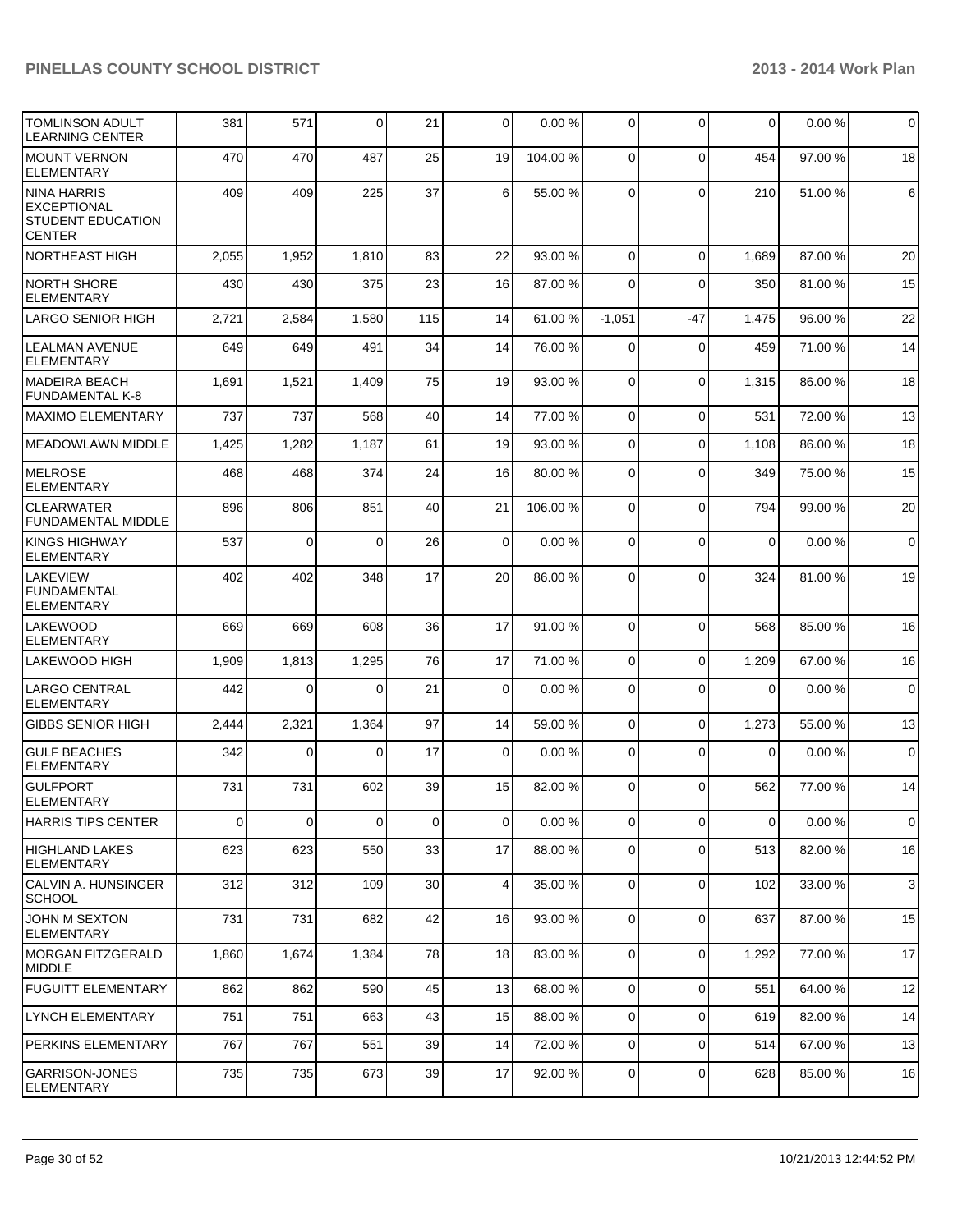| | | | | | | | | | | |
|---|---|---|---|---|---|---|---|---|---|---|
| TOMLINSON ADULT LEARNING CENTER | 381 | 571 | 0 | 21 | 0 | 0.00 % | 0 | 0 | 0 | 0.00 % | 0 |
| MOUNT VERNON ELEMENTARY | 470 | 470 | 487 | 25 | 19 | 104.00 % | 0 | 0 | 454 | 97.00 % | 18 |
| NINA HARRIS EXCEPTIONAL STUDENT EDUCATION CENTER | 409 | 409 | 225 | 37 | 6 | 55.00 % | 0 | 0 | 210 | 51.00 % | 6 |
| NORTHEAST HIGH | 2,055 | 1,952 | 1,810 | 83 | 22 | 93.00 % | 0 | 0 | 1,689 | 87.00 % | 20 |
| NORTH SHORE ELEMENTARY | 430 | 430 | 375 | 23 | 16 | 87.00 % | 0 | 0 | 350 | 81.00 % | 15 |
| LARGO SENIOR HIGH | 2,721 | 2,584 | 1,580 | 115 | 14 | 61.00 % | -1,051 | -47 | 1,475 | 96.00 % | 22 |
| LEALMAN AVENUE ELEMENTARY | 649 | 649 | 491 | 34 | 14 | 76.00 % | 0 | 0 | 459 | 71.00 % | 14 |
| MADEIRA BEACH FUNDAMENTAL K-8 | 1,691 | 1,521 | 1,409 | 75 | 19 | 93.00 % | 0 | 0 | 1,315 | 86.00 % | 18 |
| MAXIMO ELEMENTARY | 737 | 737 | 568 | 40 | 14 | 77.00 % | 0 | 0 | 531 | 72.00 % | 13 |
| MEADOWLAWN MIDDLE | 1,425 | 1,282 | 1,187 | 61 | 19 | 93.00 % | 0 | 0 | 1,108 | 86.00 % | 18 |
| MELROSE ELEMENTARY | 468 | 468 | 374 | 24 | 16 | 80.00 % | 0 | 0 | 349 | 75.00 % | 15 |
| CLEARWATER FUNDAMENTAL MIDDLE | 896 | 806 | 851 | 40 | 21 | 106.00 % | 0 | 0 | 794 | 99.00 % | 20 |
| KINGS HIGHWAY ELEMENTARY | 537 | 0 | 0 | 26 | 0 | 0.00 % | 0 | 0 | 0 | 0.00 % | 0 |
| LAKEVIEW FUNDAMENTAL ELEMENTARY | 402 | 402 | 348 | 17 | 20 | 86.00 % | 0 | 0 | 324 | 81.00 % | 19 |
| LAKEWOOD ELEMENTARY | 669 | 669 | 608 | 36 | 17 | 91.00 % | 0 | 0 | 568 | 85.00 % | 16 |
| LAKEWOOD HIGH | 1,909 | 1,813 | 1,295 | 76 | 17 | 71.00 % | 0 | 0 | 1,209 | 67.00 % | 16 |
| LARGO CENTRAL ELEMENTARY | 442 | 0 | 0 | 21 | 0 | 0.00 % | 0 | 0 | 0 | 0.00 % | 0 |
| GIBBS SENIOR HIGH | 2,444 | 2,321 | 1,364 | 97 | 14 | 59.00 % | 0 | 0 | 1,273 | 55.00 % | 13 |
| GULF BEACHES ELEMENTARY | 342 | 0 | 0 | 17 | 0 | 0.00 % | 0 | 0 | 0 | 0.00 % | 0 |
| GULFPORT ELEMENTARY | 731 | 731 | 602 | 39 | 15 | 82.00 % | 0 | 0 | 562 | 77.00 % | 14 |
| HARRIS TIPS CENTER | 0 | 0 | 0 | 0 | 0 | 0.00 % | 0 | 0 | 0 | 0.00 % | 0 |
| HIGHLAND LAKES ELEMENTARY | 623 | 623 | 550 | 33 | 17 | 88.00 % | 0 | 0 | 513 | 82.00 % | 16 |
| CALVIN A. HUNSINGER SCHOOL | 312 | 312 | 109 | 30 | 4 | 35.00 % | 0 | 0 | 102 | 33.00 % | 3 |
| JOHN M SEXTON ELEMENTARY | 731 | 731 | 682 | 42 | 16 | 93.00 % | 0 | 0 | 637 | 87.00 % | 15 |
| MORGAN FITZGERALD MIDDLE | 1,860 | 1,674 | 1,384 | 78 | 18 | 83.00 % | 0 | 0 | 1,292 | 77.00 % | 17 |
| FUGUITT ELEMENTARY | 862 | 862 | 590 | 45 | 13 | 68.00 % | 0 | 0 | 551 | 64.00 % | 12 |
| LYNCH ELEMENTARY | 751 | 751 | 663 | 43 | 15 | 88.00 % | 0 | 0 | 619 | 82.00 % | 14 |
| PERKINS ELEMENTARY | 767 | 767 | 551 | 39 | 14 | 72.00 % | 0 | 0 | 514 | 67.00 % | 13 |
| GARRISON-JONES ELEMENTARY | 735 | 735 | 673 | 39 | 17 | 92.00 % | 0 | 0 | 628 | 85.00 % | 16 |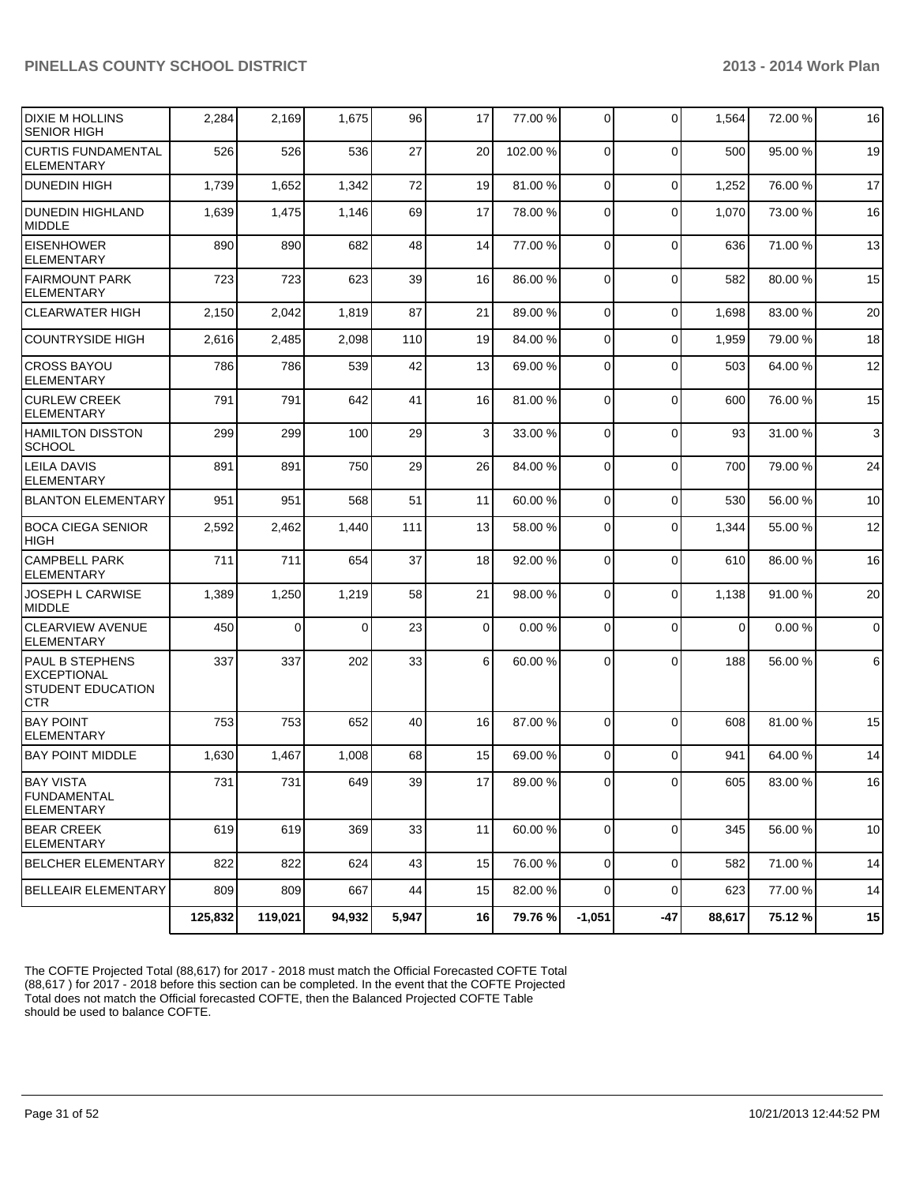| | | | | | | | | | | |
|---|---|---|---|---|---|---|---|---|---|---|
| DIXIE M HOLLINS SENIOR HIGH | 2,284 | 2,169 | 1,675 | 96 | 17 | 77.00 % | 0 | 0 | 1,564 | 72.00 % | 16 |
| CURTIS FUNDAMENTAL ELEMENTARY | 526 | 526 | 536 | 27 | 20 | 102.00 % | 0 | 0 | 500 | 95.00 % | 19 |
| DUNEDIN HIGH | 1,739 | 1,652 | 1,342 | 72 | 19 | 81.00 % | 0 | 0 | 1,252 | 76.00 % | 17 |
| DUNEDIN HIGHLAND MIDDLE | 1,639 | 1,475 | 1,146 | 69 | 17 | 78.00 % | 0 | 0 | 1,070 | 73.00 % | 16 |
| EISENHOWER ELEMENTARY | 890 | 890 | 682 | 48 | 14 | 77.00 % | 0 | 0 | 636 | 71.00 % | 13 |
| FAIRMOUNT PARK ELEMENTARY | 723 | 723 | 623 | 39 | 16 | 86.00 % | 0 | 0 | 582 | 80.00 % | 15 |
| CLEARWATER HIGH | 2,150 | 2,042 | 1,819 | 87 | 21 | 89.00 % | 0 | 0 | 1,698 | 83.00 % | 20 |
| COUNTRYSIDE HIGH | 2,616 | 2,485 | 2,098 | 110 | 19 | 84.00 % | 0 | 0 | 1,959 | 79.00 % | 18 |
| CROSS BAYOU ELEMENTARY | 786 | 786 | 539 | 42 | 13 | 69.00 % | 0 | 0 | 503 | 64.00 % | 12 |
| CURLEW CREEK ELEMENTARY | 791 | 791 | 642 | 41 | 16 | 81.00 % | 0 | 0 | 600 | 76.00 % | 15 |
| HAMILTON DISSTON SCHOOL | 299 | 299 | 100 | 29 | 3 | 33.00 % | 0 | 0 | 93 | 31.00 % | 3 |
| LEILA DAVIS ELEMENTARY | 891 | 891 | 750 | 29 | 26 | 84.00 % | 0 | 0 | 700 | 79.00 % | 24 |
| BLANTON ELEMENTARY | 951 | 951 | 568 | 51 | 11 | 60.00 % | 0 | 0 | 530 | 56.00 % | 10 |
| BOCA CIEGA SENIOR HIGH | 2,592 | 2,462 | 1,440 | 111 | 13 | 58.00 % | 0 | 0 | 1,344 | 55.00 % | 12 |
| CAMPBELL PARK ELEMENTARY | 711 | 711 | 654 | 37 | 18 | 92.00 % | 0 | 0 | 610 | 86.00 % | 16 |
| JOSEPH L CARWISE MIDDLE | 1,389 | 1,250 | 1,219 | 58 | 21 | 98.00 % | 0 | 0 | 1,138 | 91.00 % | 20 |
| CLEARVIEW AVENUE ELEMENTARY | 450 | 0 | 0 | 23 | 0 | 0.00 % | 0 | 0 | 0 | 0.00 % | 0 |
| PAUL B STEPHENS EXCEPTIONAL STUDENT EDUCATION CTR | 337 | 337 | 202 | 33 | 6 | 60.00 % | 0 | 0 | 188 | 56.00 % | 6 |
| BAY POINT ELEMENTARY | 753 | 753 | 652 | 40 | 16 | 87.00 % | 0 | 0 | 608 | 81.00 % | 15 |
| BAY POINT MIDDLE | 1,630 | 1,467 | 1,008 | 68 | 15 | 69.00 % | 0 | 0 | 941 | 64.00 % | 14 |
| BAY VISTA FUNDAMENTAL ELEMENTARY | 731 | 731 | 649 | 39 | 17 | 89.00 % | 0 | 0 | 605 | 83.00 % | 16 |
| BEAR CREEK ELEMENTARY | 619 | 619 | 369 | 33 | 11 | 60.00 % | 0 | 0 | 345 | 56.00 % | 10 |
| BELCHER ELEMENTARY | 822 | 822 | 624 | 43 | 15 | 76.00 % | 0 | 0 | 582 | 71.00 % | 14 |
| BELLEAIR ELEMENTARY | 809 | 809 | 667 | 44 | 15 | 82.00 % | 0 | 0 | 623 | 77.00 % | 14 |
| | **125,832** | **119,021** | **94,932** | **5,947** | **16** | **79.76 %** | **-1,051** | **-47** | **88,617** | **75.12 %** | **15** |

The COFTE Projected Total (88,617) for 2017 - 2018 must match the Official Forecasted COFTE Total (88,617 ) for 2017 - 2018 before this section can be completed. In the event that the COFTE Projected Total does not match the Official forecasted COFTE, then the Balanced Projected COFTE Table should be used to balance COFTE.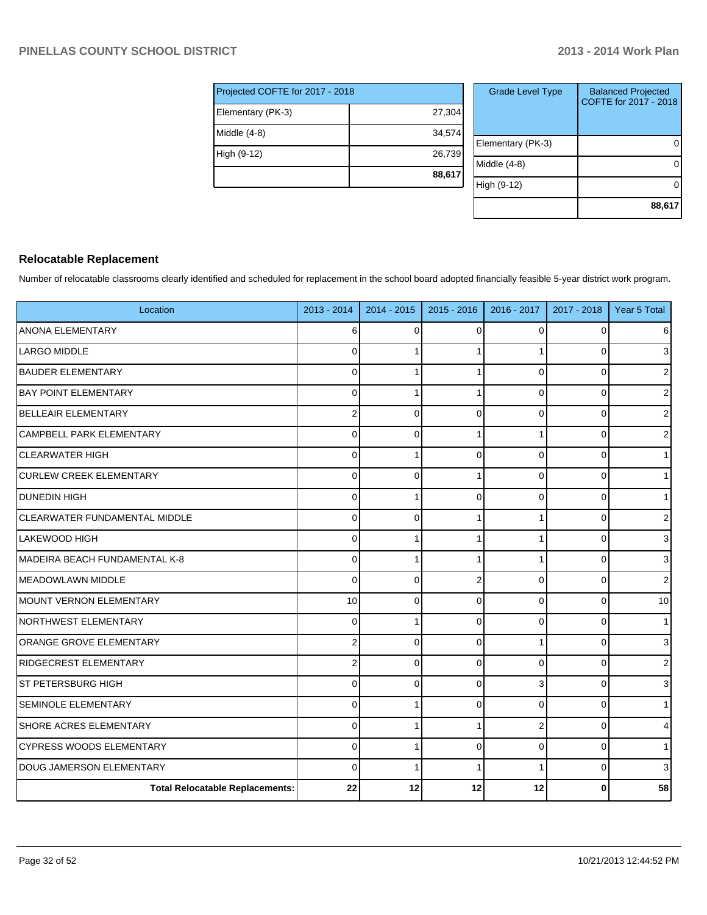| Projected COFTE for 2017 - 2018 | |
|---|---|
| Elementary (PK-3) | 27,304 |
| Middle (4-8) | 34,574 |
| High (9-12) | 26,739 |
| | **88,617** |

| Grade Level Type | Balanced Projected COFTE for 2017 - 2018 |
|---|---|
| Elementary (PK-3) | 0 |
| Middle (4-8) | 0 |
| High (9-12) | 0 |
| | **88,617** |

## Relocatable Replacement

Number of relocatable classrooms clearly identified and scheduled for replacement in the school board adopted financially feasible 5-year district work program.

| Location | 2013 - 2014 | 2014 - 2015 | 2015 - 2016 | 2016 - 2017 | 2017 - 2018 | Year 5 Total |
|---|---|---|---|---|---|---|
| ANONA ELEMENTARY | 6 | 0 | 0 | 0 | 0 | 6 |
| LARGO MIDDLE | 0 | 1 | 1 | 1 | 0 | 3 |
| BAUDER ELEMENTARY | 0 | 1 | 1 | 0 | 0 | 2 |
| BAY POINT ELEMENTARY | 0 | 1 | 1 | 0 | 0 | 2 |
| BELLEAIR ELEMENTARY | 2 | 0 | 0 | 0 | 0 | 2 |
| CAMPBELL PARK ELEMENTARY | 0 | 0 | 1 | 1 | 0 | 2 |
| CLEARWATER HIGH | 0 | 1 | 0 | 0 | 0 | 1 |
| CURLEW CREEK ELEMENTARY | 0 | 0 | 1 | 0 | 0 | 1 |
| DUNEDIN HIGH | 0 | 1 | 0 | 0 | 0 | 1 |
| CLEARWATER FUNDAMENTAL MIDDLE | 0 | 0 | 1 | 1 | 0 | 2 |
| LAKEWOOD HIGH | 0 | 1 | 1 | 1 | 0 | 3 |
| MADEIRA BEACH FUNDAMENTAL K-8 | 0 | 1 | 1 | 1 | 0 | 3 |
| MEADOWLAWN MIDDLE | 0 | 0 | 2 | 0 | 0 | 2 |
| MOUNT VERNON ELEMENTARY | 10 | 0 | 0 | 0 | 0 | 10 |
| NORTHWEST ELEMENTARY | 0 | 1 | 0 | 0 | 0 | 1 |
| ORANGE GROVE ELEMENTARY | 2 | 0 | 0 | 1 | 0 | 3 |
| RIDGECREST ELEMENTARY | 2 | 0 | 0 | 0 | 0 | 2 |
| ST PETERSBURG HIGH | 0 | 0 | 0 | 3 | 0 | 3 |
| SEMINOLE ELEMENTARY | 0 | 1 | 0 | 0 | 0 | 1 |
| SHORE ACRES ELEMENTARY | 0 | 1 | 1 | 2 | 0 | 4 |
| CYPRESS WOODS ELEMENTARY | 0 | 1 | 0 | 0 | 0 | 1 |
| DOUG JAMERSON ELEMENTARY | 0 | 1 | 1 | 1 | 0 | 3 |
| **Total Relocatable Replacements:** | **22** | **12** | **12** | **12** | **0** | **58** |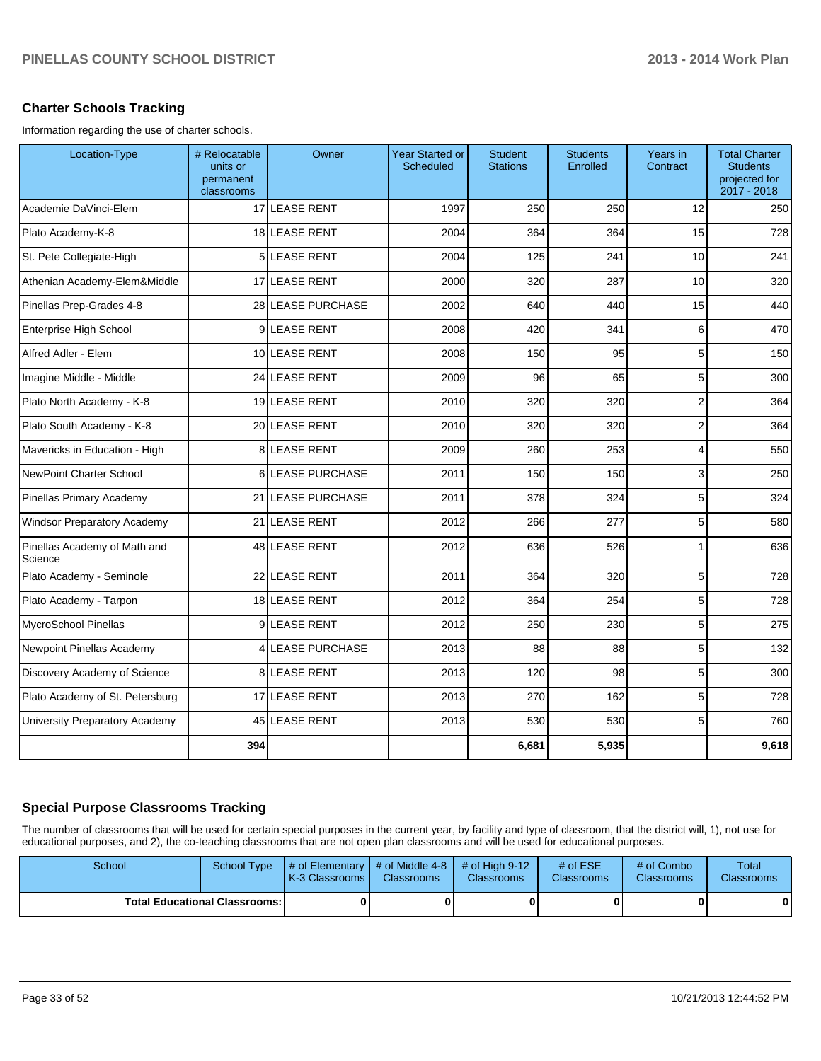### Charter Schools Tracking

Information regarding the use of charter schools.

| Location-Type | # Relocatable units or permanent classrooms | Owner | Year Started or Scheduled | Student Stations | Students Enrolled | Years in Contract | Total Charter Students projected for 2017 - 2018 |
|---|---|---|---|---|---|---|---|
| Academie DaVinci-Elem | 17 | LEASE RENT | 1997 | 250 | 250 | 12 | 250 |
| Plato Academy-K-8 | 18 | LEASE RENT | 2004 | 364 | 364 | 15 | 728 |
| St. Pete Collegiate-High | 5 | LEASE RENT | 2004 | 125 | 241 | 10 | 241 |
| Athenian Academy-Elem&Middle | 17 | LEASE RENT | 2000 | 320 | 287 | 10 | 320 |
| Pinellas Prep-Grades 4-8 | 28 | LEASE PURCHASE | 2002 | 640 | 440 | 15 | 440 |
| Enterprise High School | 9 | LEASE RENT | 2008 | 420 | 341 | 6 | 470 |
| Alfred Adler - Elem | 10 | LEASE RENT | 2008 | 150 | 95 | 5 | 150 |
| Imagine Middle - Middle | 24 | LEASE RENT | 2009 | 96 | 65 | 5 | 300 |
| Plato North Academy - K-8 | 19 | LEASE RENT | 2010 | 320 | 320 | 2 | 364 |
| Plato South Academy - K-8 | 20 | LEASE RENT | 2010 | 320 | 320 | 2 | 364 |
| Mavericks in Education - High | 8 | LEASE RENT | 2009 | 260 | 253 | 4 | 550 |
| NewPoint Charter School | 6 | LEASE PURCHASE | 2011 | 150 | 150 | 3 | 250 |
| Pinellas Primary Academy | 21 | LEASE PURCHASE | 2011 | 378 | 324 | 5 | 324 |
| Windsor Preparatory Academy | 21 | LEASE RENT | 2012 | 266 | 277 | 5 | 580 |
| Pinellas Academy of Math and Science | 48 | LEASE RENT | 2012 | 636 | 526 | 1 | 636 |
| Plato Academy - Seminole | 22 | LEASE RENT | 2011 | 364 | 320 | 5 | 728 |
| Plato Academy - Tarpon | 18 | LEASE RENT | 2012 | 364 | 254 | 5 | 728 |
| MycroSchool Pinellas | 9 | LEASE RENT | 2012 | 250 | 230 | 5 | 275 |
| Newpoint Pinellas Academy | 4 | LEASE PURCHASE | 2013 | 88 | 88 | 5 | 132 |
| Discovery Academy of Science | 8 | LEASE RENT | 2013 | 120 | 98 | 5 | 300 |
| Plato Academy of St. Petersburg | 17 | LEASE RENT | 2013 | 270 | 162 | 5 | 728 |
| University Preparatory Academy | 45 | LEASE RENT | 2013 | 530 | 530 | 5 | 760 |
| | **394** | | | **6,681** | **5,935** | | **9,618** |

### Special Purpose Classrooms Tracking

The number of classrooms that will be used for certain special purposes in the current year, by facility and type of classroom, that the district will, 1), not use for educational purposes, and 2), the co-teaching classrooms that are not open plan classrooms and will be used for educational purposes.

| School | School Type | # of Elementary K-3 Classrooms | # of Middle 4-8 Classrooms | # of High 9-12 Classrooms | # of ESE Classrooms | # of Combo Classrooms | Total Classrooms |
|---|---|---|---|---|---|---|---|
| **Total Educational Classrooms:** | | **0** | **0** | **0** | **0** | **0** | **0** |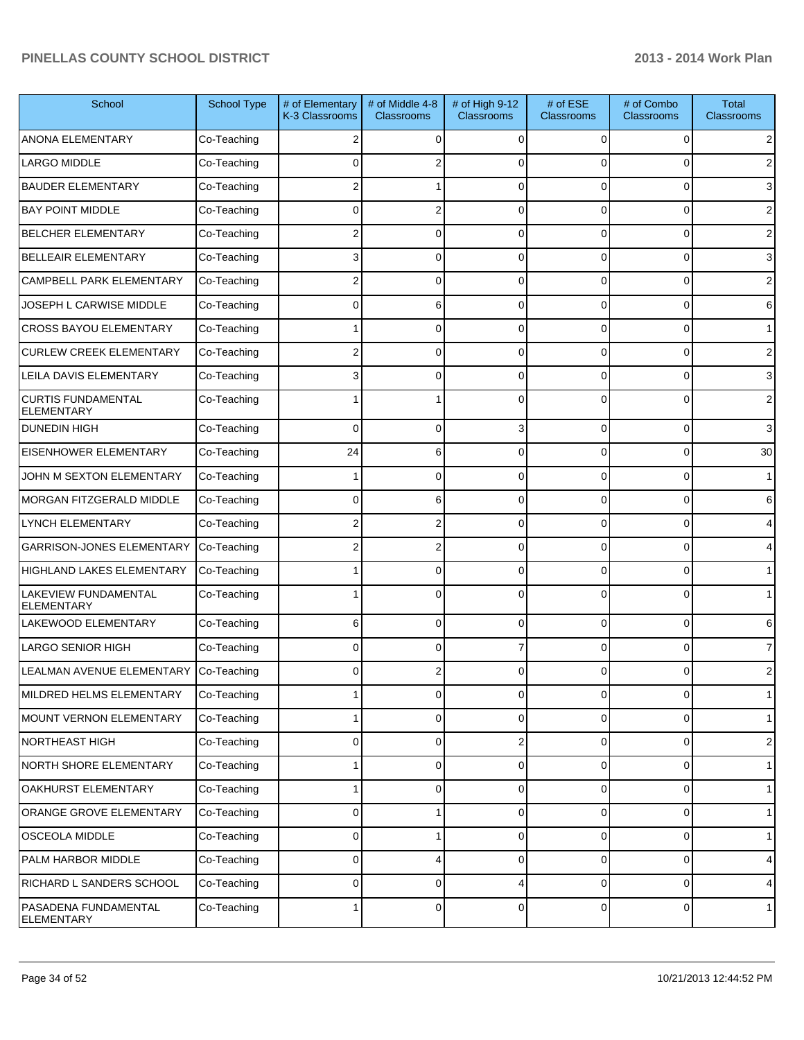| School | School Type | # of Elementary K-3 Classrooms | # of Middle 4-8 Classrooms | # of High 9-12 Classrooms | # of ESE Classrooms | # of Combo Classrooms | Total Classrooms |
|---|---|---|---|---|---|---|---|
| ANONA ELEMENTARY | Co-Teaching | 2 | 0 | 0 | 0 | 0 | 2 |
| LARGO MIDDLE | Co-Teaching | 0 | 2 | 0 | 0 | 0 | 2 |
| BAUDER ELEMENTARY | Co-Teaching | 2 | 1 | 0 | 0 | 0 | 3 |
| BAY POINT MIDDLE | Co-Teaching | 0 | 2 | 0 | 0 | 0 | 2 |
| BELCHER ELEMENTARY | Co-Teaching | 2 | 0 | 0 | 0 | 0 | 2 |
| BELLEAIR ELEMENTARY | Co-Teaching | 3 | 0 | 0 | 0 | 0 | 3 |
| CAMPBELL PARK ELEMENTARY | Co-Teaching | 2 | 0 | 0 | 0 | 0 | 2 |
| JOSEPH L CARWISE MIDDLE | Co-Teaching | 0 | 6 | 0 | 0 | 0 | 6 |
| CROSS BAYOU ELEMENTARY | Co-Teaching | 1 | 0 | 0 | 0 | 0 | 1 |
| CURLEW CREEK ELEMENTARY | Co-Teaching | 2 | 0 | 0 | 0 | 0 | 2 |
| LEILA DAVIS ELEMENTARY | Co-Teaching | 3 | 0 | 0 | 0 | 0 | 3 |
| CURTIS FUNDAMENTAL ELEMENTARY | Co-Teaching | 1 | 1 | 0 | 0 | 0 | 2 |
| DUNEDIN HIGH | Co-Teaching | 0 | 0 | 3 | 0 | 0 | 3 |
| EISENHOWER ELEMENTARY | Co-Teaching | 24 | 6 | 0 | 0 | 0 | 30 |
| JOHN M SEXTON ELEMENTARY | Co-Teaching | 1 | 0 | 0 | 0 | 0 | 1 |
| MORGAN FITZGERALD MIDDLE | Co-Teaching | 0 | 6 | 0 | 0 | 0 | 6 |
| LYNCH ELEMENTARY | Co-Teaching | 2 | 2 | 0 | 0 | 0 | 4 |
| GARRISON-JONES ELEMENTARY | Co-Teaching | 2 | 2 | 0 | 0 | 0 | 4 |
| HIGHLAND LAKES ELEMENTARY | Co-Teaching | 1 | 0 | 0 | 0 | 0 | 1 |
| LAKEVIEW FUNDAMENTAL ELEMENTARY | Co-Teaching | 1 | 0 | 0 | 0 | 0 | 1 |
| LAKEWOOD ELEMENTARY | Co-Teaching | 6 | 0 | 0 | 0 | 0 | 6 |
| LARGO SENIOR HIGH | Co-Teaching | 0 | 0 | 7 | 0 | 0 | 7 |
| LEALMAN AVENUE ELEMENTARY | Co-Teaching | 0 | 2 | 0 | 0 | 0 | 2 |
| MILDRED HELMS ELEMENTARY | Co-Teaching | 1 | 0 | 0 | 0 | 0 | 1 |
| MOUNT VERNON ELEMENTARY | Co-Teaching | 1 | 0 | 0 | 0 | 0 | 1 |
| NORTHEAST HIGH | Co-Teaching | 0 | 0 | 2 | 0 | 0 | 2 |
| NORTH SHORE ELEMENTARY | Co-Teaching | 1 | 0 | 0 | 0 | 0 | 1 |
| OAKHURST ELEMENTARY | Co-Teaching | 1 | 0 | 0 | 0 | 0 | 1 |
| ORANGE GROVE ELEMENTARY | Co-Teaching | 0 | 1 | 0 | 0 | 0 | 1 |
| OSCEOLA MIDDLE | Co-Teaching | 0 | 1 | 0 | 0 | 0 | 1 |
| PALM HARBOR MIDDLE | Co-Teaching | 0 | 4 | 0 | 0 | 0 | 4 |
| RICHARD L SANDERS SCHOOL | Co-Teaching | 0 | 0 | 4 | 0 | 0 | 4 |
| PASADENA FUNDAMENTAL ELEMENTARY | Co-Teaching | 1 | 0 | 0 | 0 | 0 | 1 |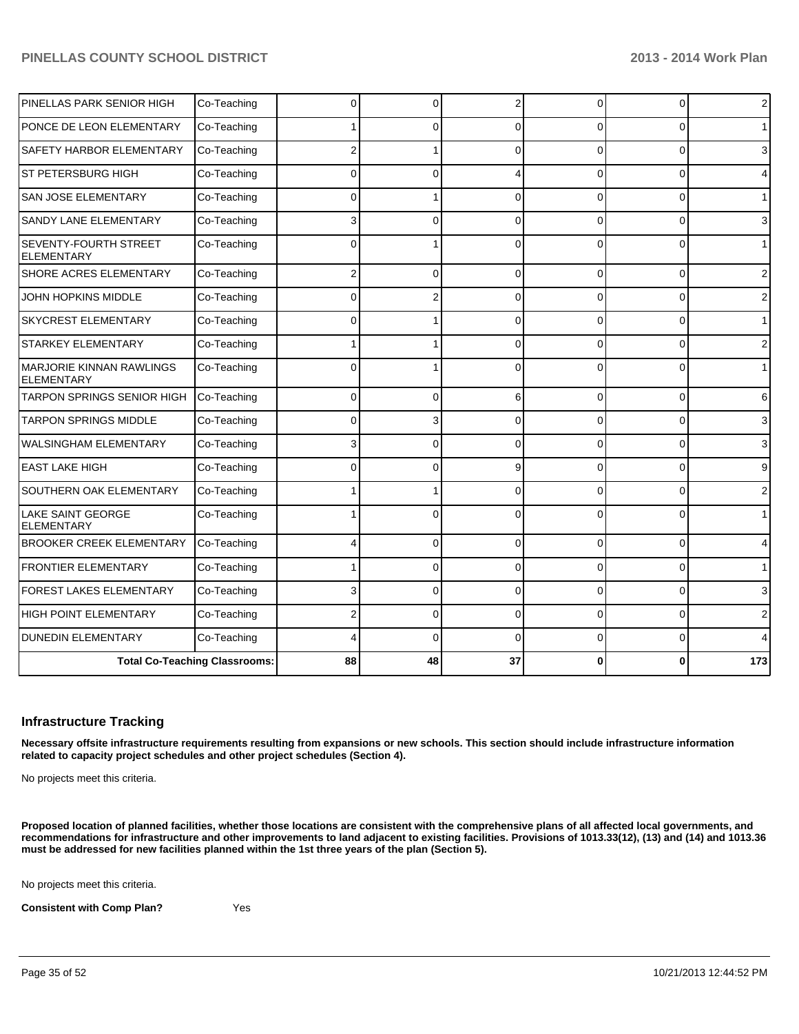| | | | | | | | |
|---|---|---|---|---|---|---|---|
| PINELLAS PARK SENIOR HIGH | Co-Teaching | 0 | 0 | 2 | 0 | 0 | 2 |
| PONCE DE LEON ELEMENTARY | Co-Teaching | 1 | 0 | 0 | 0 | 0 | 1 |
| SAFETY HARBOR ELEMENTARY | Co-Teaching | 2 | 1 | 0 | 0 | 0 | 3 |
| ST PETERSBURG HIGH | Co-Teaching | 0 | 0 | 4 | 0 | 0 | 4 |
| SAN JOSE ELEMENTARY | Co-Teaching | 0 | 1 | 0 | 0 | 0 | 1 |
| SANDY LANE ELEMENTARY | Co-Teaching | 3 | 0 | 0 | 0 | 0 | 3 |
| SEVENTY-FOURTH STREET ELEMENTARY | Co-Teaching | 0 | 1 | 0 | 0 | 0 | 1 |
| SHORE ACRES ELEMENTARY | Co-Teaching | 2 | 0 | 0 | 0 | 0 | 2 |
| JOHN HOPKINS MIDDLE | Co-Teaching | 0 | 2 | 0 | 0 | 0 | 2 |
| SKYCREST ELEMENTARY | Co-Teaching | 0 | 1 | 0 | 0 | 0 | 1 |
| STARKEY ELEMENTARY | Co-Teaching | 1 | 1 | 0 | 0 | 0 | 2 |
| MARJORIE KINNAN RAWLINGS ELEMENTARY | Co-Teaching | 0 | 1 | 0 | 0 | 0 | 1 |
| TARPON SPRINGS SENIOR HIGH | Co-Teaching | 0 | 0 | 6 | 0 | 0 | 6 |
| TARPON SPRINGS MIDDLE | Co-Teaching | 0 | 3 | 0 | 0 | 0 | 3 |
| WALSINGHAM ELEMENTARY | Co-Teaching | 3 | 0 | 0 | 0 | 0 | 3 |
| EAST LAKE HIGH | Co-Teaching | 0 | 0 | 9 | 0 | 0 | 9 |
| SOUTHERN OAK ELEMENTARY | Co-Teaching | 1 | 1 | 0 | 0 | 0 | 2 |
| LAKE SAINT GEORGE ELEMENTARY | Co-Teaching | 1 | 0 | 0 | 0 | 0 | 1 |
| BROOKER CREEK ELEMENTARY | Co-Teaching | 4 | 0 | 0 | 0 | 0 | 4 |
| FRONTIER ELEMENTARY | Co-Teaching | 1 | 0 | 0 | 0 | 0 | 1 |
| FOREST LAKES ELEMENTARY | Co-Teaching | 3 | 0 | 0 | 0 | 0 | 3 |
| HIGH POINT ELEMENTARY | Co-Teaching | 2 | 0 | 0 | 0 | 0 | 2 |
| DUNEDIN ELEMENTARY | Co-Teaching | 4 | 0 | 0 | 0 | 0 | 4 |
| **Total Co-Teaching Classrooms:** | | **88** | **48** | **37** | **0** | **0** | **173** |

### Infrastructure Tracking

**Necessary offsite infrastructure requirements resulting from expansions or new schools. This section should include infrastructure information related to capacity project schedules and other project schedules (Section 4).**

No projects meet this criteria.

**Proposed location of planned facilities, whether those locations are consistent with the comprehensive plans of all affected local governments, and recommendations for infrastructure and other improvements to land adjacent to existing facilities. Provisions of 1013.33(12), (13) and (14) and 1013.36 must be addressed for new facilities planned within the 1st three years of the plan (Section 5).**

No projects meet this criteria.

**Consistent with Comp Plan?** Yes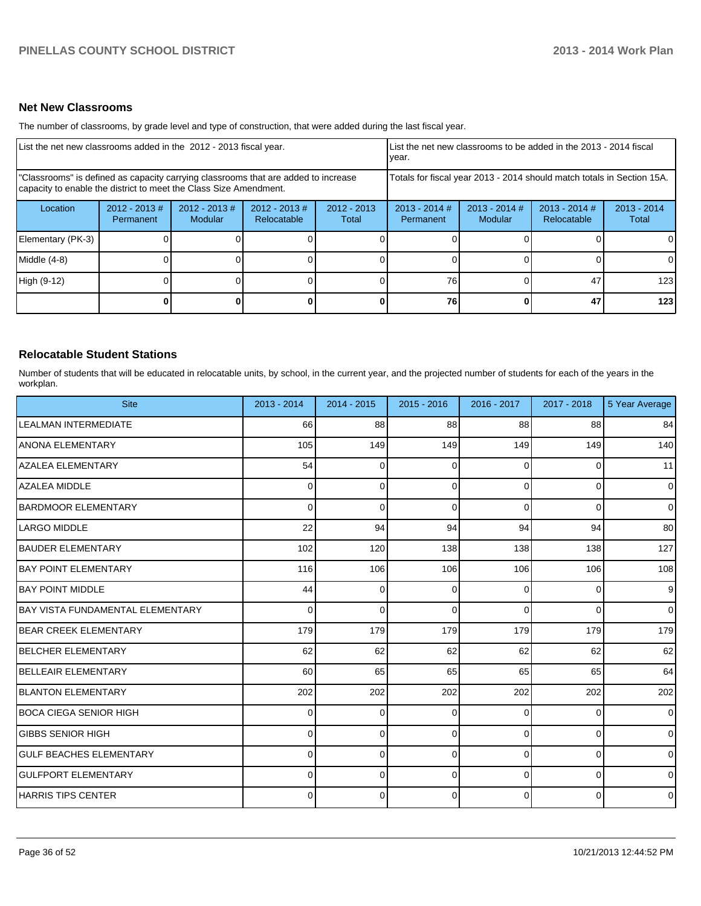## Net New Classrooms

The number of classrooms, by grade level and type of construction, that were added during the last fiscal year.

| List the net new classrooms added in the 2012 - 2013 fiscal year. | | | | | List the net new classrooms to be added in the 2013 - 2014 fiscal year. | | | |
|---|---|---|---|---|---|---|---|---|
| "Classrooms" is defined as capacity carrying classrooms that are added to increase capacity to enable the district to meet the Class Size Amendment. | | | | | Totals for fiscal year 2013 - 2014 should match totals in Section 15A. | | | |
| Location | 2012 - 2013 # Permanent | 2012 - 2013 # Modular | 2012 - 2013 # Relocatable | 2012 - 2013 Total | 2013 - 2014 # Permanent | 2013 - 2014 # Modular | 2013 - 2014 # Relocatable | 2013 - 2014 Total |
| Elementary (PK-3) | 0 | 0 | 0 | 0 | 0 | 0 | 0 | 0 |
| Middle (4-8) | 0 | 0 | 0 | 0 | 0 | 0 | 0 | 0 |
| High (9-12) | 0 | 0 | 0 | 0 | 76 | 0 | 47 | 123 |
| | **0** | **0** | **0** | **0** | **76** | **0** | **47** | **123** |

## Relocatable Student Stations

Number of students that will be educated in relocatable units, by school, in the current year, and the projected number of students for each of the years in the workplan.

| Site | 2013 - 2014 | 2014 - 2015 | 2015 - 2016 | 2016 - 2017 | 2017 - 2018 | 5 Year Average |
|---|---|---|---|---|---|---|
| LEALMAN INTERMEDIATE | 66 | 88 | 88 | 88 | 88 | 84 |
| ANONA ELEMENTARY | 105 | 149 | 149 | 149 | 149 | 140 |
| AZALEA ELEMENTARY | 54 | 0 | 0 | 0 | 0 | 11 |
| AZALEA MIDDLE | 0 | 0 | 0 | 0 | 0 | 0 |
| BARDMOOR ELEMENTARY | 0 | 0 | 0 | 0 | 0 | 0 |
| LARGO MIDDLE | 22 | 94 | 94 | 94 | 94 | 80 |
| BAUDER ELEMENTARY | 102 | 120 | 138 | 138 | 138 | 127 |
| BAY POINT ELEMENTARY | 116 | 106 | 106 | 106 | 106 | 108 |
| BAY POINT MIDDLE | 44 | 0 | 0 | 0 | 0 | 9 |
| BAY VISTA FUNDAMENTAL ELEMENTARY | 0 | 0 | 0 | 0 | 0 | 0 |
| BEAR CREEK ELEMENTARY | 179 | 179 | 179 | 179 | 179 | 179 |
| BELCHER ELEMENTARY | 62 | 62 | 62 | 62 | 62 | 62 |
| BELLEAIR ELEMENTARY | 60 | 65 | 65 | 65 | 65 | 64 |
| BLANTON ELEMENTARY | 202 | 202 | 202 | 202 | 202 | 202 |
| BOCA CIEGA SENIOR HIGH | 0 | 0 | 0 | 0 | 0 | 0 |
| GIBBS SENIOR HIGH | 0 | 0 | 0 | 0 | 0 | 0 |
| GULF BEACHES ELEMENTARY | 0 | 0 | 0 | 0 | 0 | 0 |
| GULFPORT ELEMENTARY | 0 | 0 | 0 | 0 | 0 | 0 |
| HARRIS TIPS CENTER | 0 | 0 | 0 | 0 | 0 | 0 |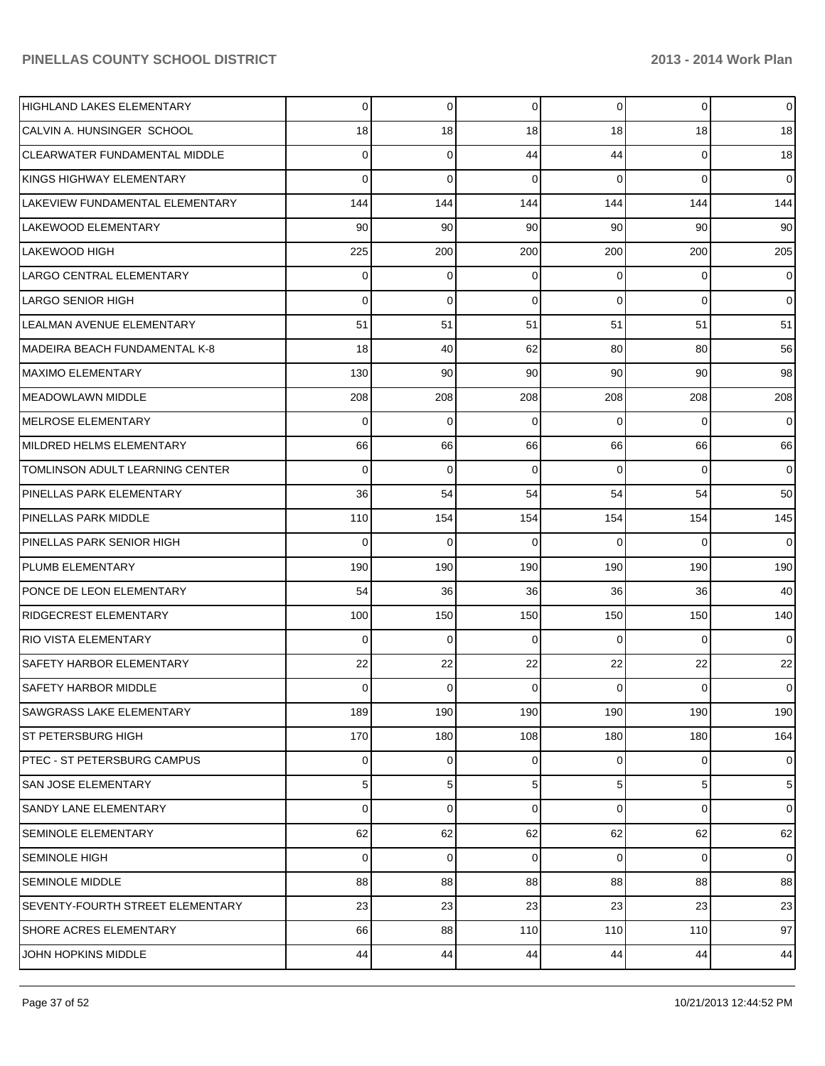| | | | | | | |
|---|---|---|---|---|---|---|
| HIGHLAND LAKES ELEMENTARY | 0 | 0 | 0 | 0 | 0 | 0 |
| CALVIN A. HUNSINGER SCHOOL | 18 | 18 | 18 | 18 | 18 | 18 |
| CLEARWATER FUNDAMENTAL MIDDLE | 0 | 0 | 44 | 44 | 0 | 18 |
| KINGS HIGHWAY ELEMENTARY | 0 | 0 | 0 | 0 | 0 | 0 |
| LAKEVIEW FUNDAMENTAL ELEMENTARY | 144 | 144 | 144 | 144 | 144 | 144 |
| LAKEWOOD ELEMENTARY | 90 | 90 | 90 | 90 | 90 | 90 |
| LAKEWOOD HIGH | 225 | 200 | 200 | 200 | 200 | 205 |
| LARGO CENTRAL ELEMENTARY | 0 | 0 | 0 | 0 | 0 | 0 |
| LARGO SENIOR HIGH | 0 | 0 | 0 | 0 | 0 | 0 |
| LEALMAN AVENUE ELEMENTARY | 51 | 51 | 51 | 51 | 51 | 51 |
| MADEIRA BEACH FUNDAMENTAL K-8 | 18 | 40 | 62 | 80 | 80 | 56 |
| MAXIMO ELEMENTARY | 130 | 90 | 90 | 90 | 90 | 98 |
| MEADOWLAWN MIDDLE | 208 | 208 | 208 | 208 | 208 | 208 |
| MELROSE ELEMENTARY | 0 | 0 | 0 | 0 | 0 | 0 |
| MILDRED HELMS ELEMENTARY | 66 | 66 | 66 | 66 | 66 | 66 |
| TOMLINSON ADULT LEARNING CENTER | 0 | 0 | 0 | 0 | 0 | 0 |
| PINELLAS PARK ELEMENTARY | 36 | 54 | 54 | 54 | 54 | 50 |
| PINELLAS PARK MIDDLE | 110 | 154 | 154 | 154 | 154 | 145 |
| PINELLAS PARK SENIOR HIGH | 0 | 0 | 0 | 0 | 0 | 0 |
| PLUMB ELEMENTARY | 190 | 190 | 190 | 190 | 190 | 190 |
| PONCE DE LEON ELEMENTARY | 54 | 36 | 36 | 36 | 36 | 40 |
| RIDGECREST ELEMENTARY | 100 | 150 | 150 | 150 | 150 | 140 |
| RIO VISTA ELEMENTARY | 0 | 0 | 0 | 0 | 0 | 0 |
| SAFETY HARBOR ELEMENTARY | 22 | 22 | 22 | 22 | 22 | 22 |
| SAFETY HARBOR MIDDLE | 0 | 0 | 0 | 0 | 0 | 0 |
| SAWGRASS LAKE ELEMENTARY | 189 | 190 | 190 | 190 | 190 | 190 |
| ST PETERSBURG HIGH | 170 | 180 | 108 | 180 | 180 | 164 |
| PTEC - ST PETERSBURG CAMPUS | 0 | 0 | 0 | 0 | 0 | 0 |
| SAN JOSE ELEMENTARY | 5 | 5 | 5 | 5 | 5 | 5 |
| SANDY LANE ELEMENTARY | 0 | 0 | 0 | 0 | 0 | 0 |
| SEMINOLE ELEMENTARY | 62 | 62 | 62 | 62 | 62 | 62 |
| SEMINOLE HIGH | 0 | 0 | 0 | 0 | 0 | 0 |
| SEMINOLE MIDDLE | 88 | 88 | 88 | 88 | 88 | 88 |
| SEVENTY-FOURTH STREET ELEMENTARY | 23 | 23 | 23 | 23 | 23 | 23 |
| SHORE ACRES ELEMENTARY | 66 | 88 | 110 | 110 | 110 | 97 |
| JOHN HOPKINS MIDDLE | 44 | 44 | 44 | 44 | 44 | 44 |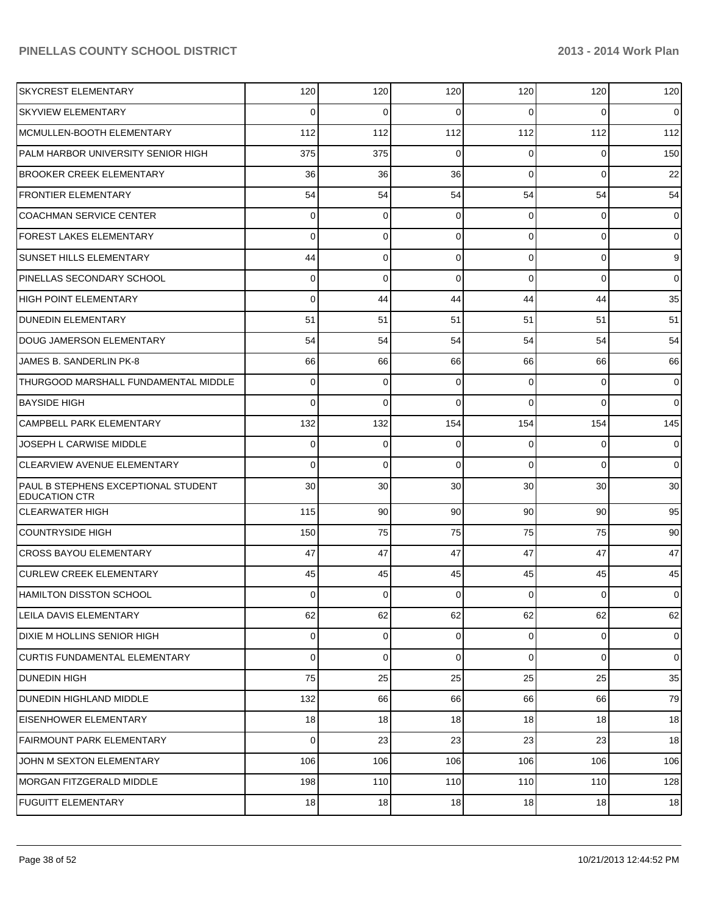| | | | | | | |
|---|---|---|---|---|---|---|
| SKYCREST ELEMENTARY | 120 | 120 | 120 | 120 | 120 | 120 |
| SKYVIEW ELEMENTARY | 0 | 0 | 0 | 0 | 0 | 0 |
| MCMULLEN-BOOTH ELEMENTARY | 112 | 112 | 112 | 112 | 112 | 112 |
| PALM HARBOR UNIVERSITY SENIOR HIGH | 375 | 375 | 0 | 0 | 0 | 150 |
| BROOKER CREEK ELEMENTARY | 36 | 36 | 36 | 0 | 0 | 22 |
| FRONTIER ELEMENTARY | 54 | 54 | 54 | 54 | 54 | 54 |
| COACHMAN SERVICE CENTER | 0 | 0 | 0 | 0 | 0 | 0 |
| FOREST LAKES ELEMENTARY | 0 | 0 | 0 | 0 | 0 | 0 |
| SUNSET HILLS ELEMENTARY | 44 | 0 | 0 | 0 | 0 | 9 |
| PINELLAS SECONDARY SCHOOL | 0 | 0 | 0 | 0 | 0 | 0 |
| HIGH POINT ELEMENTARY | 0 | 44 | 44 | 44 | 44 | 35 |
| DUNEDIN ELEMENTARY | 51 | 51 | 51 | 51 | 51 | 51 |
| DOUG JAMERSON ELEMENTARY | 54 | 54 | 54 | 54 | 54 | 54 |
| JAMES B. SANDERLIN PK-8 | 66 | 66 | 66 | 66 | 66 | 66 |
| THURGOOD MARSHALL FUNDAMENTAL MIDDLE | 0 | 0 | 0 | 0 | 0 | 0 |
| BAYSIDE HIGH | 0 | 0 | 0 | 0 | 0 | 0 |
| CAMPBELL PARK ELEMENTARY | 132 | 132 | 154 | 154 | 154 | 145 |
| JOSEPH L CARWISE MIDDLE | 0 | 0 | 0 | 0 | 0 | 0 |
| CLEARVIEW AVENUE ELEMENTARY | 0 | 0 | 0 | 0 | 0 | 0 |
| PAUL B STEPHENS EXCEPTIONAL STUDENT EDUCATION CTR | 30 | 30 | 30 | 30 | 30 | 30 |
| CLEARWATER HIGH | 115 | 90 | 90 | 90 | 90 | 95 |
| COUNTRYSIDE HIGH | 150 | 75 | 75 | 75 | 75 | 90 |
| CROSS BAYOU ELEMENTARY | 47 | 47 | 47 | 47 | 47 | 47 |
| CURLEW CREEK ELEMENTARY | 45 | 45 | 45 | 45 | 45 | 45 |
| HAMILTON DISSTON SCHOOL | 0 | 0 | 0 | 0 | 0 | 0 |
| LEILA DAVIS ELEMENTARY | 62 | 62 | 62 | 62 | 62 | 62 |
| DIXIE M HOLLINS SENIOR HIGH | 0 | 0 | 0 | 0 | 0 | 0 |
| CURTIS FUNDAMENTAL ELEMENTARY | 0 | 0 | 0 | 0 | 0 | 0 |
| DUNEDIN HIGH | 75 | 25 | 25 | 25 | 25 | 35 |
| DUNEDIN HIGHLAND MIDDLE | 132 | 66 | 66 | 66 | 66 | 79 |
| EISENHOWER ELEMENTARY | 18 | 18 | 18 | 18 | 18 | 18 |
| FAIRMOUNT PARK ELEMENTARY | 0 | 23 | 23 | 23 | 23 | 18 |
| JOHN M SEXTON ELEMENTARY | 106 | 106 | 106 | 106 | 106 | 106 |
| MORGAN FITZGERALD MIDDLE | 198 | 110 | 110 | 110 | 110 | 128 |
| FUGUITT ELEMENTARY | 18 | 18 | 18 | 18 | 18 | 18 |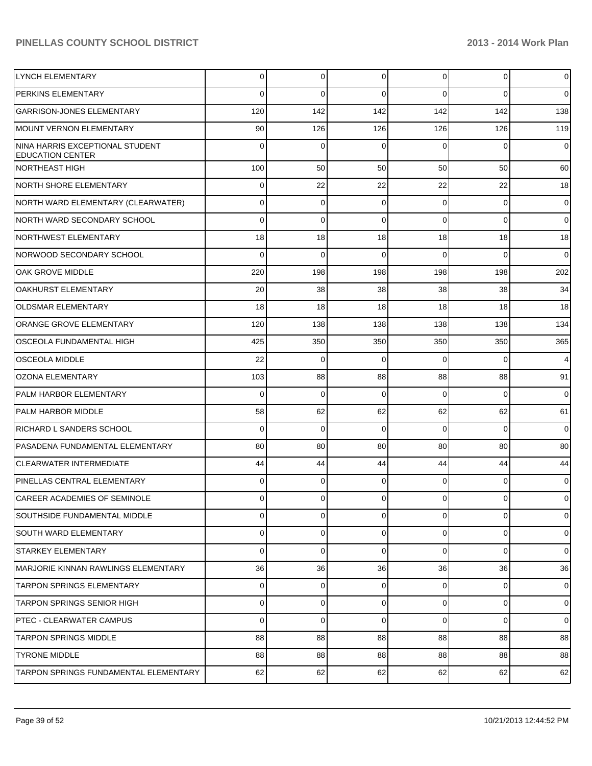| | | | | | | |
|---|---|---|---|---|---|---|
| LYNCH ELEMENTARY | 0 | 0 | 0 | 0 | 0 | 0 |
| PERKINS ELEMENTARY | 0 | 0 | 0 | 0 | 0 | 0 |
| GARRISON-JONES ELEMENTARY | 120 | 142 | 142 | 142 | 142 | 138 |
| MOUNT VERNON ELEMENTARY | 90 | 126 | 126 | 126 | 126 | 119 |
| NINA HARRIS EXCEPTIONAL STUDENT EDUCATION CENTER | 0 | 0 | 0 | 0 | 0 | 0 |
| NORTHEAST HIGH | 100 | 50 | 50 | 50 | 50 | 60 |
| NORTH SHORE ELEMENTARY | 0 | 22 | 22 | 22 | 22 | 18 |
| NORTH WARD ELEMENTARY (CLEARWATER) | 0 | 0 | 0 | 0 | 0 | 0 |
| NORTH WARD SECONDARY SCHOOL | 0 | 0 | 0 | 0 | 0 | 0 |
| NORTHWEST ELEMENTARY | 18 | 18 | 18 | 18 | 18 | 18 |
| NORWOOD SECONDARY SCHOOL | 0 | 0 | 0 | 0 | 0 | 0 |
| OAK GROVE MIDDLE | 220 | 198 | 198 | 198 | 198 | 202 |
| OAKHURST ELEMENTARY | 20 | 38 | 38 | 38 | 38 | 34 |
| OLDSMAR ELEMENTARY | 18 | 18 | 18 | 18 | 18 | 18 |
| ORANGE GROVE ELEMENTARY | 120 | 138 | 138 | 138 | 138 | 134 |
| OSCEOLA FUNDAMENTAL HIGH | 425 | 350 | 350 | 350 | 350 | 365 |
| OSCEOLA MIDDLE | 22 | 0 | 0 | 0 | 0 | 4 |
| OZONA ELEMENTARY | 103 | 88 | 88 | 88 | 88 | 91 |
| PALM HARBOR ELEMENTARY | 0 | 0 | 0 | 0 | 0 | 0 |
| PALM HARBOR MIDDLE | 58 | 62 | 62 | 62 | 62 | 61 |
| RICHARD L SANDERS SCHOOL | 0 | 0 | 0 | 0 | 0 | 0 |
| PASADENA FUNDAMENTAL ELEMENTARY | 80 | 80 | 80 | 80 | 80 | 80 |
| CLEARWATER INTERMEDIATE | 44 | 44 | 44 | 44 | 44 | 44 |
| PINELLAS CENTRAL ELEMENTARY | 0 | 0 | 0 | 0 | 0 | 0 |
| CAREER ACADEMIES OF SEMINOLE | 0 | 0 | 0 | 0 | 0 | 0 |
| SOUTHSIDE FUNDAMENTAL MIDDLE | 0 | 0 | 0 | 0 | 0 | 0 |
| SOUTH WARD ELEMENTARY | 0 | 0 | 0 | 0 | 0 | 0 |
| STARKEY ELEMENTARY | 0 | 0 | 0 | 0 | 0 | 0 |
| MARJORIE KINNAN RAWLINGS ELEMENTARY | 36 | 36 | 36 | 36 | 36 | 36 |
| TARPON SPRINGS ELEMENTARY | 0 | 0 | 0 | 0 | 0 | 0 |
| TARPON SPRINGS SENIOR HIGH | 0 | 0 | 0 | 0 | 0 | 0 |
| PTEC - CLEARWATER CAMPUS | 0 | 0 | 0 | 0 | 0 | 0 |
| TARPON SPRINGS MIDDLE | 88 | 88 | 88 | 88 | 88 | 88 |
| TYRONE MIDDLE | 88 | 88 | 88 | 88 | 88 | 88 |
| TARPON SPRINGS FUNDAMENTAL ELEMENTARY | 62 | 62 | 62 | 62 | 62 | 62 |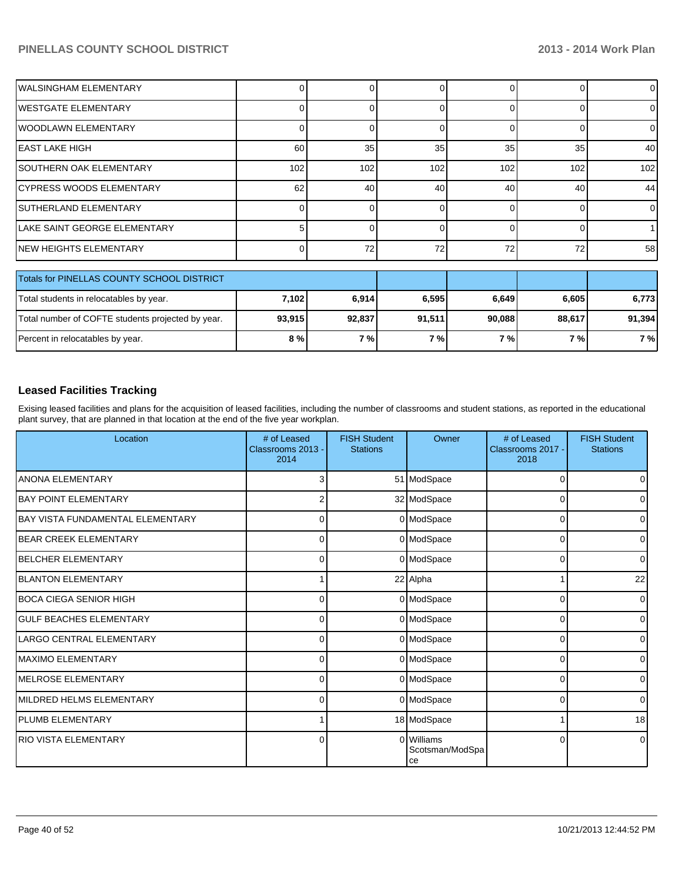| | | | | | | |
|---|---|---|---|---|---|---|
| WALSINGHAM ELEMENTARY | 0 | 0 | 0 | 0 | 0 | 0 |
| WESTGATE ELEMENTARY | 0 | 0 | 0 | 0 | 0 | 0 |
| WOODLAWN ELEMENTARY | 0 | 0 | 0 | 0 | 0 | 0 |
| EAST LAKE HIGH | 60 | 35 | 35 | 35 | 35 | 40 |
| SOUTHERN OAK ELEMENTARY | 102 | 102 | 102 | 102 | 102 | 102 |
| CYPRESS WOODS ELEMENTARY | 62 | 40 | 40 | 40 | 40 | 44 |
| SUTHERLAND ELEMENTARY | 0 | 0 | 0 | 0 | 0 | 0 |
| LAKE SAINT GEORGE ELEMENTARY | 5 | 0 | 0 | 0 | 0 | 1 |
| NEW HEIGHTS ELEMENTARY | 0 | 72 | 72 | 72 | 72 | 58 |

| Totals for PINELLAS COUNTY SCHOOL DISTRICT | | | | | | |
|---|---|---|---|---|---|---|
| Total students in relocatables by year. | **7,102** | **6,914** | **6,595** | **6,649** | **6,605** | **6,773** |
| Total number of COFTE students projected by year. | **93,915** | **92,837** | **91,511** | **90,088** | **88,617** | **91,394** |
| Percent in relocatables by year. | **8 %** | **7 %** | **7 %** | **7 %** | **7 %** | **7 %** |

## Leased Facilities Tracking

Exising leased facilities and plans for the acquisition of leased facilities, including the number of classrooms and student stations, as reported in the educational plant survey, that are planned in that location at the end of the five year workplan.

| Location | # of Leased Classrooms 2013 - 2014 | FISH Student Stations | Owner | # of Leased Classrooms 2017 - 2018 | FISH Student Stations |
|---|---|---|---|---|---|
| ANONA ELEMENTARY | 3 | 51 | ModSpace | 0 | 0 |
| BAY POINT ELEMENTARY | 2 | 32 | ModSpace | 0 | 0 |
| BAY VISTA FUNDAMENTAL ELEMENTARY | 0 | 0 | ModSpace | 0 | 0 |
| BEAR CREEK ELEMENTARY | 0 | 0 | ModSpace | 0 | 0 |
| BELCHER ELEMENTARY | 0 | 0 | ModSpace | 0 | 0 |
| BLANTON ELEMENTARY | 1 | 22 | Alpha | 1 | 22 |
| BOCA CIEGA SENIOR HIGH | 0 | 0 | ModSpace | 0 | 0 |
| GULF BEACHES ELEMENTARY | 0 | 0 | ModSpace | 0 | 0 |
| LARGO CENTRAL ELEMENTARY | 0 | 0 | ModSpace | 0 | 0 |
| MAXIMO ELEMENTARY | 0 | 0 | ModSpace | 0 | 0 |
| MELROSE ELEMENTARY | 0 | 0 | ModSpace | 0 | 0 |
| MILDRED HELMS ELEMENTARY | 0 | 0 | ModSpace | 0 | 0 |
| PLUMB ELEMENTARY | 1 | 18 | ModSpace | 1 | 18 |
| RIO VISTA ELEMENTARY | 0 | 0 | Williams Scotsman/ModSpace | 0 | 0 |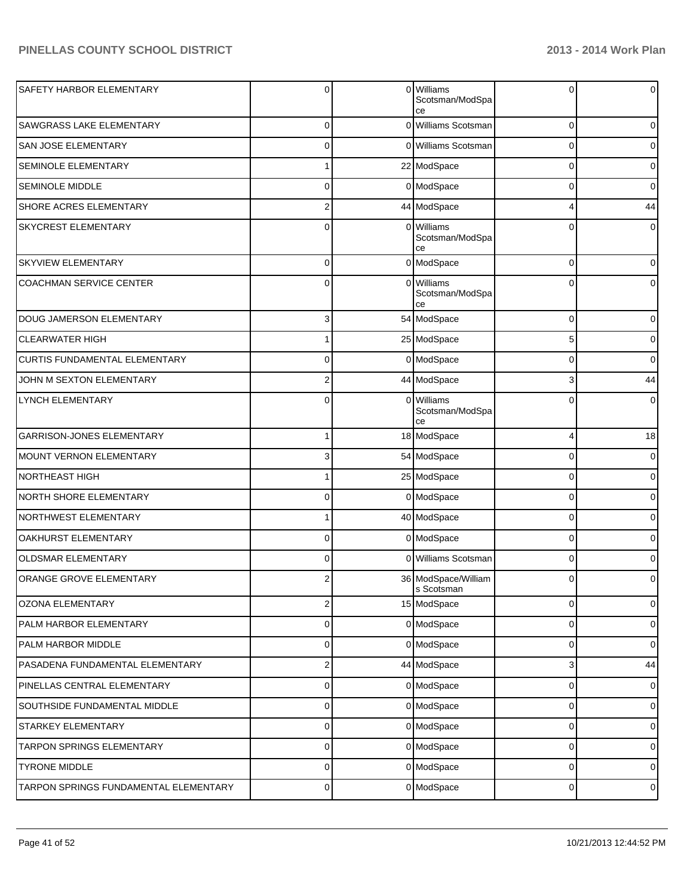| | | | | | |
|---|---|---|---|---|---|
| SAFETY HARBOR ELEMENTARY | 0 | 0 | Williams Scotsman/ModSpace | 0 | 0 |
| SAWGRASS LAKE ELEMENTARY | 0 | 0 | Williams Scotsman | 0 | 0 |
| SAN JOSE ELEMENTARY | 0 | 0 | Williams Scotsman | 0 | 0 |
| SEMINOLE ELEMENTARY | 1 | 22 | ModSpace | 0 | 0 |
| SEMINOLE MIDDLE | 0 | 0 | ModSpace | 0 | 0 |
| SHORE ACRES ELEMENTARY | 2 | 44 | ModSpace | 4 | 44 |
| SKYCREST ELEMENTARY | 0 | 0 | Williams Scotsman/ModSpace | 0 | 0 |
| SKYVIEW ELEMENTARY | 0 | 0 | ModSpace | 0 | 0 |
| COACHMAN SERVICE CENTER | 0 | 0 | Williams Scotsman/ModSpace | 0 | 0 |
| DOUG JAMERSON ELEMENTARY | 3 | 54 | ModSpace | 0 | 0 |
| CLEARWATER HIGH | 1 | 25 | ModSpace | 5 | 0 |
| CURTIS FUNDAMENTAL ELEMENTARY | 0 | 0 | ModSpace | 0 | 0 |
| JOHN M SEXTON ELEMENTARY | 2 | 44 | ModSpace | 3 | 44 |
| LYNCH ELEMENTARY | 0 | 0 | Williams Scotsman/ModSpace | 0 | 0 |
| GARRISON-JONES ELEMENTARY | 1 | 18 | ModSpace | 4 | 18 |
| MOUNT VERNON ELEMENTARY | 3 | 54 | ModSpace | 0 | 0 |
| NORTHEAST HIGH | 1 | 25 | ModSpace | 0 | 0 |
| NORTH SHORE ELEMENTARY | 0 | 0 | ModSpace | 0 | 0 |
| NORTHWEST ELEMENTARY | 1 | 40 | ModSpace | 0 | 0 |
| OAKHURST ELEMENTARY | 0 | 0 | ModSpace | 0 | 0 |
| OLDSMAR ELEMENTARY | 0 | 0 | Williams Scotsman | 0 | 0 |
| ORANGE GROVE ELEMENTARY | 2 | 36 | ModSpace/Williams Scotsman | 0 | 0 |
| OZONA ELEMENTARY | 2 | 15 | ModSpace | 0 | 0 |
| PALM HARBOR ELEMENTARY | 0 | 0 | ModSpace | 0 | 0 |
| PALM HARBOR MIDDLE | 0 | 0 | ModSpace | 0 | 0 |
| PASADENA FUNDAMENTAL ELEMENTARY | 2 | 44 | ModSpace | 3 | 44 |
| PINELLAS CENTRAL ELEMENTARY | 0 | 0 | ModSpace | 0 | 0 |
| SOUTHSIDE FUNDAMENTAL MIDDLE | 0 | 0 | ModSpace | 0 | 0 |
| STARKEY ELEMENTARY | 0 | 0 | ModSpace | 0 | 0 |
| TARPON SPRINGS ELEMENTARY | 0 | 0 | ModSpace | 0 | 0 |
| TYRONE MIDDLE | 0 | 0 | ModSpace | 0 | 0 |
| TARPON SPRINGS FUNDAMENTAL ELEMENTARY | 0 | 0 | ModSpace | 0 | 0 |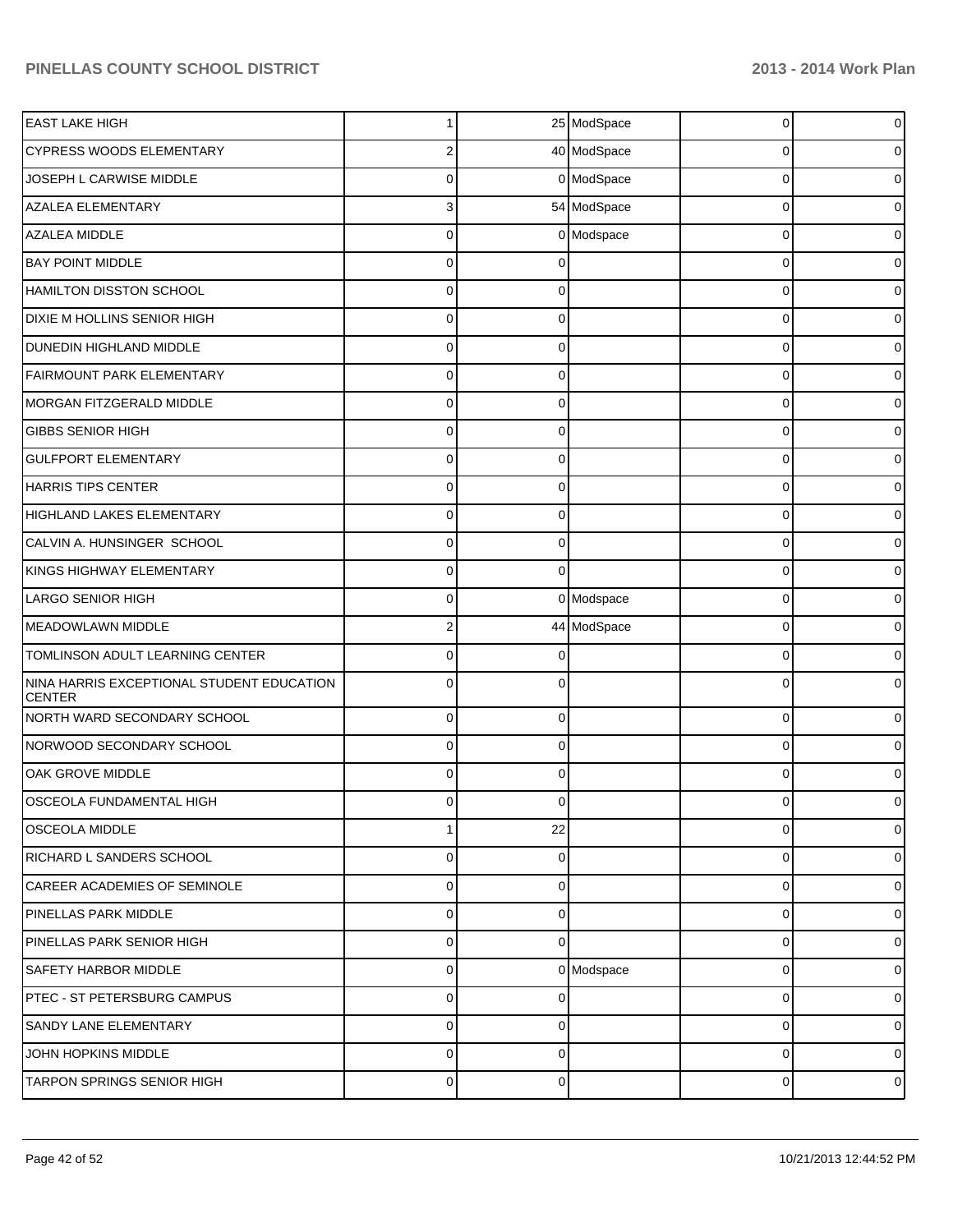| | | | | | |
|---|---|---|---|---|---|
| EAST LAKE HIGH | 1 | 25 | ModSpace | 0 | 0 |
| CYPRESS WOODS ELEMENTARY | 2 | 40 | ModSpace | 0 | 0 |
| JOSEPH L CARWISE MIDDLE | 0 | 0 | ModSpace | 0 | 0 |
| AZALEA ELEMENTARY | 3 | 54 | ModSpace | 0 | 0 |
| AZALEA MIDDLE | 0 | 0 | Modspace | 0 | 0 |
| BAY POINT MIDDLE | 0 | 0 | | 0 | 0 |
| HAMILTON DISSTON SCHOOL | 0 | 0 | | 0 | 0 |
| DIXIE M HOLLINS SENIOR HIGH | 0 | 0 | | 0 | 0 |
| DUNEDIN HIGHLAND MIDDLE | 0 | 0 | | 0 | 0 |
| FAIRMOUNT PARK ELEMENTARY | 0 | 0 | | 0 | 0 |
| MORGAN FITZGERALD MIDDLE | 0 | 0 | | 0 | 0 |
| GIBBS SENIOR HIGH | 0 | 0 | | 0 | 0 |
| GULFPORT ELEMENTARY | 0 | 0 | | 0 | 0 |
| HARRIS TIPS CENTER | 0 | 0 | | 0 | 0 |
| HIGHLAND LAKES ELEMENTARY | 0 | 0 | | 0 | 0 |
| CALVIN A. HUNSINGER SCHOOL | 0 | 0 | | 0 | 0 |
| KINGS HIGHWAY ELEMENTARY | 0 | 0 | | 0 | 0 |
| LARGO SENIOR HIGH | 0 | 0 | Modspace | 0 | 0 |
| MEADOWLAWN MIDDLE | 2 | 44 | ModSpace | 0 | 0 |
| TOMLINSON ADULT LEARNING CENTER | 0 | 0 | | 0 | 0 |
| NINA HARRIS EXCEPTIONAL STUDENT EDUCATION CENTER | 0 | 0 | | 0 | 0 |
| NORTH WARD SECONDARY SCHOOL | 0 | 0 | | 0 | 0 |
| NORWOOD SECONDARY SCHOOL | 0 | 0 | | 0 | 0 |
| OAK GROVE MIDDLE | 0 | 0 | | 0 | 0 |
| OSCEOLA FUNDAMENTAL HIGH | 0 | 0 | | 0 | 0 |
| OSCEOLA MIDDLE | 1 | 22 | | 0 | 0 |
| RICHARD L SANDERS SCHOOL | 0 | 0 | | 0 | 0 |
| CAREER ACADEMIES OF SEMINOLE | 0 | 0 | | 0 | 0 |
| PINELLAS PARK MIDDLE | 0 | 0 | | 0 | 0 |
| PINELLAS PARK SENIOR HIGH | 0 | 0 | | 0 | 0 |
| SAFETY HARBOR MIDDLE | 0 | 0 | Modspace | 0 | 0 |
| PTEC - ST PETERSBURG CAMPUS | 0 | 0 | | 0 | 0 |
| SANDY LANE ELEMENTARY | 0 | 0 | | 0 | 0 |
| JOHN HOPKINS MIDDLE | 0 | 0 | | 0 | 0 |
| TARPON SPRINGS SENIOR HIGH | 0 | 0 | | 0 | 0 |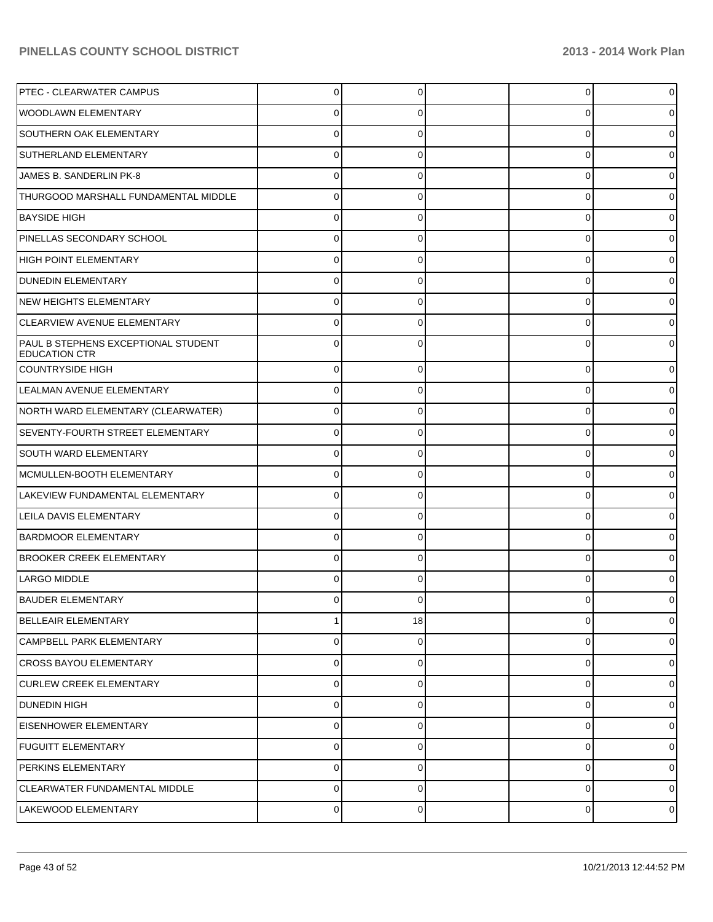| | | | | | |
|---|---|---|---|---|---|
| PTEC - CLEARWATER CAMPUS | 0 | 0 | | 0 | 0 |
| WOODLAWN ELEMENTARY | 0 | 0 | | 0 | 0 |
| SOUTHERN OAK ELEMENTARY | 0 | 0 | | 0 | 0 |
| SUTHERLAND ELEMENTARY | 0 | 0 | | 0 | 0 |
| JAMES B. SANDERLIN PK-8 | 0 | 0 | | 0 | 0 |
| THURGOOD MARSHALL FUNDAMENTAL MIDDLE | 0 | 0 | | 0 | 0 |
| BAYSIDE HIGH | 0 | 0 | | 0 | 0 |
| PINELLAS SECONDARY SCHOOL | 0 | 0 | | 0 | 0 |
| HIGH POINT ELEMENTARY | 0 | 0 | | 0 | 0 |
| DUNEDIN ELEMENTARY | 0 | 0 | | 0 | 0 |
| NEW HEIGHTS ELEMENTARY | 0 | 0 | | 0 | 0 |
| CLEARVIEW AVENUE ELEMENTARY | 0 | 0 | | 0 | 0 |
| PAUL B STEPHENS EXCEPTIONAL STUDENT EDUCATION CTR | 0 | 0 | | 0 | 0 |
| COUNTRYSIDE HIGH | 0 | 0 | | 0 | 0 |
| LEALMAN AVENUE ELEMENTARY | 0 | 0 | | 0 | 0 |
| NORTH WARD ELEMENTARY (CLEARWATER) | 0 | 0 | | 0 | 0 |
| SEVENTY-FOURTH STREET ELEMENTARY | 0 | 0 | | 0 | 0 |
| SOUTH WARD ELEMENTARY | 0 | 0 | | 0 | 0 |
| MCMULLEN-BOOTH ELEMENTARY | 0 | 0 | | 0 | 0 |
| LAKEVIEW FUNDAMENTAL ELEMENTARY | 0 | 0 | | 0 | 0 |
| LEILA DAVIS ELEMENTARY | 0 | 0 | | 0 | 0 |
| BARDMOOR ELEMENTARY | 0 | 0 | | 0 | 0 |
| BROOKER CREEK ELEMENTARY | 0 | 0 | | 0 | 0 |
| LARGO MIDDLE | 0 | 0 | | 0 | 0 |
| BAUDER ELEMENTARY | 0 | 0 | | 0 | 0 |
| BELLEAIR ELEMENTARY | 1 | 18 | | 0 | 0 |
| CAMPBELL PARK ELEMENTARY | 0 | 0 | | 0 | 0 |
| CROSS BAYOU ELEMENTARY | 0 | 0 | | 0 | 0 |
| CURLEW CREEK ELEMENTARY | 0 | 0 | | 0 | 0 |
| DUNEDIN HIGH | 0 | 0 | | 0 | 0 |
| EISENHOWER ELEMENTARY | 0 | 0 | | 0 | 0 |
| FUGUITT ELEMENTARY | 0 | 0 | | 0 | 0 |
| PERKINS ELEMENTARY | 0 | 0 | | 0 | 0 |
| CLEARWATER FUNDAMENTAL MIDDLE | 0 | 0 | | 0 | 0 |
| LAKEWOOD ELEMENTARY | 0 | 0 | | 0 | 0 |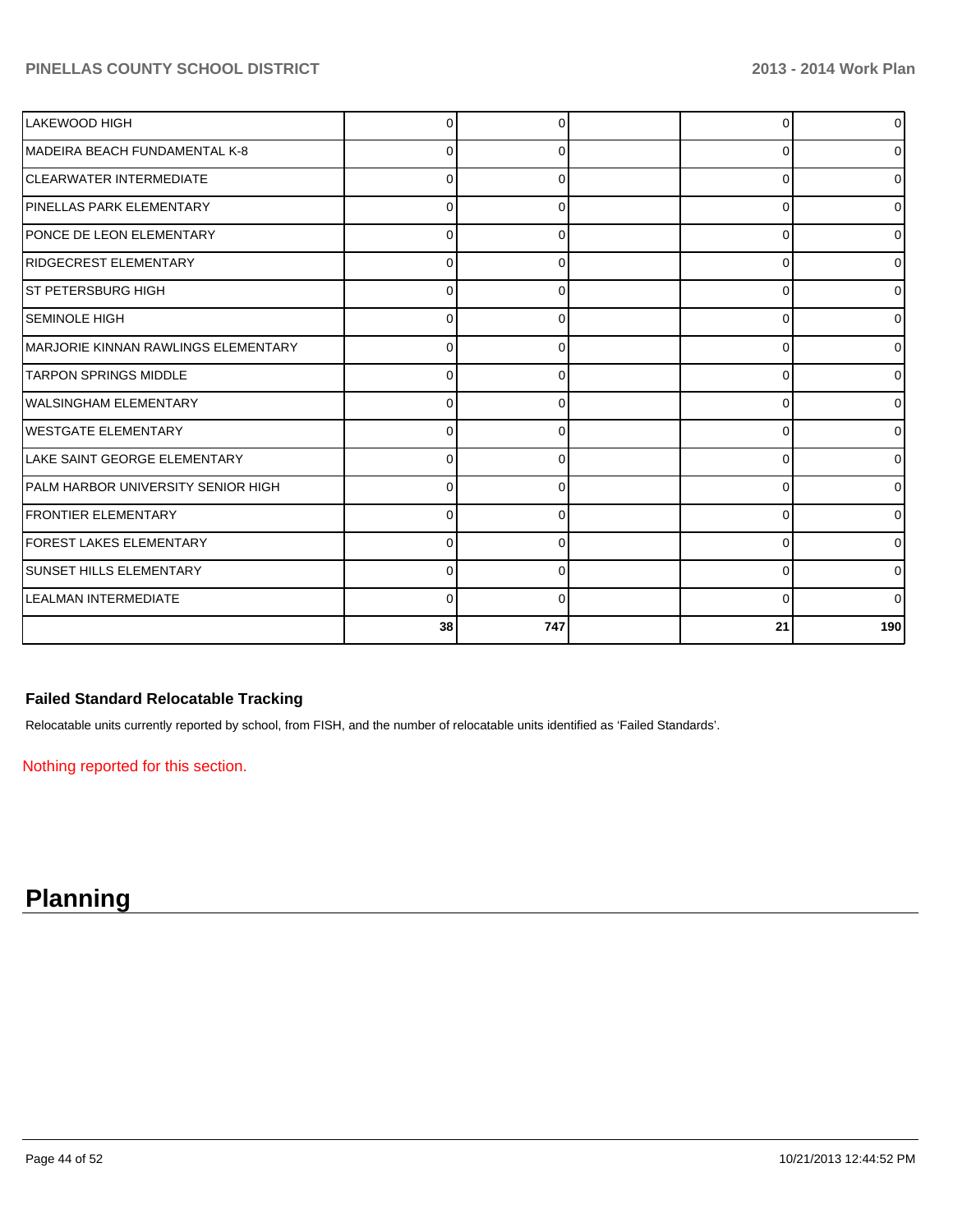| | | | | | |
|---|---|---|---|---|---|
| LAKEWOOD HIGH | 0 | 0 | | 0 | 0 |
| MADEIRA BEACH FUNDAMENTAL K-8 | 0 | 0 | | 0 | 0 |
| CLEARWATER INTERMEDIATE | 0 | 0 | | 0 | 0 |
| PINELLAS PARK ELEMENTARY | 0 | 0 | | 0 | 0 |
| PONCE DE LEON ELEMENTARY | 0 | 0 | | 0 | 0 |
| RIDGECREST ELEMENTARY | 0 | 0 | | 0 | 0 |
| ST PETERSBURG HIGH | 0 | 0 | | 0 | 0 |
| SEMINOLE HIGH | 0 | 0 | | 0 | 0 |
| MARJORIE KINNAN RAWLINGS ELEMENTARY | 0 | 0 | | 0 | 0 |
| TARPON SPRINGS MIDDLE | 0 | 0 | | 0 | 0 |
| WALSINGHAM ELEMENTARY | 0 | 0 | | 0 | 0 |
| WESTGATE ELEMENTARY | 0 | 0 | | 0 | 0 |
| LAKE SAINT GEORGE ELEMENTARY | 0 | 0 | | 0 | 0 |
| PALM HARBOR UNIVERSITY SENIOR HIGH | 0 | 0 | | 0 | 0 |
| FRONTIER ELEMENTARY | 0 | 0 | | 0 | 0 |
| FOREST LAKES ELEMENTARY | 0 | 0 | | 0 | 0 |
| SUNSET HILLS ELEMENTARY | 0 | 0 | | 0 | 0 |
| LEALMAN INTERMEDIATE | 0 | 0 | | 0 | 0 |
| | **38** | **747** | | **21** | **190** |

### Failed Standard Relocatable Tracking

Relocatable units currently reported by school, from FISH, and the number of relocatable units identified as 'Failed Standards'.

Nothing reported for this section.

# Planning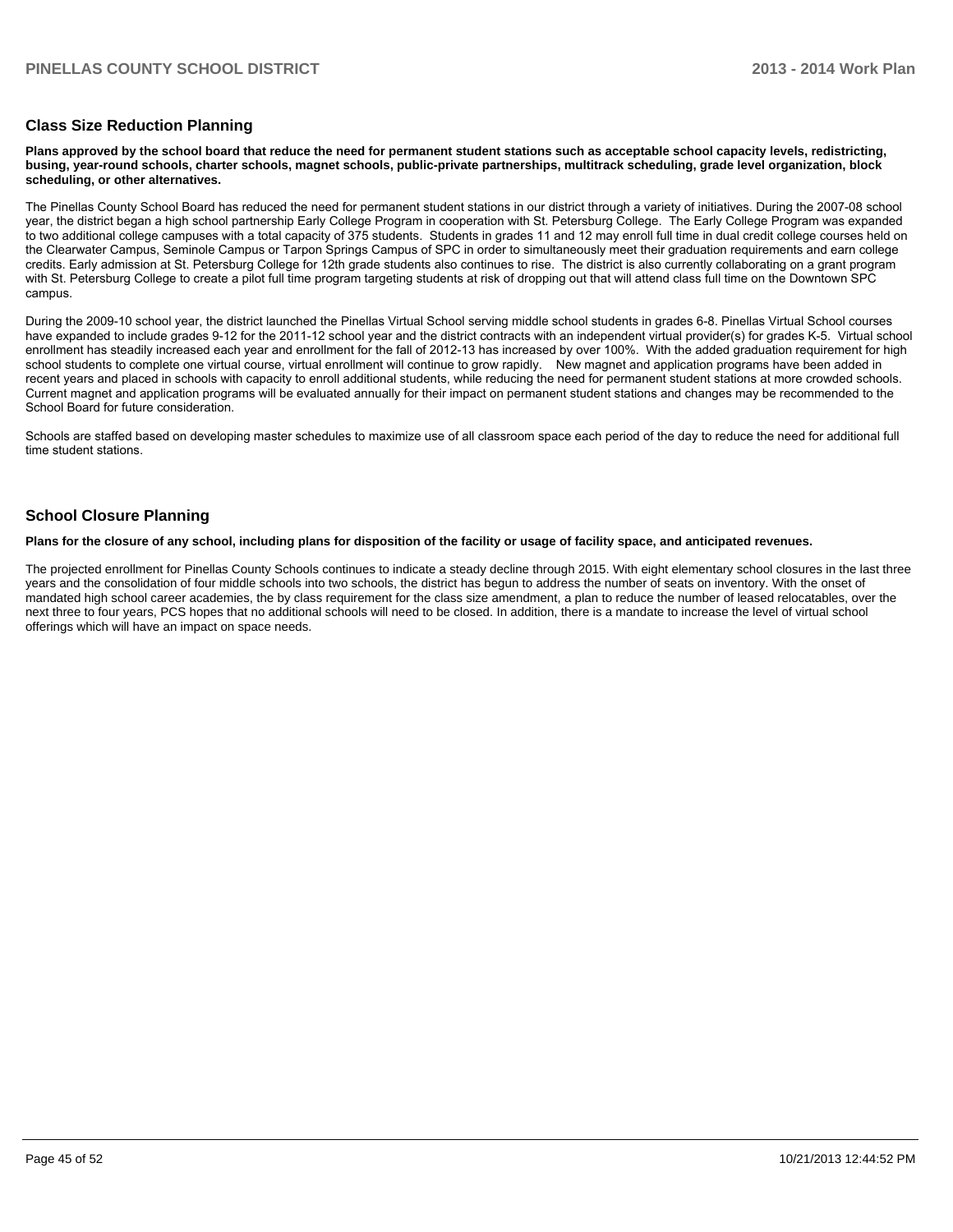## Class Size Reduction Planning

**Plans approved by the school board that reduce the need for permanent student stations such as acceptable school capacity levels, redistricting, busing, year-round schools, charter schools, magnet schools, public-private partnerships, multitrack scheduling, grade level organization, block scheduling, or other alternatives.**

The Pinellas County School Board has reduced the need for permanent student stations in our district through a variety of initiatives. During the 2007-08 school year, the district began a high school partnership Early College Program in cooperation with St. Petersburg College. The Early College Program was expanded to two additional college campuses with a total capacity of 375 students. Students in grades 11 and 12 may enroll full time in dual credit college courses held on the Clearwater Campus, Seminole Campus or Tarpon Springs Campus of SPC in order to simultaneously meet their graduation requirements and earn college credits. Early admission at St. Petersburg College for 12th grade students also continues to rise. The district is also currently collaborating on a grant program with St. Petersburg College to create a pilot full time program targeting students at risk of dropping out that will attend class full time on the Downtown SPC campus.

During the 2009-10 school year, the district launched the Pinellas Virtual School serving middle school students in grades 6-8. Pinellas Virtual School courses have expanded to include grades 9-12 for the 2011-12 school year and the district contracts with an independent virtual provider(s) for grades K-5. Virtual school enrollment has steadily increased each year and enrollment for the fall of 2012-13 has increased by over 100%. With the added graduation requirement for high school students to complete one virtual course, virtual enrollment will continue to grow rapidly. New magnet and application programs have been added in recent years and placed in schools with capacity to enroll additional students, while reducing the need for permanent student stations at more crowded schools. Current magnet and application programs will be evaluated annually for their impact on permanent student stations and changes may be recommended to the School Board for future consideration.

Schools are staffed based on developing master schedules to maximize use of all classroom space each period of the day to reduce the need for additional full time student stations.

## School Closure Planning

**Plans for the closure of any school, including plans for disposition of the facility or usage of facility space, and anticipated revenues.**

The projected enrollment for Pinellas County Schools continues to indicate a steady decline through 2015. With eight elementary school closures in the last three years and the consolidation of four middle schools into two schools, the district has begun to address the number of seats on inventory. With the onset of mandated high school career academies, the by class requirement for the class size amendment, a plan to reduce the number of leased relocatables, over the next three to four years, PCS hopes that no additional schools will need to be closed. In addition, there is a mandate to increase the level of virtual school offerings which will have an impact on space needs.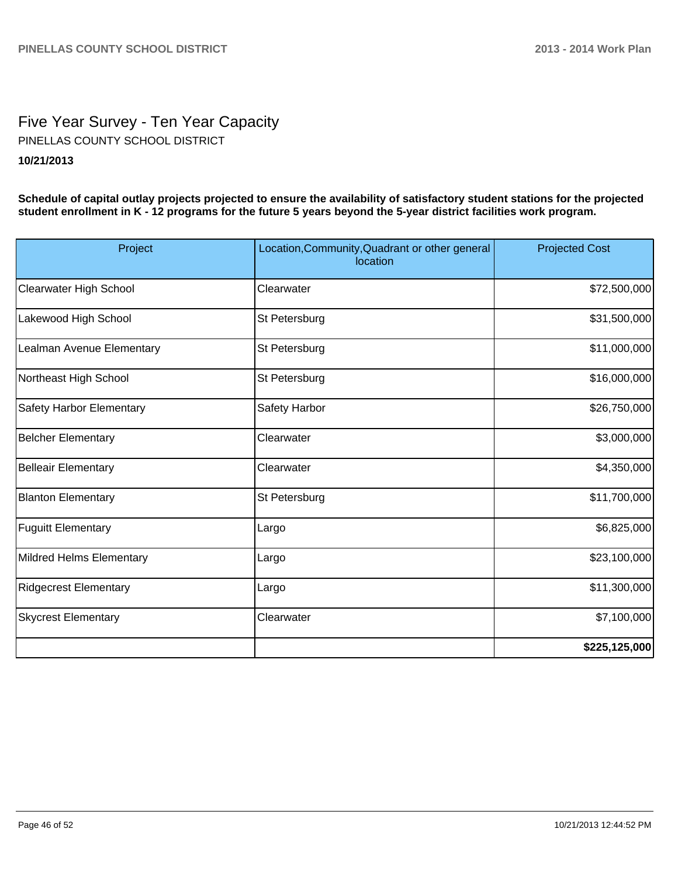# Five Year Survey - Ten Year Capacity

PINELLAS COUNTY SCHOOL DISTRICT

**10/21/2013**

**Schedule of capital outlay projects projected to ensure the availability of satisfactory student stations for the projected student enrollment in K - 12 programs for the future 5 years beyond the 5-year district facilities work program.**

| Project | Location,Community,Quadrant or other general location | Projected Cost |
|---|---|---|
| Clearwater High School | Clearwater | $72,500,000 |
| Lakewood High School | St Petersburg | $31,500,000 |
| Lealman Avenue Elementary | St Petersburg | $11,000,000 |
| Northeast High School | St Petersburg | $16,000,000 |
| Safety Harbor Elementary | Safety Harbor | $26,750,000 |
| Belcher Elementary | Clearwater | $3,000,000 |
| Belleair Elementary | Clearwater | $4,350,000 |
| Blanton Elementary | St Petersburg | $11,700,000 |
| Fuguitt Elementary | Largo | $6,825,000 |
| Mildred Helms Elementary | Largo | $23,100,000 |
| Ridgecrest Elementary | Largo | $11,300,000 |
| Skycrest Elementary | Clearwater | $7,100,000 |
| | | **$225,125,000** |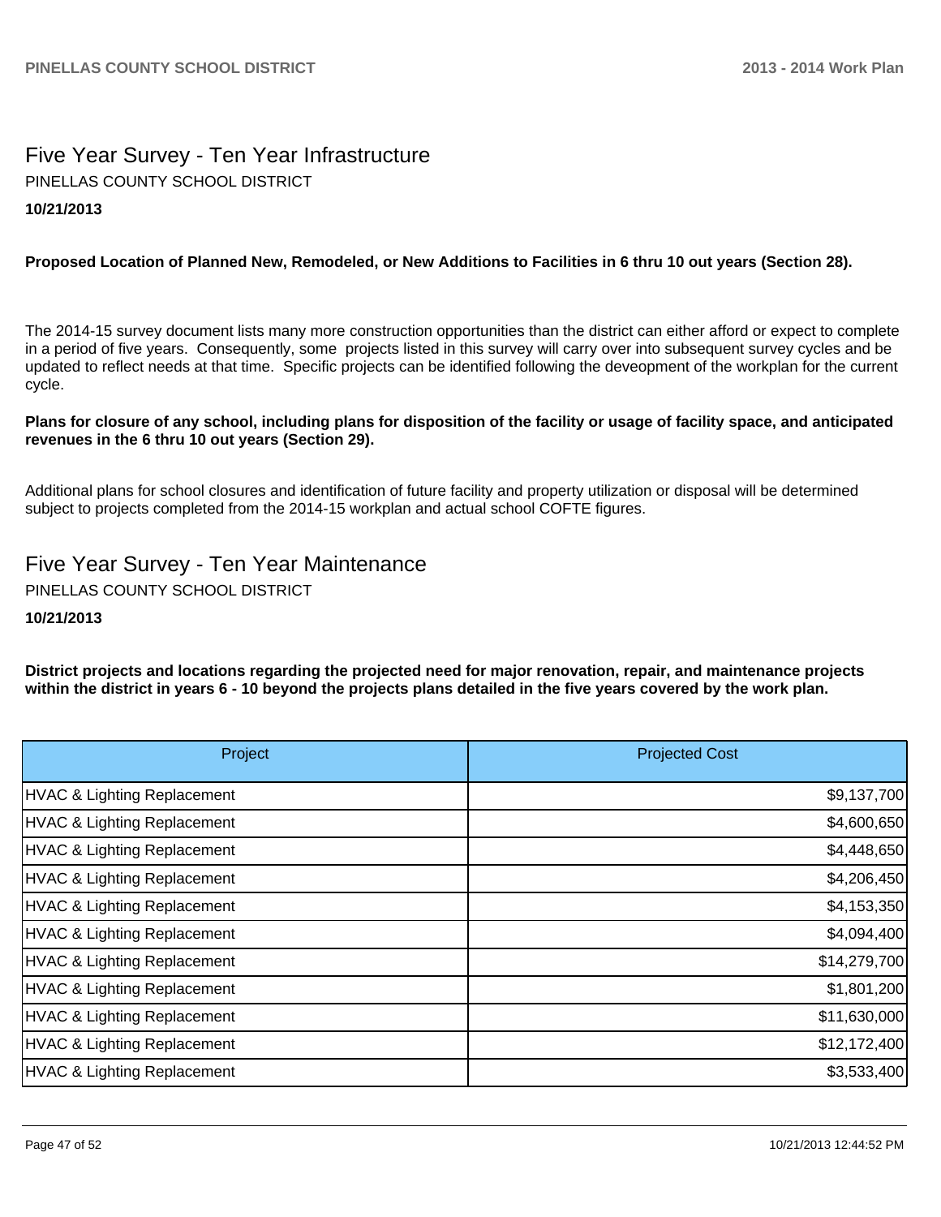## Five Year Survey - Ten Year Infrastructure

PINELLAS COUNTY SCHOOL DISTRICT

**10/21/2013**

**Proposed Location of Planned New, Remodeled, or New Additions to Facilities in 6 thru 10 out years (Section 28).**

The 2014-15 survey document lists many more construction opportunities than the district can either afford or expect to complete in a period of five years. Consequently, some projects listed in this survey will carry over into subsequent survey cycles and be updated to reflect needs at that time. Specific projects can be identified following the deveopment of the workplan for the current cycle.

**Plans for closure of any school, including plans for disposition of the facility or usage of facility space, and anticipated revenues in the 6 thru 10 out years (Section 29).**

Additional plans for school closures and identification of future facility and property utilization or disposal will be determined subject to projects completed from the 2014-15 workplan and actual school COFTE figures.

## Five Year Survey - Ten Year Maintenance

PINELLAS COUNTY SCHOOL DISTRICT

**10/21/2013**

**District projects and locations regarding the projected need for major renovation, repair, and maintenance projects within the district in years 6 - 10 beyond the projects plans detailed in the five years covered by the work plan.**

| Project | Projected Cost |
|---|---:|
| HVAC & Lighting Replacement | $9,137,700 |
| HVAC & Lighting Replacement | $4,600,650 |
| HVAC & Lighting Replacement | $4,448,650 |
| HVAC & Lighting Replacement | $4,206,450 |
| HVAC & Lighting Replacement | $4,153,350 |
| HVAC & Lighting Replacement | $4,094,400 |
| HVAC & Lighting Replacement | $14,279,700 |
| HVAC & Lighting Replacement | $1,801,200 |
| HVAC & Lighting Replacement | $11,630,000 |
| HVAC & Lighting Replacement | $12,172,400 |
| HVAC & Lighting Replacement | $3,533,400 |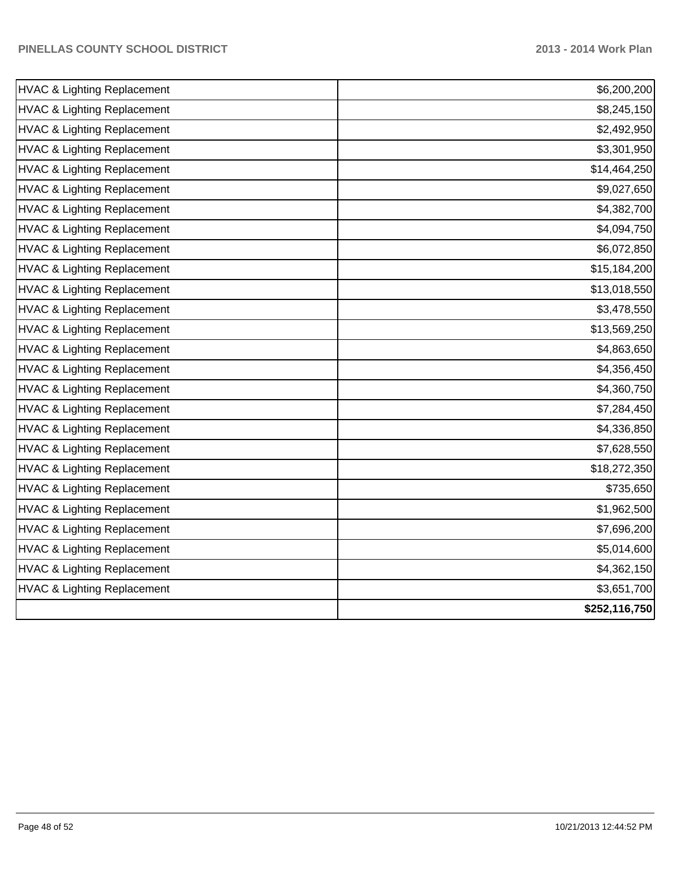| | |
|---|---|
| HVAC & Lighting Replacement | $6,200,200 |
| HVAC & Lighting Replacement | $8,245,150 |
| HVAC & Lighting Replacement | $2,492,950 |
| HVAC & Lighting Replacement | $3,301,950 |
| HVAC & Lighting Replacement | $14,464,250 |
| HVAC & Lighting Replacement | $9,027,650 |
| HVAC & Lighting Replacement | $4,382,700 |
| HVAC & Lighting Replacement | $4,094,750 |
| HVAC & Lighting Replacement | $6,072,850 |
| HVAC & Lighting Replacement | $15,184,200 |
| HVAC & Lighting Replacement | $13,018,550 |
| HVAC & Lighting Replacement | $3,478,550 |
| HVAC & Lighting Replacement | $13,569,250 |
| HVAC & Lighting Replacement | $4,863,650 |
| HVAC & Lighting Replacement | $4,356,450 |
| HVAC & Lighting Replacement | $4,360,750 |
| HVAC & Lighting Replacement | $7,284,450 |
| HVAC & Lighting Replacement | $4,336,850 |
| HVAC & Lighting Replacement | $7,628,550 |
| HVAC & Lighting Replacement | $18,272,350 |
| HVAC & Lighting Replacement | $735,650 |
| HVAC & Lighting Replacement | $1,962,500 |
| HVAC & Lighting Replacement | $7,696,200 |
| HVAC & Lighting Replacement | $5,014,600 |
| HVAC & Lighting Replacement | $4,362,150 |
| HVAC & Lighting Replacement | $3,651,700 |
| | **$252,116,750** |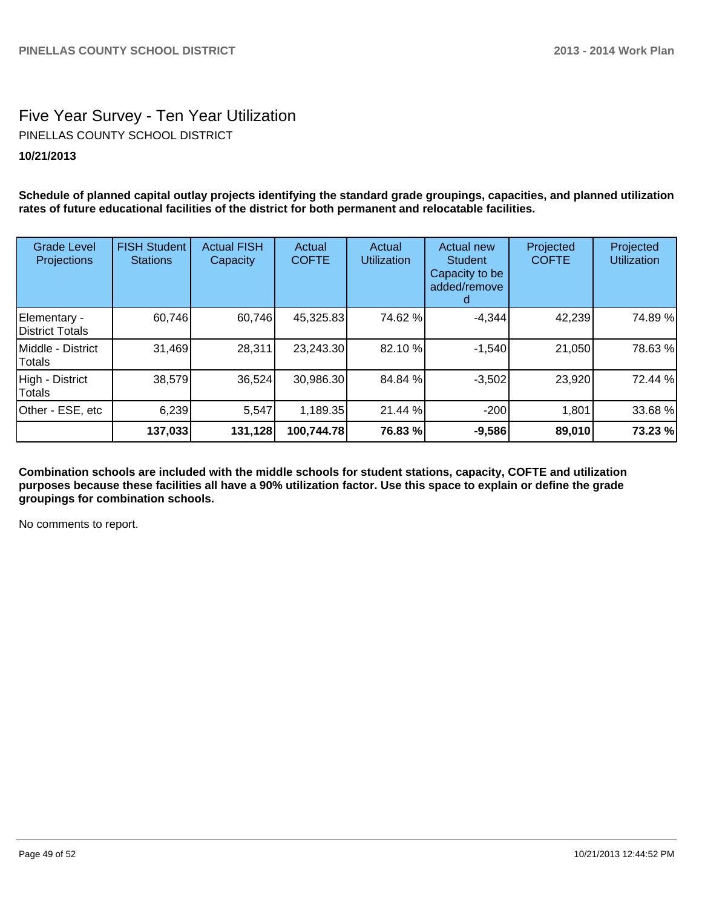# Five Year Survey - Ten Year Utilization

PINELLAS COUNTY SCHOOL DISTRICT

**10/21/2013**

**Schedule of planned capital outlay projects identifying the standard grade groupings, capacities, and planned utilization rates of future educational facilities of the district for both permanent and relocatable facilities.**

| Grade Level Projections | FISH Student Stations | Actual FISH Capacity | Actual COFTE | Actual Utilization | Actual new Student Capacity to be added/removed | Projected COFTE | Projected Utilization |
|---|---|---|---|---|---|---|---|
| Elementary - District Totals | 60,746 | 60,746 | 45,325.83 | 74.62 % | -4,344 | 42,239 | 74.89 % |
| Middle - District Totals | 31,469 | 28,311 | 23,243.30 | 82.10 % | -1,540 | 21,050 | 78.63 % |
| High - District Totals | 38,579 | 36,524 | 30,986.30 | 84.84 % | -3,502 | 23,920 | 72.44 % |
| Other - ESE, etc | 6,239 | 5,547 | 1,189.35 | 21.44 % | -200 | 1,801 | 33.68 % |
| | **137,033** | **131,128** | **100,744.78** | **76.83 %** | **-9,586** | **89,010** | **73.23 %** |

**Combination schools are included with the middle schools for student stations, capacity, COFTE and utilization purposes because these facilities all have a 90% utilization factor. Use this space to explain or define the grade groupings for combination schools.**

No comments to report.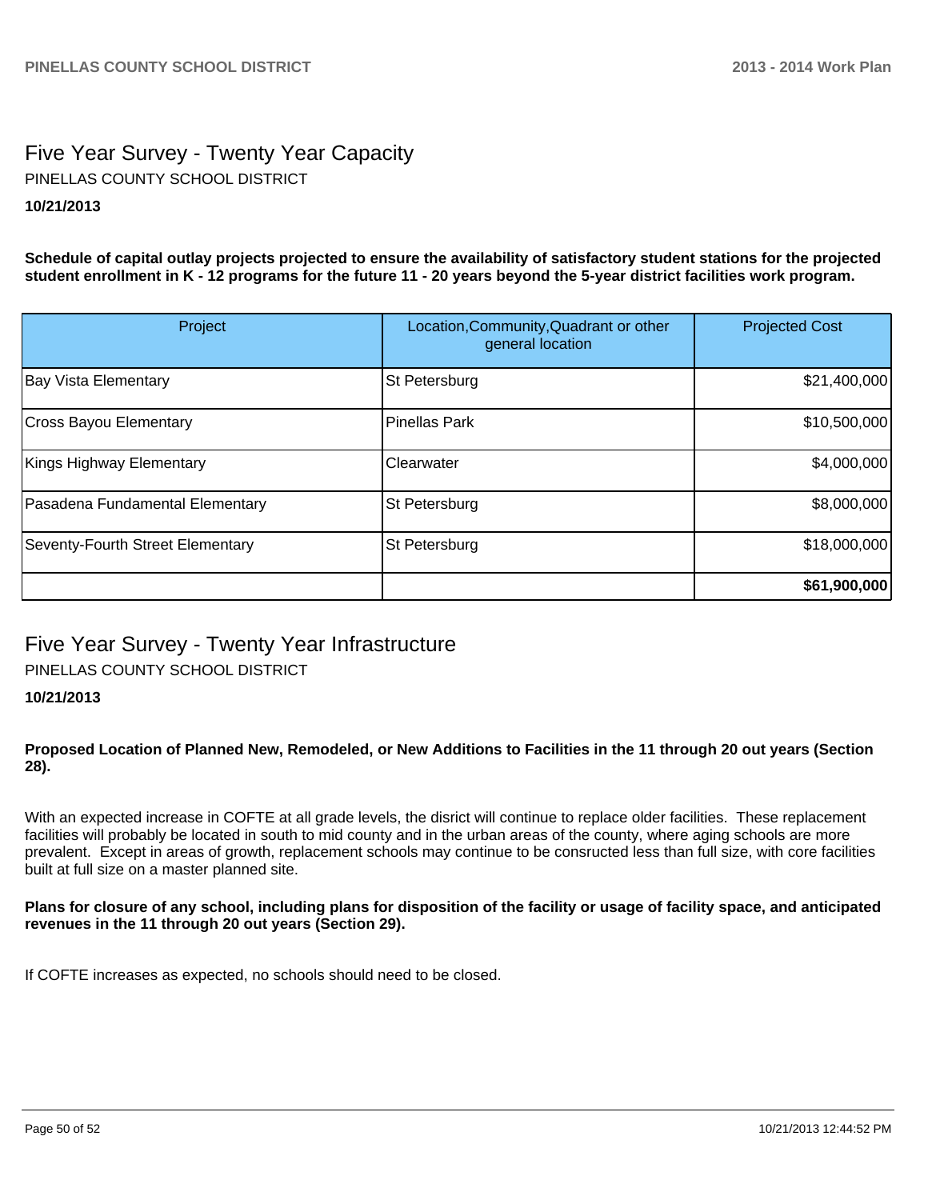# Five Year Survey - Twenty Year Capacity

PINELLAS COUNTY SCHOOL DISTRICT

**10/21/2013**

**Schedule of capital outlay projects projected to ensure the availability of satisfactory student stations for the projected student enrollment in K - 12 programs for the future 11 - 20 years beyond the 5-year district facilities work program.**

| Project | Location,Community,Quadrant or other general location | Projected Cost |
|---|---|---|
| Bay Vista Elementary | St Petersburg | $21,400,000 |
| Cross Bayou Elementary | Pinellas Park | $10,500,000 |
| Kings Highway Elementary | Clearwater | $4,000,000 |
| Pasadena Fundamental Elementary | St Petersburg | $8,000,000 |
| Seventy-Fourth Street Elementary | St Petersburg | $18,000,000 |
| | | **$61,900,000** |

# Five Year Survey - Twenty Year Infrastructure

PINELLAS COUNTY SCHOOL DISTRICT

**10/21/2013**

**Proposed Location of Planned New, Remodeled, or New Additions to Facilities in the 11 through 20 out years (Section 28).**

With an expected increase in COFTE at all grade levels, the disrict will continue to replace older facilities. These replacement facilities will probably be located in south to mid county and in the urban areas of the county, where aging schools are more prevalent. Except in areas of growth, replacement schools may continue to be consructed less than full size, with core facilities built at full size on a master planned site.

**Plans for closure of any school, including plans for disposition of the facility or usage of facility space, and anticipated revenues in the 11 through 20 out years (Section 29).**

If COFTE increases as expected, no schools should need to be closed.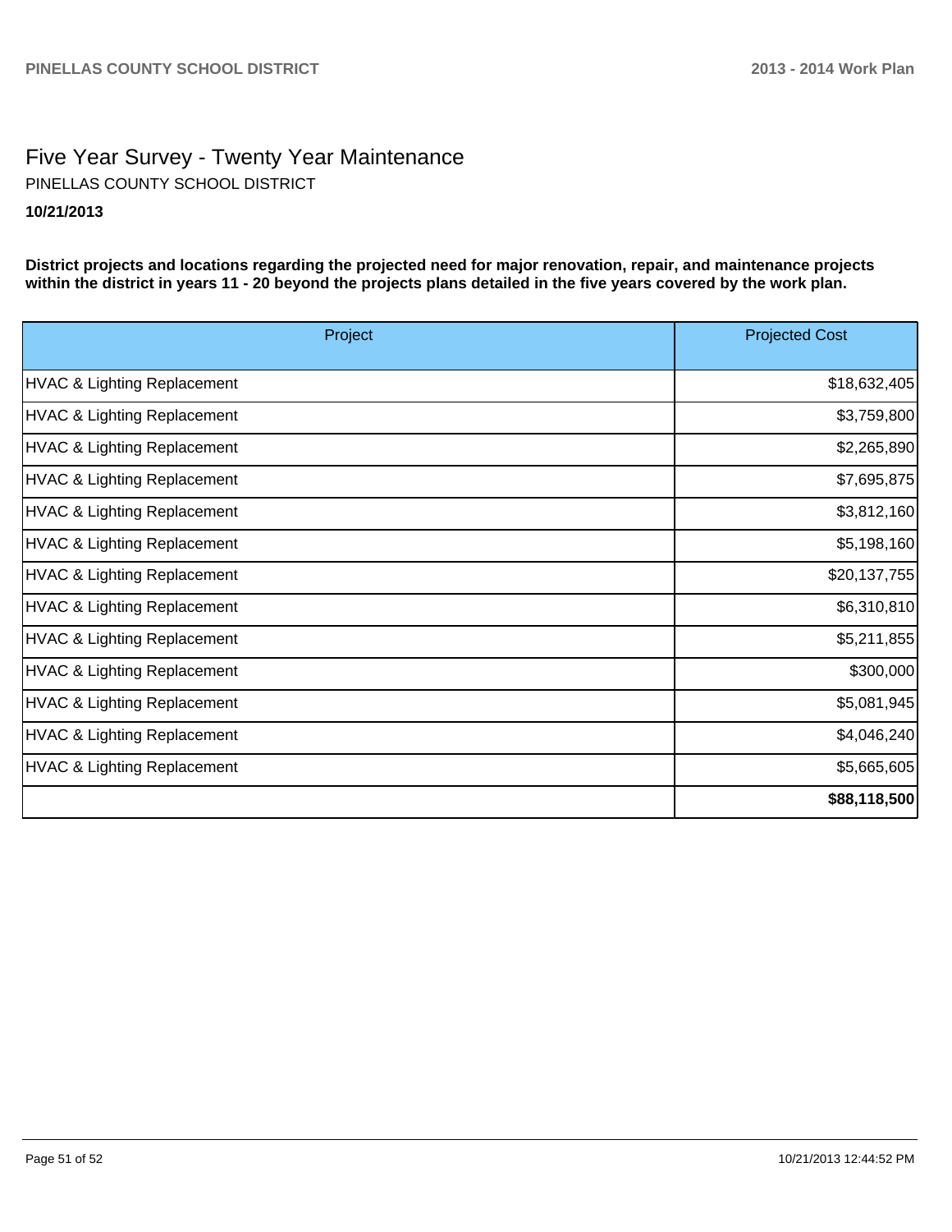# Five Year Survey - Twenty Year Maintenance

PINELLAS COUNTY SCHOOL DISTRICT

**10/21/2013**

**District projects and locations regarding the projected need for major renovation, repair, and maintenance projects within the district in years 11 - 20 beyond the projects plans detailed in the five years covered by the work plan.**

| Project | Projected Cost |
|---|---|
| HVAC & Lighting Replacement | $18,632,405 |
| HVAC & Lighting Replacement | $3,759,800 |
| HVAC & Lighting Replacement | $2,265,890 |
| HVAC & Lighting Replacement | $7,695,875 |
| HVAC & Lighting Replacement | $3,812,160 |
| HVAC & Lighting Replacement | $5,198,160 |
| HVAC & Lighting Replacement | $20,137,755 |
| HVAC & Lighting Replacement | $6,310,810 |
| HVAC & Lighting Replacement | $5,211,855 |
| HVAC & Lighting Replacement | $300,000 |
| HVAC & Lighting Replacement | $5,081,945 |
| HVAC & Lighting Replacement | $4,046,240 |
| HVAC & Lighting Replacement | $5,665,605 |
| | **$88,118,500** |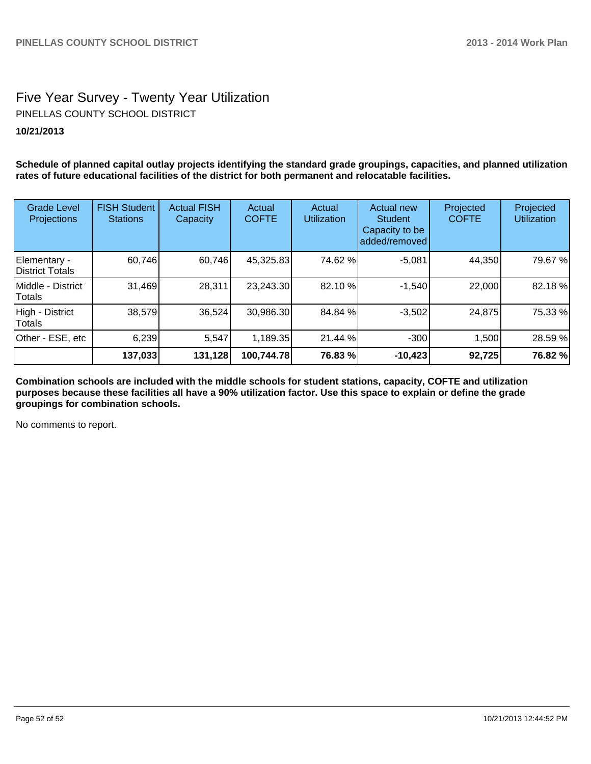# Five Year Survey - Twenty Year Utilization

PINELLAS COUNTY SCHOOL DISTRICT

**10/21/2013**

**Schedule of planned capital outlay projects identifying the standard grade groupings, capacities, and planned utilization rates of future educational facilities of the district for both permanent and relocatable facilities.**

| Grade Level Projections | FISH Student Stations | Actual FISH Capacity | Actual COFTE | Actual Utilization | Actual new Student Capacity to be added/removed | Projected COFTE | Projected Utilization |
|---|---|---|---|---|---|---|---|
| Elementary - District Totals | 60,746 | 60,746 | 45,325.83 | 74.62 % | -5,081 | 44,350 | 79.67 % |
| Middle - District Totals | 31,469 | 28,311 | 23,243.30 | 82.10 % | -1,540 | 22,000 | 82.18 % |
| High - District Totals | 38,579 | 36,524 | 30,986.30 | 84.84 % | -3,502 | 24,875 | 75.33 % |
| Other - ESE, etc | 6,239 | 5,547 | 1,189.35 | 21.44 % | -300 | 1,500 | 28.59 % |
| | **137,033** | **131,128** | **100,744.78** | **76.83 %** | **-10,423** | **92,725** | **76.82 %** |

**Combination schools are included with the middle schools for student stations, capacity, COFTE and utilization purposes because these facilities all have a 90% utilization factor. Use this space to explain or define the grade groupings for combination schools.**

No comments to report.